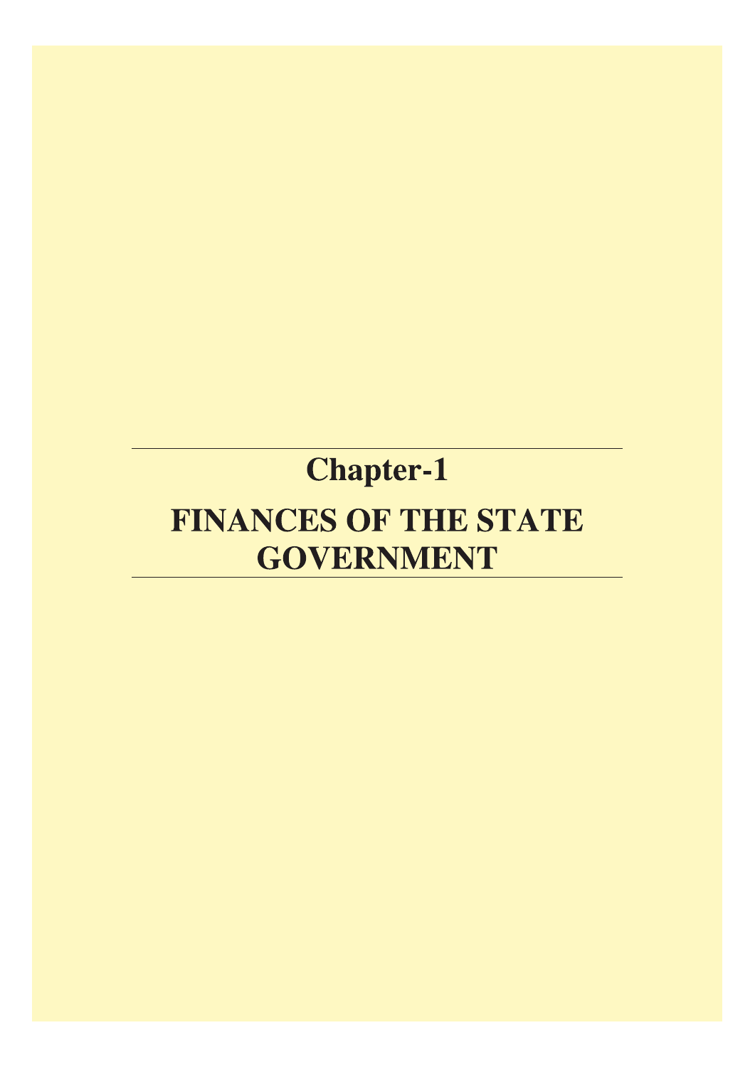# Chapter-1

# FINANCES OF THE STATE GOVERNMENT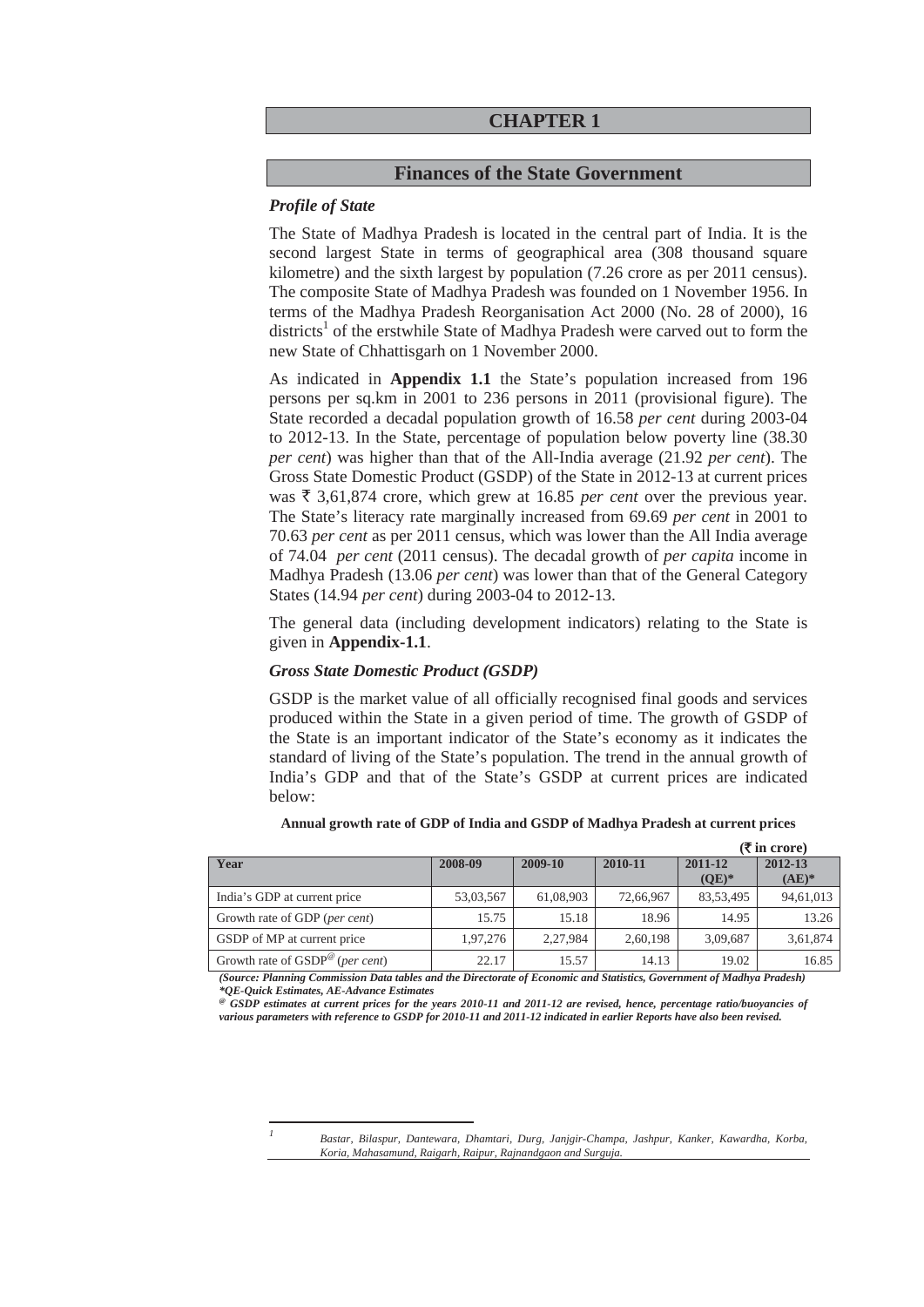# CHAPTER 1

## Finances of the State Government

### *Profile of State*

The State of Madhya Pradesh is located in the central part of India. It is the second largest State in terms of geographical area (308 thousand square kilometre) and the sixth largest by population (7.26 crore as per 2011 census). The composite State of Madhya Pradesh was founded on 1 November 1956. In terms of the Madhya Pradesh Reorganisation Act 2000 (No. 28 of 2000), 16 districts[1] of the erstwhile State of Madhya Pradesh were carved out to form the new State of Chhattisgarh on 1 November 2000.

As indicated in **Appendix 1.1** the State's population increased from 196 persons per sq.km in 2001 to 236 persons in 2011 (provisional figure). The State recorded a decadal population growth of 16.58 *per cent* during 2003-04 to 2012-13. In the State, percentage of population below poverty line (38.30 *per cent*) was higher than that of the All-India average (21.92 *per cent*). The Gross State Domestic Product (GSDP) of the State in 2012-13 at current prices was ₹ 3,61,874 crore, which grew at 16.85 *per cent* over the previous year. The State's literacy rate marginally increased from 69.69 *per cent* in 2001 to 70.63 *per cent* as per 2011 census, which was lower than the All India average of 74.04 *per cent* (2011 census). The decadal growth of *per capita* income in Madhya Pradesh (13.06 *per cent*) was lower than that of the General Category States (14.94 *per cent*) during 2003-04 to 2012-13.

The general data (including development indicators) relating to the State is given in **Appendix-1.1**.

### *Gross State Domestic Product (GSDP)*

GSDP is the market value of all officially recognised final goods and services produced within the State in a given period of time. The growth of GSDP of the State is an important indicator of the State's economy as it indicates the standard of living of the State's population. The trend in the annual growth of India's GDP and that of the State's GSDP at current prices are indicated below:

**Annual growth rate of GDP of India and GSDP of Madhya Pradesh at current prices**

**(₹ in crore)**

| Year | 2008-09 | 2009-10 | 2010-11 | 2011-12 (QE)* | 2012-13 (AE)* |
|---|---|---|---|---|---|
| India's GDP at current price | 53,03,567 | 61,08,903 | 72,66,967 | 83,53,495 | 94,61,013 |
| Growth rate of GDP (*per cent*) | 15.75 | 15.18 | 18.96 | 14.95 | 13.26 |
| GSDP of MP at current price | 1,97,276 | 2,27,984 | 2,60,198 | 3,09,687 | 3,61,874 |
| Growth rate of GSDP@ (*per cent*) | 22.17 | 15.57 | 14.13 | 19.02 | 16.85 |

***(Source: Planning Commission Data tables and the Directorate of Economic and Statistics, Government of Madhya Pradesh)***
***\*QE-Quick Estimates, AE-Advance Estimates***
***@ GSDP estimates at current prices for the years 2010-11 and 2011-12 are revised, hence, percentage ratio/buoyancies of various parameters with reference to GSDP for 2010-11 and 2011-12 indicated in earlier Reports have also been revised.***

---

[1] *Bastar, Bilaspur, Dantewara, Dhamtari, Durg, Janjgir-Champa, Jashpur, Kanker, Kawardha, Korba, Koria, Mahasamund, Raigarh, Raipur, Rajnandgaon and Surguja.*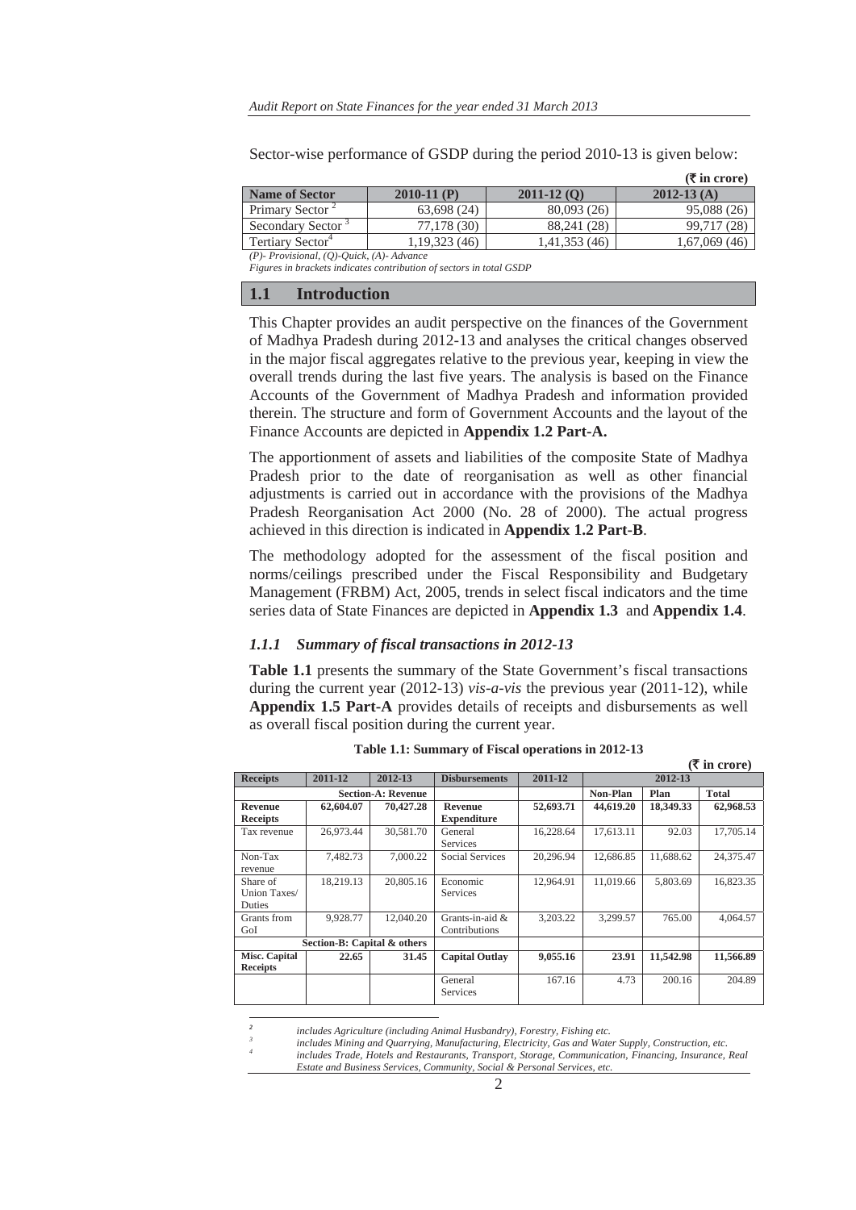Sector-wise performance of GSDP during the period 2010-13 is given below:

(₹ in crore)

| Name of Sector | 2010-11 (P) | 2011-12 (Q) | 2012-13 (A) |
|---|---|---|---|
| Primary Sector [2] | 63,698 (24) | 80,093 (26) | 95,088 (26) |
| Secondary Sector [3] | 77,178 (30) | 88,241 (28) | 99,717 (28) |
| Tertiary Sector[4] | 1,19,323 (46) | 1,41,353 (46) | 1,67,069 (46) |

*(P)- Provisional, (Q)-Quick, (A)- Advance*

*Figures in brackets indicates contribution of sectors in total GSDP*

## 1.1 Introduction

This Chapter provides an audit perspective on the finances of the Government of Madhya Pradesh during 2012-13 and analyses the critical changes observed in the major fiscal aggregates relative to the previous year, keeping in view the overall trends during the last five years. The analysis is based on the Finance Accounts of the Government of Madhya Pradesh and information provided therein. The structure and form of Government Accounts and the layout of the Finance Accounts are depicted in **Appendix 1.2 Part-A.**

The apportionment of assets and liabilities of the composite State of Madhya Pradesh prior to the date of reorganisation as well as other financial adjustments is carried out in accordance with the provisions of the Madhya Pradesh Reorganisation Act 2000 (No. 28 of 2000). The actual progress achieved in this direction is indicated in **Appendix 1.2 Part-B**.

The methodology adopted for the assessment of the fiscal position and norms/ceilings prescribed under the Fiscal Responsibility and Budgetary Management (FRBM) Act, 2005, trends in select fiscal indicators and the time series data of State Finances are depicted in **Appendix 1.3** and **Appendix 1.4**.

### *1.1.1 Summary of fiscal transactions in 2012-13*

**Table 1.1** presents the summary of the State Government's fiscal transactions during the current year (2012-13) *vis-a-vis* the previous year (2011-12), while **Appendix 1.5 Part-A** provides details of receipts and disbursements as well as overall fiscal position during the current year.

**Table 1.1: Summary of Fiscal operations in 2012-13**

(₹ in crore)

| Receipts | 2011-12 | 2012-13 | Disbursements | 2011-12 | 2012-13 | | |
|---|---|---|---|---|---|---|---|
| | | | | | Non-Plan | Plan | Total |
| Section-A: Revenue | | | | | | | |
| **Revenue Receipts** | **62,604.07** | **70,427.28** | **Revenue Expenditure** | **52,693.71** | **44,619.20** | **18,349.33** | **62,968.53** |
| Tax revenue | 26,973.44 | 30,581.70 | General Services | 16,228.64 | 17,613.11 | 92.03 | 17,705.14 |
| Non-Tax revenue | 7,482.73 | 7,000.22 | Social Services | 20,296.94 | 12,686.85 | 11,688.62 | 24,375.47 |
| Share of Union Taxes/ Duties | 18,219.13 | 20,805.16 | Economic Services | 12,964.91 | 11,019.66 | 5,803.69 | 16,823.35 |
| Grants from GoI | 9,928.77 | 12,040.20 | Grants-in-aid & Contributions | 3,203.22 | 3,299.57 | 765.00 | 4,064.57 |
| Section-B: Capital & others | | | | | | | |
| **Misc. Capital Receipts** | **22.65** | **31.45** | **Capital Outlay** | **9,055.16** | **23.91** | **11,542.98** | **11,566.89** |
| | | | General Services | 167.16 | 4.73 | 200.16 | 204.89 |

[2] *includes Agriculture (including Animal Husbandry), Forestry, Fishing etc.*

[3] *includes Mining and Quarrying, Manufacturing, Electricity, Gas and Water Supply, Construction, etc.*

[4] *includes Trade, Hotels and Restaurants, Transport, Storage, Communication, Financing, Insurance, Real Estate and Business Services, Community, Social & Personal Services, etc.*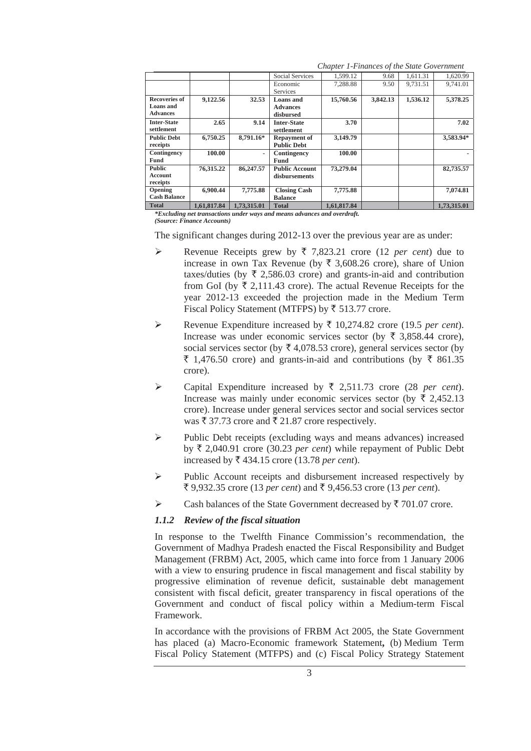|  |  |  | Social Services | 1,599.12 | 9.68 | 1,611.31 | 1,620.99 |
|---|---|---|---|---|---|---|---|
|  |  |  | Economic Services | 7,288.88 | 9.50 | 9,731.51 | 9,741.01 |
| **Recoveries of Loans and Advances** | **9,122.56** | **32.53** | **Loans and Advances disbursed** | **15,760.56** | **3,842.13** | **1,536.12** | **5,378.25** |
| **Inter-State settlement** | **2.65** | **9.14** | **Inter-State settlement** | **3.70** |  |  | **7.02** |
| **Public Debt receipts** | **6,750.25** | **8,791.16*** | **Repayment of Public Debt** | **3,149.79** |  |  | **3,583.94*** |
| **Contingency Fund** | **100.00** | - | **Contingency Fund** | **100.00** |  |  | - |
| **Public Account receipts** | **76,315.22** | **86,247.57** | **Public Account disbursements** | **73,279.04** |  |  | **82,735.57** |
| **Opening Cash Balance** | **6,900.44** | **7,775.88** | **Closing Cash Balance** | **7,775.88** |  |  | **7,074.81** |
| **Total** | **1,61,817.84** | **1,73,315.01** | **Total** | **1,61,817.84** |  |  | **1,73,315.01** |

***Excluding net transactions under ways and means advances and overdraft.***
***(Source: Finance Accounts)***

The significant changes during 2012-13 over the previous year are as under:

- Revenue Receipts grew by ₹ 7,823.21 crore (12 *per cent*) due to increase in own Tax Revenue (by ₹ 3,608.26 crore), share of Union taxes/duties (by ₹ 2,586.03 crore) and grants-in-aid and contribution from GoI (by ₹ 2,111.43 crore). The actual Revenue Receipts for the year 2012-13 exceeded the projection made in the Medium Term Fiscal Policy Statement (MTFPS) by ₹ 513.77 crore.
- Revenue Expenditure increased by ₹ 10,274.82 crore (19.5 *per cent*). Increase was under economic services sector (by ₹ 3,858.44 crore), social services sector (by ₹ 4,078.53 crore), general services sector (by ₹ 1,476.50 crore) and grants-in-aid and contributions (by ₹ 861.35 crore).
- Capital Expenditure increased by ₹ 2,511.73 crore (28 *per cent*). Increase was mainly under economic services sector (by ₹ 2,452.13 crore). Increase under general services sector and social services sector was ₹ 37.73 crore and ₹ 21.87 crore respectively.
- Public Debt receipts (excluding ways and means advances) increased by ₹ 2,040.91 crore (30.23 *per cent*) while repayment of Public Debt increased by ₹ 434.15 crore (13.78 *per cent*).
- Public Account receipts and disbursement increased respectively by ₹ 9,932.35 crore (13 *per cent*) and ₹ 9,456.53 crore (13 *per cent*).
- Cash balances of the State Government decreased by ₹ 701.07 crore.

### *1.1.2 Review of the fiscal situation*

In response to the Twelfth Finance Commission's recommendation, the Government of Madhya Pradesh enacted the Fiscal Responsibility and Budget Management (FRBM) Act, 2005, which came into force from 1 January 2006 with a view to ensuring prudence in fiscal management and fiscal stability by progressive elimination of revenue deficit, sustainable debt management consistent with fiscal deficit, greater transparency in fiscal operations of the Government and conduct of fiscal policy within a Medium-term Fiscal Framework.

In accordance with the provisions of FRBM Act 2005, the State Government has placed (a) Macro-Economic framework Statement**,** (b) Medium Term Fiscal Policy Statement (MTFPS) and (c) Fiscal Policy Strategy Statement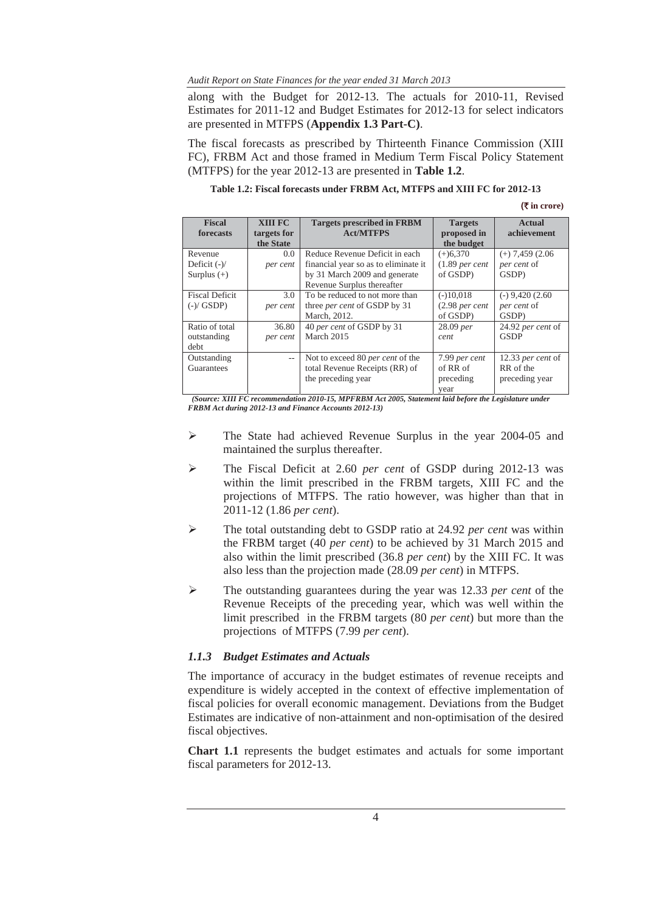along with the Budget for 2012-13. The actuals for 2010-11, Revised Estimates for 2011-12 and Budget Estimates for 2012-13 for select indicators are presented in MTFPS (**Appendix 1.3 Part-C)**.

The fiscal forecasts as prescribed by Thirteenth Finance Commission (XIII FC), FRBM Act and those framed in Medium Term Fiscal Policy Statement (MTFPS) for the year 2012-13 are presented in **Table 1.2**.

**Table 1.2: Fiscal forecasts under FRBM Act, MTFPS and XIII FC for 2012-13**

**(₹ in crore)**

| Fiscal forecasts | XIII FC targets for the State | Targets prescribed in FRBM Act/MTFPS | Targets proposed in the budget | Actual achievement |
|---|---|---|---|---|
| Revenue Deficit (-)/ Surplus (+) | 0.0 *per cent* | Reduce Revenue Deficit in each financial year so as to eliminate it by 31 March 2009 and generate Revenue Surplus thereafter | (+)6,370 (1.89 *per cent* of GSDP) | (+) 7,459 (2.06 *per cent* of GSDP) |
| Fiscal Deficit (-)/ GSDP) | 3.0 *per cent* | To be reduced to not more than three *per cent* of GSDP by 31 March, 2012. | (-)10,018 (2.98 *per cent* of GSDP) | (-) 9,420 (2.60 *per cent* of GSDP) |
| Ratio of total outstanding debt | 36.80 *per cent* | 40 *per cent* of GSDP by 31 March 2015 | 28.09 *per cent* | 24.92 *per cent* of GSDP |
| Outstanding Guarantees | -- | Not to exceed 80 *per cent* of the total Revenue Receipts (RR) of the preceding year | 7.99 *per cent* of RR of preceding year | 12.33 *per cent* of RR of the preceding year |

***(Source: XIII FC recommendation 2010-15, MPFRBM Act 2005, Statement laid before the Legislature under FRBM Act during 2012-13 and Finance Accounts 2012-13)***

- The State had achieved Revenue Surplus in the year 2004-05 and maintained the surplus thereafter.
- The Fiscal Deficit at 2.60 *per cent* of GSDP during 2012-13 was within the limit prescribed in the FRBM targets, XIII FC and the projections of MTFPS. The ratio however, was higher than that in 2011-12 (1.86 *per cent*).
- The total outstanding debt to GSDP ratio at 24.92 *per cent* was within the FRBM target (40 *per cent*) to be achieved by 31 March 2015 and also within the limit prescribed (36.8 *per cent*) by the XIII FC. It was also less than the projection made (28.09 *per cent*) in MTFPS.
- The outstanding guarantees during the year was 12.33 *per cent* of the Revenue Receipts of the preceding year, which was well within the limit prescribed in the FRBM targets (80 *per cent*) but more than the projections of MTFPS (7.99 *per cent*).

### *1.1.3 Budget Estimates and Actuals*

The importance of accuracy in the budget estimates of revenue receipts and expenditure is widely accepted in the context of effective implementation of fiscal policies for overall economic management. Deviations from the Budget Estimates are indicative of non-attainment and non-optimisation of the desired fiscal objectives.

**Chart 1.1** represents the budget estimates and actuals for some important fiscal parameters for 2012-13.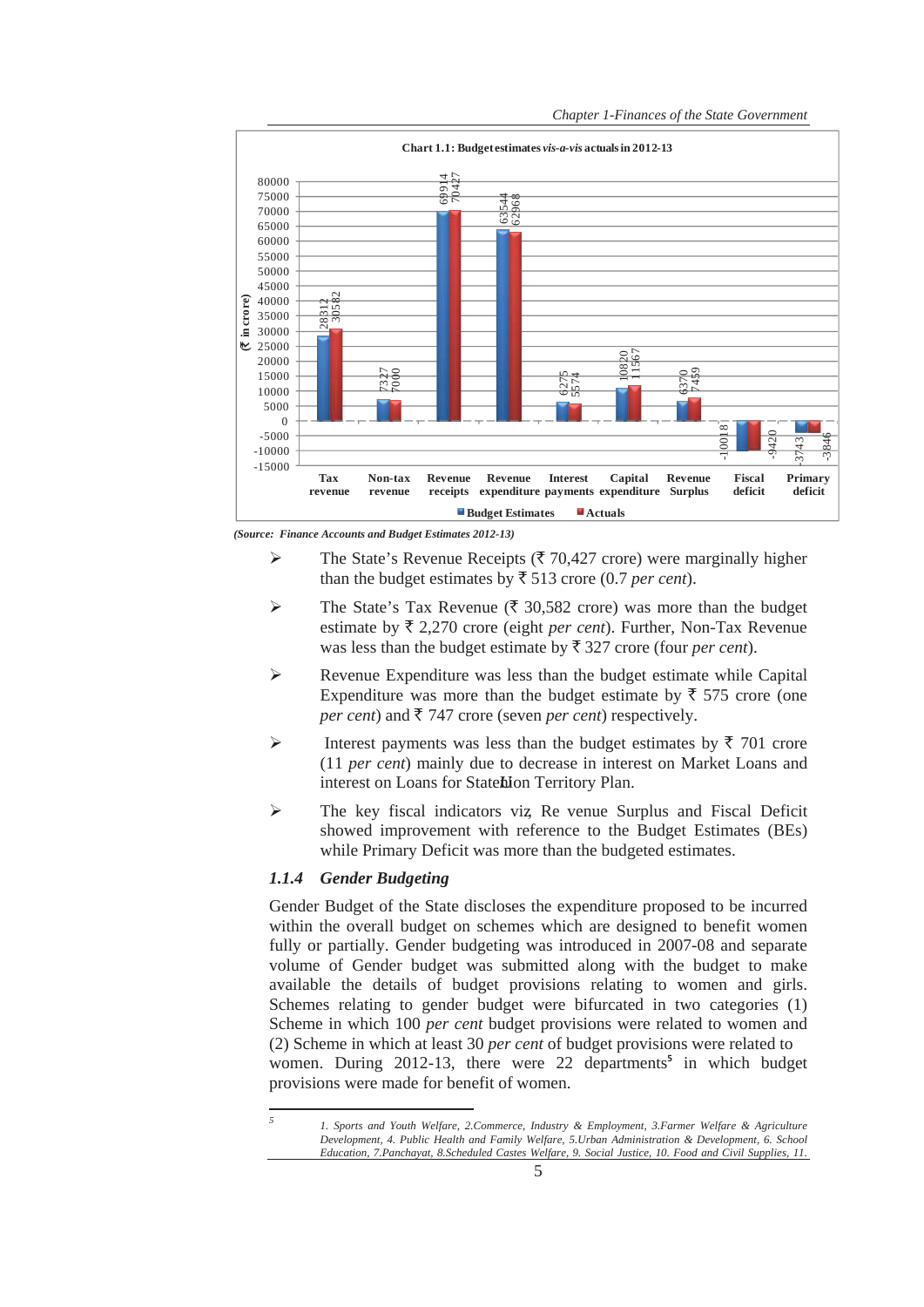**Chart 1.1: Budget estimates *vis-a-vis* actuals in 2012-13**

(₹ in crore)

| | Tax revenue | Non-tax revenue | Revenue receipts | Revenue expenditure | Interest payments | Capital expenditure | Revenue Surplus | Fiscal deficit | Primary deficit |
|---|---|---|---|---|---|---|---|---|---|
| Budget Estimates | 28312 | 7327 | 69914 | 63544 | 6275 | 10820 | 6370 | -10018 | -3743 |
| Actuals | 30582 | 7000 | 70427 | 62968 | 5574 | 11567 | 7459 | -9420 | -3846 |

*(Source: Finance Accounts and Budget Estimates 2012-13)*

- The State's Revenue Receipts (₹ 70,427 crore) were marginally higher than the budget estimates by ₹ 513 crore (0.7 *per cent*).
- The State's Tax Revenue (₹ 30,582 crore) was more than the budget estimate by ₹ 2,270 crore (eight *per cent*). Further, Non-Tax Revenue was less than the budget estimate by ₹ 327 crore (four *per cent*).
- Revenue Expenditure was less than the budget estimate while Capital Expenditure was more than the budget estimate by ₹ 575 crore (one *per cent*) and ₹ 747 crore (seven *per cent*) respectively.
- Interest payments was less than the budget estimates by ₹ 701 crore (11 *per cent*) mainly due to decrease in interest on Market Loans and interest on Loans for State/Union Territory Plan.
- The key fiscal indicators viz., Revenue Surplus and Fiscal Deficit showed improvement with reference to the Budget Estimates (BEs) while Primary Deficit was more than the budgeted estimates.

### *1.1.4 Gender Budgeting*

Gender Budget of the State discloses the expenditure proposed to be incurred within the overall budget on schemes which are designed to benefit women fully or partially. Gender budgeting was introduced in 2007-08 and separate volume of Gender budget was submitted along with the budget to make available the details of budget provisions relating to women and girls. Schemes relating to gender budget were bifurcated in two categories (1) Scheme in which 100 *per cent* budget provisions were related to women and (2) Scheme in which at least 30 *per cent* of budget provisions were related to women. During 2012-13, there were 22 departments[5] in which budget provisions were made for benefit of women.

---

[5] *1. Sports and Youth Welfare, 2.Commerce, Industry & Employment, 3.Farmer Welfare & Agriculture Development, 4. Public Health and Family Welfare, 5.Urban Administration & Development, 6. School Education, 7.Panchayat, 8.Scheduled Castes Welfare, 9. Social Justice, 10. Food and Civil Supplies, 11.*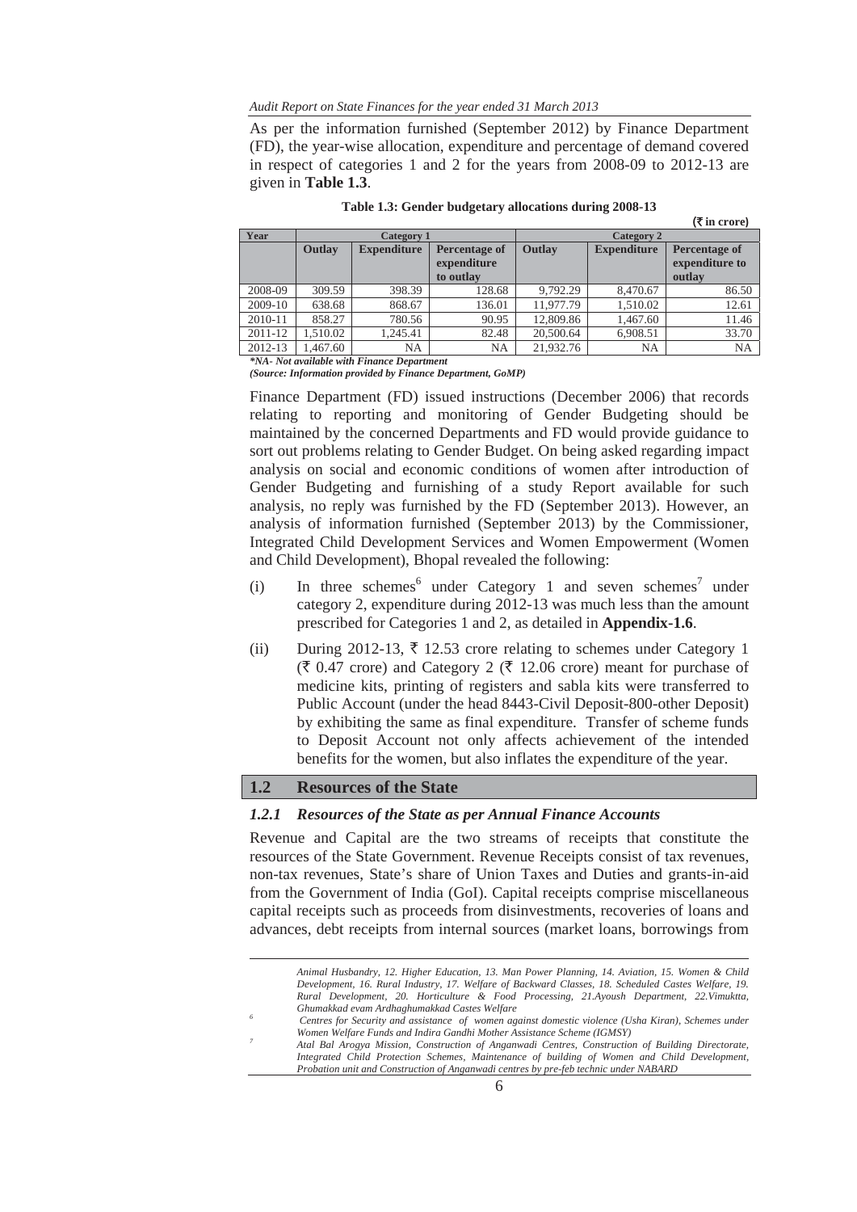As per the information furnished (September 2012) by Finance Department (FD), the year-wise allocation, expenditure and percentage of demand covered in respect of categories 1 and 2 for the years from 2008-09 to 2012-13 are given in **Table 1.3**.

**Table 1.3: Gender budgetary allocations during 2008-13**

**(₹ in crore)**

| Year | Category 1 | | | Category 2 | | |
|---|---|---|---|---|---|---|
| | Outlay | Expenditure | Percentage of expenditure to outlay | Outlay | Expenditure | Percentage of expenditure to outlay |
| 2008-09 | 309.59 | 398.39 | 128.68 | 9,792.29 | 8,470.67 | 86.50 |
| 2009-10 | 638.68 | 868.67 | 136.01 | 11,977.79 | 1,510.02 | 12.61 |
| 2010-11 | 858.27 | 780.56 | 90.95 | 12,809.86 | 1,467.60 | 11.46 |
| 2011-12 | 1,510.02 | 1,245.41 | 82.48 | 20,500.64 | 6,908.51 | 33.70 |
| 2012-13 | 1,467.60 | NA | NA | 21,932.76 | NA | NA |

***NA- Not available with Finance Department***

***(Source: Information provided by Finance Department, GoMP)***

Finance Department (FD) issued instructions (December 2006) that records relating to reporting and monitoring of Gender Budgeting should be maintained by the concerned Departments and FD would provide guidance to sort out problems relating to Gender Budget. On being asked regarding impact analysis on social and economic conditions of women after introduction of Gender Budgeting and furnishing of a study Report available for such analysis, no reply was furnished by the FD (September 2013). However, an analysis of information furnished (September 2013) by the Commissioner, Integrated Child Development Services and Women Empowerment (Women and Child Development), Bhopal revealed the following:

(i) In three schemes[6] under Category 1 and seven schemes[7] under category 2, expenditure during 2012-13 was much less than the amount prescribed for Categories 1 and 2, as detailed in **Appendix-1.6**.

(ii) During 2012-13, ₹ 12.53 crore relating to schemes under Category 1 (₹ 0.47 crore) and Category 2 (₹ 12.06 crore) meant for purchase of medicine kits, printing of registers and sabla kits were transferred to Public Account (under the head 8443-Civil Deposit-800-other Deposit) by exhibiting the same as final expenditure. Transfer of scheme funds to Deposit Account not only affects achievement of the intended benefits for the women, but also inflates the expenditure of the year.

## 1.2 Resources of the State

### *1.2.1 Resources of the State as per Annual Finance Accounts*

Revenue and Capital are the two streams of receipts that constitute the resources of the State Government. Revenue Receipts consist of tax revenues, non-tax revenues, State's share of Union Taxes and Duties and grants-in-aid from the Government of India (GoI). Capital receipts comprise miscellaneous capital receipts such as proceeds from disinvestments, recoveries of loans and advances, debt receipts from internal sources (market loans, borrowings from

---

*Animal Husbandry, 12. Higher Education, 13. Man Power Planning, 14. Aviation, 15. Women & Child Development, 16. Rural Industry, 17. Welfare of Backward Classes, 18. Scheduled Castes Welfare, 19. Rural Development, 20. Horticulture & Food Processing, 21.Ayoush Department, 22.Vimuktta, Ghumakkad evam Ardhaghumakkad Castes Welfare*

[6] *Centres for Security and assistance of women against domestic violence (Usha Kiran), Schemes under Women Welfare Funds and Indira Gandhi Mother Assistance Scheme (IGMSY)*

[7] *Atal Bal Arogya Mission, Construction of Anganwadi Centres, Construction of Building Directorate, Integrated Child Protection Schemes, Maintenance of building of Women and Child Development, Probation unit and Construction of Anganwadi centres by pre-feb technic under NABARD*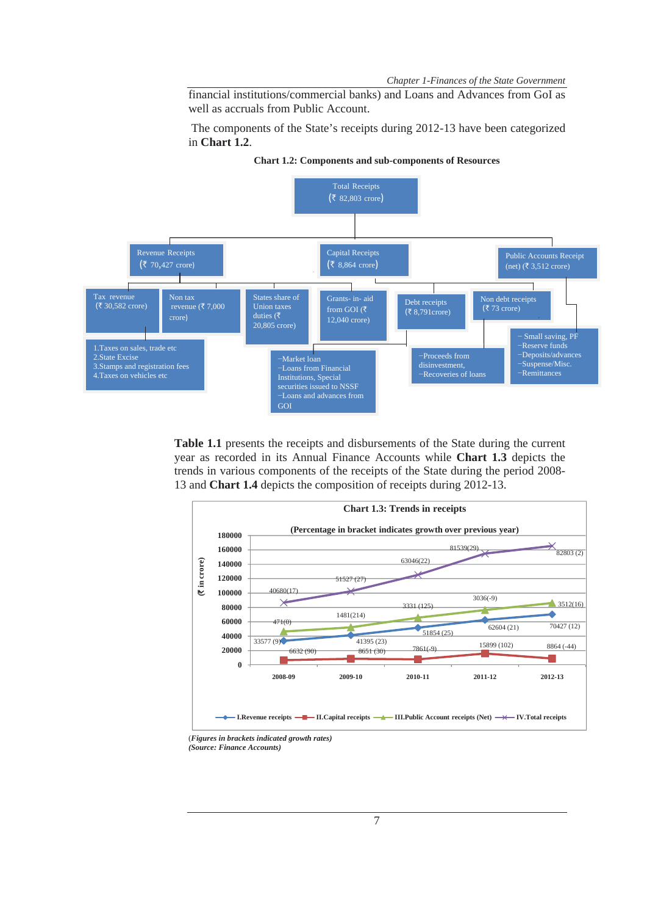financial institutions/commercial banks) and Loans and Advances from GoI as well as accruals from Public Account.

The components of the State's receipts during 2012-13 have been categorized in **Chart 1.2**.

**Chart 1.2: Components and sub-components of Resources**

- Total Receipts (₹ 82,803 crore)
  - Revenue Receipts (₹ 70,427 crore)
    - Tax revenue (₹ 30,582 crore)
      - 1.Taxes on sales, trade etc
      - 2.State Excise
      - 3.Stamps and registration fees
      - 4.Taxes on vehicles etc
    - Non tax revenue (₹ 7,000 crore)
    - States share of Union taxes duties (₹ 20,805 crore)
    - Grants- in- aid from GOI (₹ 12,040 crore)
  - Capital Receipts (₹ 8,864 crore)
    - Debt receipts (₹ 8,791crore)
      - −Market loan
      - −Loans from Financial Institutions, Special securities issued to NSSF
      - −Loans and advances from GOI
    - Non debt receipts (₹ 73 crore)
      - −Proceeds from disinvestment,
      - −Recoveries of loans
  - Public Accounts Receipt (net) (₹ 3,512 crore)
    - − Small saving, PF
    - −Reserve funds
    - −Deposits/advances
    - −Suspense/Misc.
    - −Remittances

**Table 1.1** presents the receipts and disbursements of the State during the current year as recorded in its Annual Finance Accounts while **Chart 1.3** depicts the trends in various components of the receipts of the State during the period 2008-13 and **Chart 1.4** depicts the composition of receipts during 2012-13.

**Chart 1.3: Trends in receipts**

**(Percentage in bracket indicates growth over previous year)**

(₹ in crore)

| | 2008-09 | 2009-10 | 2010-11 | 2011-12 | 2012-13 |
|---|---|---|---|---|---|
| I.Revenue receipts | 33577 (9) | 41395 (23) | 51854 (25) | 62604 (21) | 70427 (12) |
| II.Capital receipts | 6632 (90) | 8651 (30) | 7861(-9) | 15899 (102) | 8864 (-44) |
| III.Public Account receipts (Net) | 471(0) | 1481(214) | 3331 (125) | 3036(-9) | 3512(16) |
| IV.Total receipts | 40680(17) | 51527 (27) | 63046(22) | 81539(29) | 82803 (2) |

(*Figures in brackets indicated growth rates*)
*(Source: Finance Accounts)*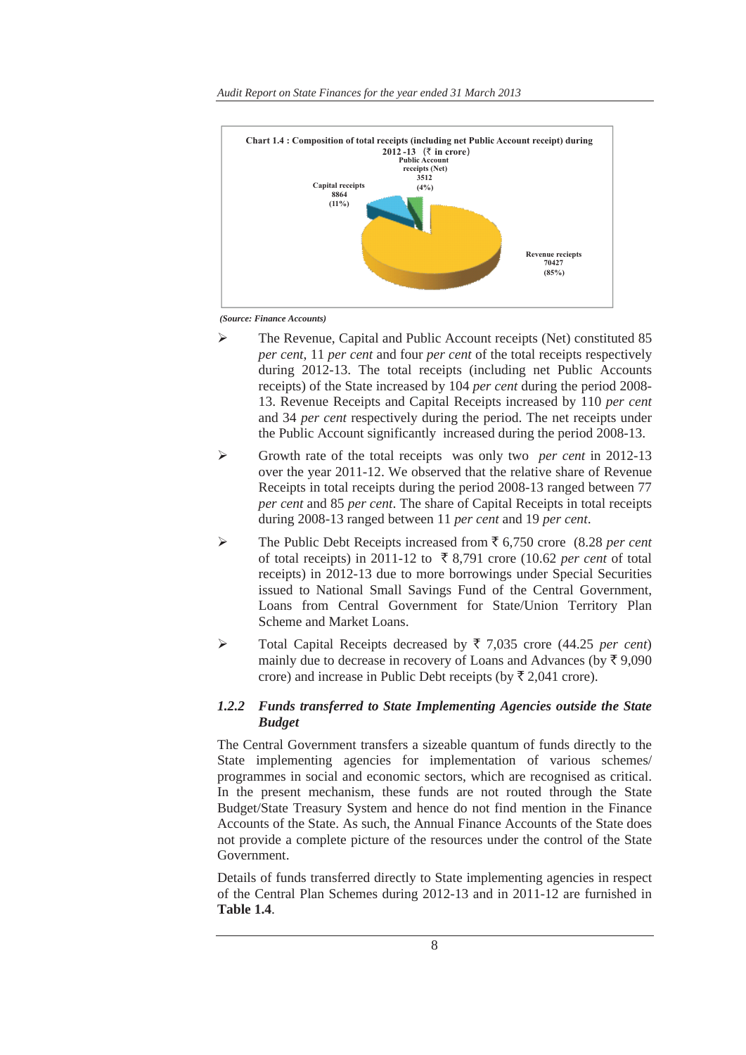**Chart 1.4 : Composition of total receipts (including net Public Account receipt) during 2012-13 (₹ in crore)**

Public Account receipts (Net) 3512 (4%)

Capital receipts 8864 (11%)

Revenue reciepts 70427 (85%)

*(Source: Finance Accounts)*

- The Revenue, Capital and Public Account receipts (Net) constituted 85 *per cent*, 11 *per cent* and four *per cent* of the total receipts respectively during 2012-13. The total receipts (including net Public Accounts receipts) of the State increased by 104 *per cent* during the period 2008-13. Revenue Receipts and Capital Receipts increased by 110 *per cent* and 34 *per cent* respectively during the period. The net receipts under the Public Account significantly increased during the period 2008-13.
- Growth rate of the total receipts was only two *per cent* in 2012-13 over the year 2011-12. We observed that the relative share of Revenue Receipts in total receipts during the period 2008-13 ranged between 77 *per cent* and 85 *per cent*. The share of Capital Receipts in total receipts during 2008-13 ranged between 11 *per cent* and 19 *per cent*.
- The Public Debt Receipts increased from ₹ 6,750 crore (8.28 *per cent* of total receipts) in 2011-12 to ₹ 8,791 crore (10.62 *per cent* of total receipts) in 2012-13 due to more borrowings under Special Securities issued to National Small Savings Fund of the Central Government, Loans from Central Government for State/Union Territory Plan Scheme and Market Loans.
- Total Capital Receipts decreased by ₹ 7,035 crore (44.25 *per cent*) mainly due to decrease in recovery of Loans and Advances (by ₹ 9,090 crore) and increase in Public Debt receipts (by ₹ 2,041 crore).

### *1.2.2 Funds transferred to State Implementing Agencies outside the State Budget*

The Central Government transfers a sizeable quantum of funds directly to the State implementing agencies for implementation of various schemes/ programmes in social and economic sectors, which are recognised as critical. In the present mechanism, these funds are not routed through the State Budget/State Treasury System and hence do not find mention in the Finance Accounts of the State. As such, the Annual Finance Accounts of the State does not provide a complete picture of the resources under the control of the State Government.

Details of funds transferred directly to State implementing agencies in respect of the Central Plan Schemes during 2012-13 and in 2011-12 are furnished in **Table 1.4**.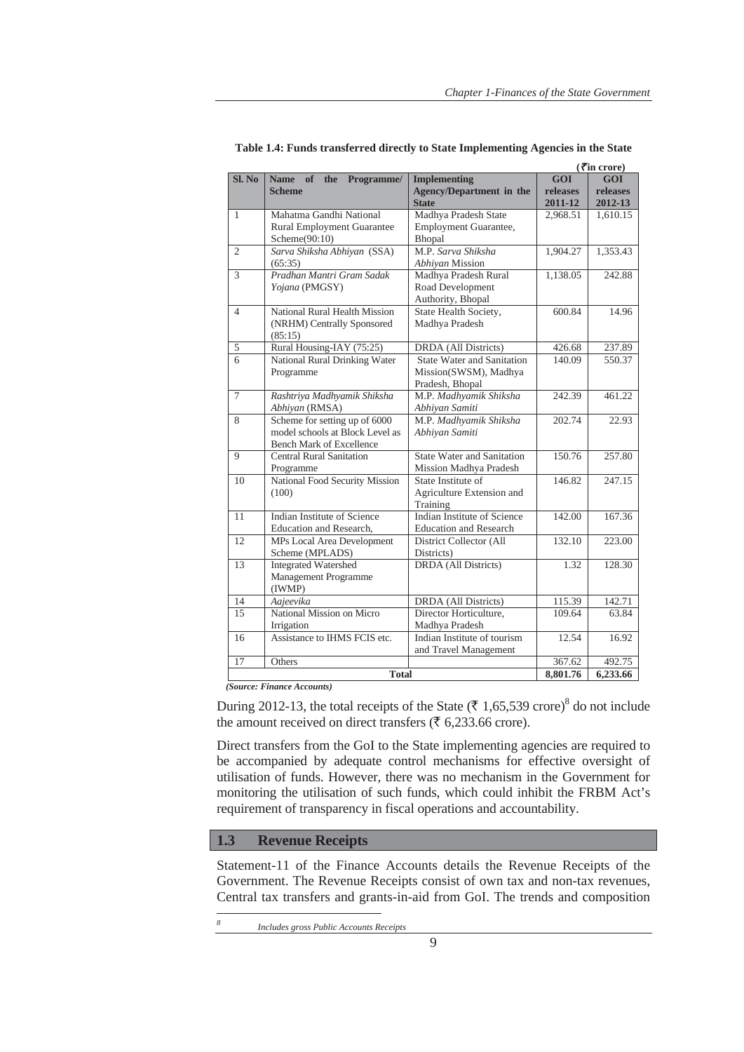**Table 1.4: Funds transferred directly to State Implementing Agencies in the State**

(₹ in crore)

| Sl. No | Name of the Programme/ Scheme | Implementing Agency/Department in the State | GOI releases 2011-12 | GOI releases 2012-13 |
|---|---|---|---|---|
| 1 | Mahatma Gandhi National Rural Employment Guarantee Scheme(90:10) | Madhya Pradesh State Employment Guarantee, Bhopal | 2,968.51 | 1,610.15 |
| 2 | *Sarva Shiksha Abhiyan* (SSA) (65:35) | M.P. *Sarva Shiksha Abhiyan* Mission | 1,904.27 | 1,353.43 |
| 3 | *Pradhan Mantri Gram Sadak Yojana* (PMGSY) | Madhya Pradesh Rural Road Development Authority, Bhopal | 1,138.05 | 242.88 |
| 4 | National Rural Health Mission (NRHM) Centrally Sponsored (85:15) | State Health Society, Madhya Pradesh | 600.84 | 14.96 |
| 5 | Rural Housing-IAY (75:25) | DRDA (All Districts) | 426.68 | 237.89 |
| 6 | National Rural Drinking Water Programme | State Water and Sanitation Mission(SWSM), Madhya Pradesh, Bhopal | 140.09 | 550.37 |
| 7 | *Rashtriya Madhyamik Shiksha Abhiyan* (RMSA) | M.P. *Madhyamik Shiksha Abhiyan Samiti* | 242.39 | 461.22 |
| 8 | Scheme for setting up of 6000 model schools at Block Level as Bench Mark of Excellence | M.P. *Madhyamik Shiksha Abhiyan Samiti* | 202.74 | 22.93 |
| 9 | Central Rural Sanitation Programme | State Water and Sanitation Mission Madhya Pradesh | 150.76 | 257.80 |
| 10 | National Food Security Mission (100) | State Institute of Agriculture Extension and Training | 146.82 | 247.15 |
| 11 | Indian Institute of Science Education and Research, | Indian Institute of Science Education and Research | 142.00 | 167.36 |
| 12 | MPs Local Area Development Scheme (MPLADS) | District Collector (All Districts) | 132.10 | 223.00 |
| 13 | Integrated Watershed Management Programme (IWMP) | DRDA (All Districts) | 1.32 | 128.30 |
| 14 | *Aajeevika* | DRDA (All Districts) | 115.39 | 142.71 |
| 15 | National Mission on Micro Irrigation | Director Horticulture, Madhya Pradesh | 109.64 | 63.84 |
| 16 | Assistance to IHMS FCIS etc. | Indian Institute of tourism and Travel Management | 12.54 | 16.92 |
| 17 | Others | | 367.62 | 492.75 |
| | **Total** | | **8,801.76** | **6,233.66** |

*(Source: Finance Accounts)*

During 2012-13, the total receipts of the State (₹ 1,65,539 crore)[8] do not include the amount received on direct transfers (₹ 6,233.66 crore).

Direct transfers from the GoI to the State implementing agencies are required to be accompanied by adequate control mechanisms for effective oversight of utilisation of funds. However, there was no mechanism in the Government for monitoring the utilisation of such funds, which could inhibit the FRBM Act's requirement of transparency in fiscal operations and accountability.

## 1.3 Revenue Receipts

Statement-11 of the Finance Accounts details the Revenue Receipts of the Government. The Revenue Receipts consist of own tax and non-tax revenues, Central tax transfers and grants-in-aid from GoI. The trends and composition

[8] *Includes gross Public Accounts Receipts*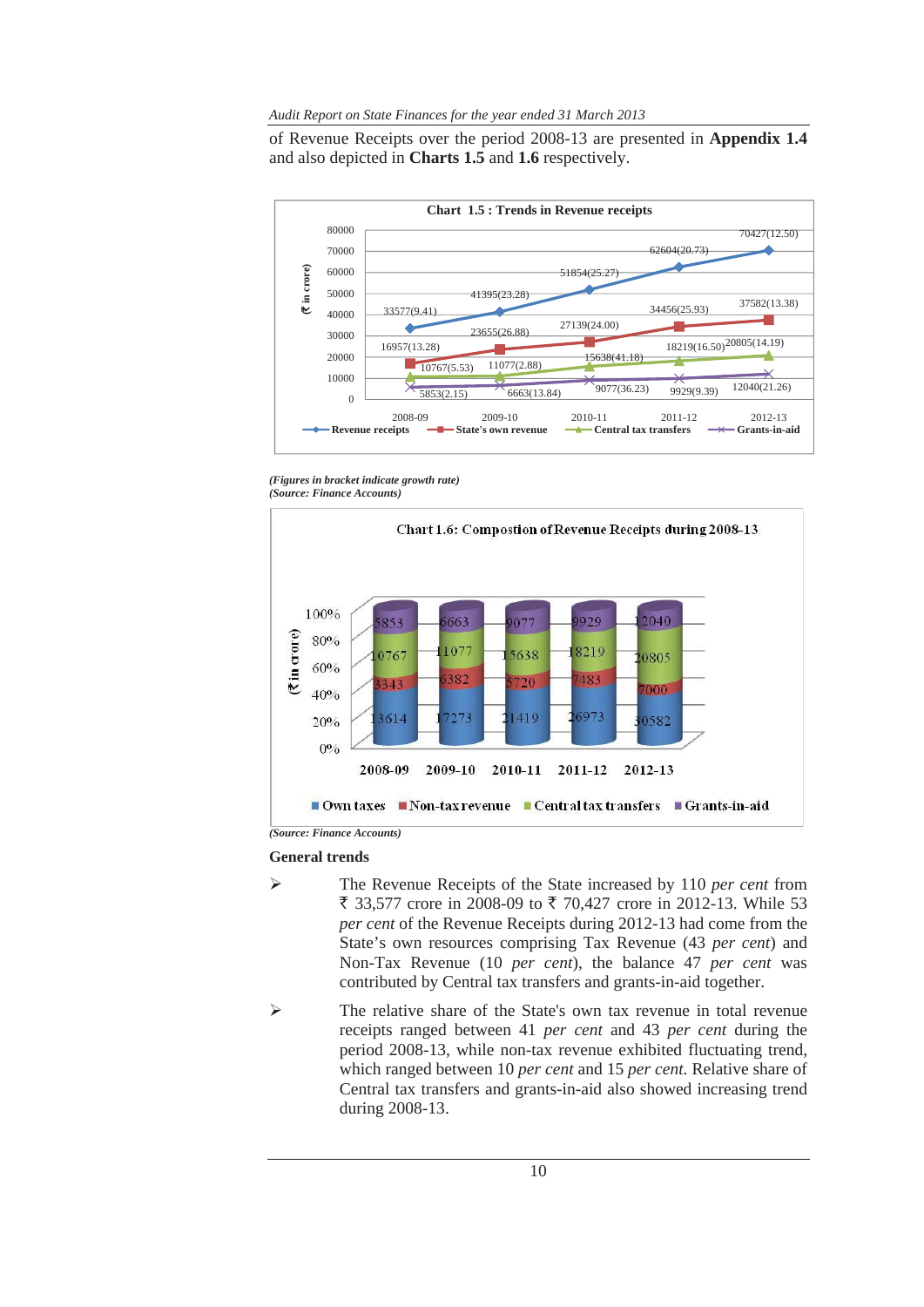of Revenue Receipts over the period 2008-13 are presented in **Appendix 1.4** and also depicted in **Charts 1.5** and **1.6** respectively.

**Chart 1.5 : Trends in Revenue receipts**

| | 2008-09 | 2009-10 | 2010-11 | 2011-12 | 2012-13 |
|---|---|---|---|---|---|
| Revenue receipts | 33577(9.41) | 41395(23.28) | 51854(25.27) | 62604(20.73) | 70427(12.50) |
| State's own revenue | 16957(13.28) | 23655(26.88) | 27139(24.00) | 34456(25.93) | 37582(13.38) |
| Central tax transfers | 10767(5.53) | 11077(2.88) | 15638(41.18) | 18219(16.50) | 20805(14.19) |
| Grants-in-aid | 5853(2.15) | 6663(13.84) | 9077(36.23) | 9929(9.39) | 12040(21.26) |

(₹ in crore)

*(Figures in bracket indicate growth rate)*
*(Source: Finance Accounts)*

**Chart 1.6: Compostion of Revenue Receipts during 2008-13**

(₹ in crore)

| | 2008-09 | 2009-10 | 2010-11 | 2011-12 | 2012-13 |
|---|---|---|---|---|---|
| Own taxes | 13614 | 17273 | 21419 | 26973 | 30582 |
| Non-tax revenue | 3343 | 6382 | 5720 | 7483 | 7000 |
| Central tax transfers | 10767 | 11077 | 15638 | 18219 | 20805 |
| Grants-in-aid | 5853 | 6663 | 9077 | 9929 | 12040 |

*(Source: Finance Accounts)*

**General trends**

- The Revenue Receipts of the State increased by 110 *per cent* from ₹ 33,577 crore in 2008-09 to ₹ 70,427 crore in 2012-13. While 53 *per cent* of the Revenue Receipts during 2012-13 had come from the State's own resources comprising Tax Revenue (43 *per cent*) and Non-Tax Revenue (10 *per cent*), the balance 47 *per cent* was contributed by Central tax transfers and grants-in-aid together.
- The relative share of the State's own tax revenue in total revenue receipts ranged between 41 *per cent* and 43 *per cent* during the period 2008-13, while non-tax revenue exhibited fluctuating trend, which ranged between 10 *per cent* and 15 *per cent.* Relative share of Central tax transfers and grants-in-aid also showed increasing trend during 2008-13.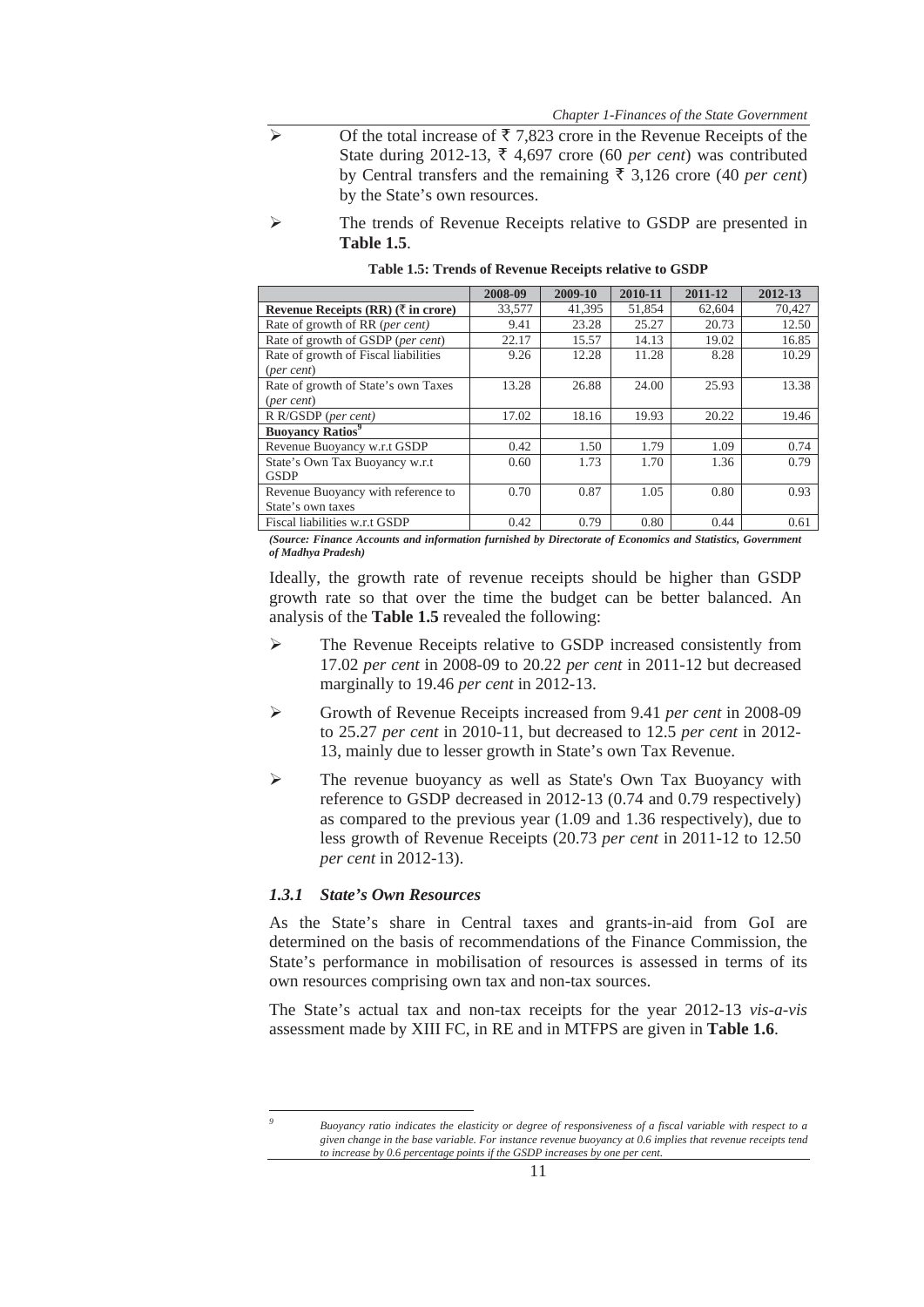- Of the total increase of ₹ 7,823 crore in the Revenue Receipts of the State during 2012-13, ₹ 4,697 crore (60 *per cent*) was contributed by Central transfers and the remaining ₹ 3,126 crore (40 *per cent*) by the State's own resources.
- The trends of Revenue Receipts relative to GSDP are presented in **Table 1.5**.

**Table 1.5: Trends of Revenue Receipts relative to GSDP**

| | 2008-09 | 2009-10 | 2010-11 | 2011-12 | 2012-13 |
|---|---|---|---|---|---|
| **Revenue Receipts (RR) (₹ in crore)** | 33,577 | 41,395 | 51,854 | 62,604 | 70,427 |
| Rate of growth of RR (*per cent*) | 9.41 | 23.28 | 25.27 | 20.73 | 12.50 |
| Rate of growth of GSDP (*per cent*) | 22.17 | 15.57 | 14.13 | 19.02 | 16.85 |
| Rate of growth of Fiscal liabilities (*per cent*) | 9.26 | 12.28 | 11.28 | 8.28 | 10.29 |
| Rate of growth of State's own Taxes (*per cent*) | 13.28 | 26.88 | 24.00 | 25.93 | 13.38 |
| R R/GSDP (*per cent)* | 17.02 | 18.16 | 19.93 | 20.22 | 19.46 |
| **Buoyancy Ratios**[9] | | | | | |
| Revenue Buoyancy w.r.t GSDP | 0.42 | 1.50 | 1.79 | 1.09 | 0.74 |
| State's Own Tax Buoyancy w.r.t GSDP | 0.60 | 1.73 | 1.70 | 1.36 | 0.79 |
| Revenue Buoyancy with reference to State's own taxes | 0.70 | 0.87 | 1.05 | 0.80 | 0.93 |
| Fiscal liabilities w.r.t GSDP | 0.42 | 0.79 | 0.80 | 0.44 | 0.61 |

***(Source: Finance Accounts and information furnished by Directorate of Economics and Statistics, Government of Madhya Pradesh)***

Ideally, the growth rate of revenue receipts should be higher than GSDP growth rate so that over the time the budget can be better balanced. An analysis of the **Table 1.5** revealed the following:

- The Revenue Receipts relative to GSDP increased consistently from 17.02 *per cent* in 2008-09 to 20.22 *per cent* in 2011-12 but decreased marginally to 19.46 *per cent* in 2012-13.
- Growth of Revenue Receipts increased from 9.41 *per cent* in 2008-09 to 25.27 *per cent* in 2010-11, but decreased to 12.5 *per cent* in 2012-13, mainly due to lesser growth in State's own Tax Revenue.
- The revenue buoyancy as well as State's Own Tax Buoyancy with reference to GSDP decreased in 2012-13 (0.74 and 0.79 respectively) as compared to the previous year (1.09 and 1.36 respectively), due to less growth of Revenue Receipts (20.73 *per cent* in 2011-12 to 12.50 *per cent* in 2012-13).

### *1.3.1 State's Own Resources*

As the State's share in Central taxes and grants-in-aid from GoI are determined on the basis of recommendations of the Finance Commission, the State's performance in mobilisation of resources is assessed in terms of its own resources comprising own tax and non-tax sources.

The State's actual tax and non-tax receipts for the year 2012-13 *vis-a-vis* assessment made by XIII FC, in RE and in MTFPS are given in **Table 1.6**.

---

[9] *Buoyancy ratio indicates the elasticity or degree of responsiveness of a fiscal variable with respect to a given change in the base variable. For instance revenue buoyancy at 0.6 implies that revenue receipts tend to increase by 0.6 percentage points if the GSDP increases by one per cent.*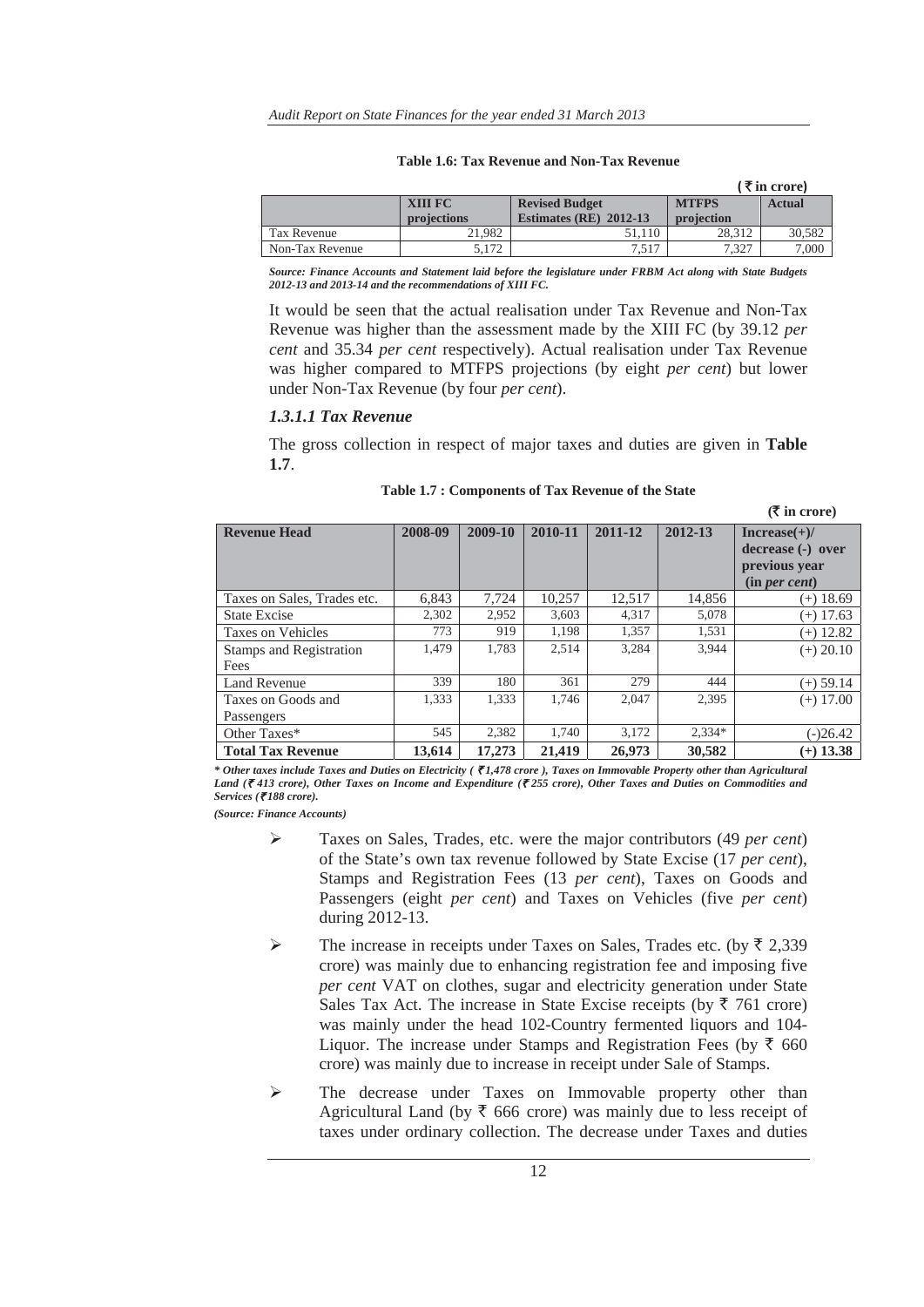**Table 1.6: Tax Revenue and Non-Tax Revenue**

(₹ in crore)

| | XIII FC projections | Revised Budget Estimates (RE) 2012-13 | MTFPS projection | Actual |
|---|---|---|---|---|
| Tax Revenue | 21,982 | 51,110 | 28,312 | 30,582 |
| Non-Tax Revenue | 5,172 | 7,517 | 7,327 | 7,000 |

***Source: Finance Accounts and Statement laid before the legislature under FRBM Act along with State Budgets 2012-13 and 2013-14 and the recommendations of XIII FC.***

It would be seen that the actual realisation under Tax Revenue and Non-Tax Revenue was higher than the assessment made by the XIII FC (by 39.12 *per cent* and 35.34 *per cent* respectively). Actual realisation under Tax Revenue was higher compared to MTFPS projections (by eight *per cent*) but lower under Non-Tax Revenue (by four *per cent*).

### *1.3.1.1 Tax Revenue*

The gross collection in respect of major taxes and duties are given in **Table 1.7**.

**Table 1.7 : Components of Tax Revenue of the State**

(₹ in crore)

| Revenue Head | 2008-09 | 2009-10 | 2010-11 | 2011-12 | 2012-13 | Increase(+)/ decrease (-) over previous year (in *per cent*) |
|---|---|---|---|---|---|---|
| Taxes on Sales, Trades etc. | 6,843 | 7,724 | 10,257 | 12,517 | 14,856 | (+) 18.69 |
| State Excise | 2,302 | 2,952 | 3,603 | 4,317 | 5,078 | (+) 17.63 |
| Taxes on Vehicles | 773 | 919 | 1,198 | 1,357 | 1,531 | (+) 12.82 |
| Stamps and Registration Fees | 1,479 | 1,783 | 2,514 | 3,284 | 3,944 | (+) 20.10 |
| Land Revenue | 339 | 180 | 361 | 279 | 444 | (+) 59.14 |
| Taxes on Goods and Passengers | 1,333 | 1,333 | 1,746 | 2,047 | 2,395 | (+) 17.00 |
| Other Taxes* | 545 | 2,382 | 1,740 | 3,172 | 2,334* | (-)26.42 |
| **Total Tax Revenue** | **13,614** | **17,273** | **21,419** | **26,973** | **30,582** | **(+) 13.38** |

***\* Other taxes include Taxes and Duties on Electricity ( ₹1,478 crore ), Taxes on Immovable Property other than Agricultural Land (₹ 413 crore), Other Taxes on Income and Expenditure (₹ 255 crore), Other Taxes and Duties on Commodities and Services (₹188 crore).***

***(Source: Finance Accounts)***

- Taxes on Sales, Trades, etc. were the major contributors (49 *per cent*) of the State's own tax revenue followed by State Excise (17 *per cent*), Stamps and Registration Fees (13 *per cent*), Taxes on Goods and Passengers (eight *per cent*) and Taxes on Vehicles (five *per cent*) during 2012-13.
- The increase in receipts under Taxes on Sales, Trades etc. (by ₹ 2,339 crore) was mainly due to enhancing registration fee and imposing five *per cent* VAT on clothes, sugar and electricity generation under State Sales Tax Act. The increase in State Excise receipts (by ₹ 761 crore) was mainly under the head 102-Country fermented liquors and 104-Liquor. The increase under Stamps and Registration Fees (by ₹ 660 crore) was mainly due to increase in receipt under Sale of Stamps.
- The decrease under Taxes on Immovable property other than Agricultural Land (by ₹ 666 crore) was mainly due to less receipt of taxes under ordinary collection. The decrease under Taxes and duties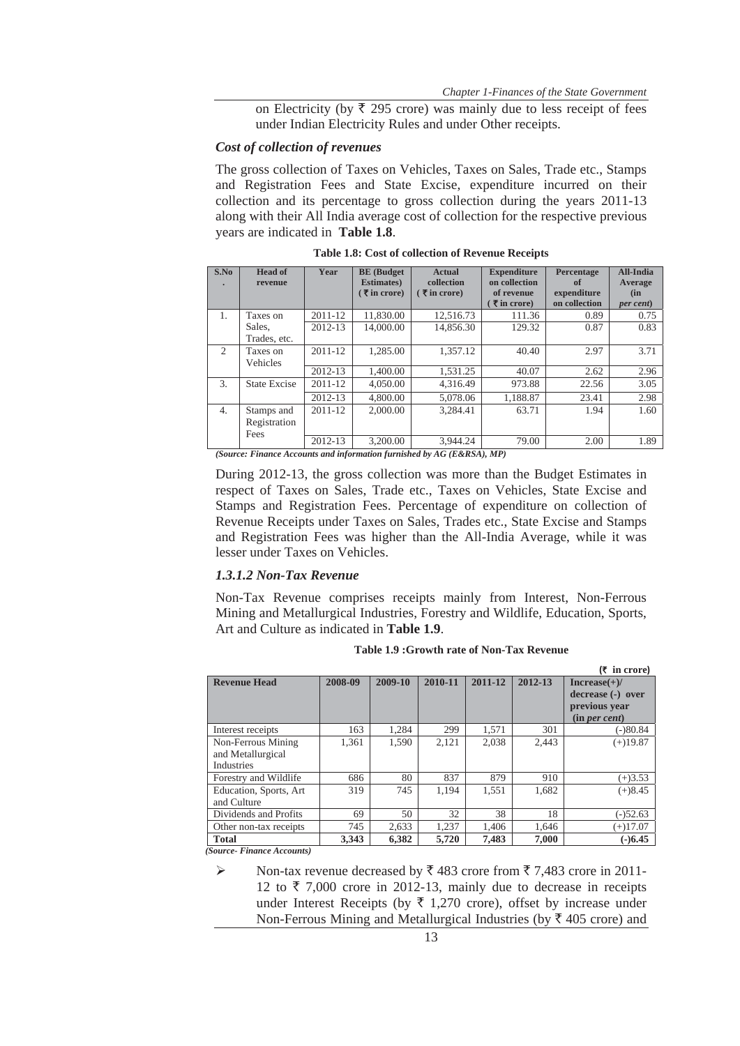on Electricity (by ₹ 295 crore) was mainly due to less receipt of fees under Indian Electricity Rules and under Other receipts.

### *Cost of collection of revenues*

The gross collection of Taxes on Vehicles, Taxes on Sales, Trade etc., Stamps and Registration Fees and State Excise, expenditure incurred on their collection and its percentage to gross collection during the years 2011-13 along with their All India average cost of collection for the respective previous years are indicated in **Table 1.8**.

**Table 1.8: Cost of collection of Revenue Receipts**

| S.No. | Head of revenue | Year | BE (Budget Estimates) (₹ in crore) | Actual collection (₹ in crore) | Expenditure on collection of revenue (₹ in crore) | Percentage of expenditure on collection | All-India Average (in *per cent*) |
|---|---|---|---|---|---|---|---|
| 1. | Taxes on Sales, Trades, etc. | 2011-12 | 11,830.00 | 12,516.73 | 111.36 | 0.89 | 0.75 |
| | | 2012-13 | 14,000.00 | 14,856.30 | 129.32 | 0.87 | 0.83 |
| 2 | Taxes on Vehicles | 2011-12 | 1,285.00 | 1,357.12 | 40.40 | 2.97 | 3.71 |
| | | 2012-13 | 1,400.00 | 1,531.25 | 40.07 | 2.62 | 2.96 |
| 3. | State Excise | 2011-12 | 4,050.00 | 4,316.49 | 973.88 | 22.56 | 3.05 |
| | | 2012-13 | 4,800.00 | 5,078.06 | 1,188.87 | 23.41 | 2.98 |
| 4. | Stamps and Registration Fees | 2011-12 | 2,000.00 | 3,284.41 | 63.71 | 1.94 | 1.60 |
| | | 2012-13 | 3,200.00 | 3,944.24 | 79.00 | 2.00 | 1.89 |

*(Source: Finance Accounts and information furnished by AG (E&RSA), MP)*

During 2012-13, the gross collection was more than the Budget Estimates in respect of Taxes on Sales, Trade etc., Taxes on Vehicles, State Excise and Stamps and Registration Fees. Percentage of expenditure on collection of Revenue Receipts under Taxes on Sales, Trades etc., State Excise and Stamps and Registration Fees was higher than the All-India Average, while it was lesser under Taxes on Vehicles.

### *1.3.1.2 Non-Tax Revenue*

Non-Tax Revenue comprises receipts mainly from Interest, Non-Ferrous Mining and Metallurgical Industries, Forestry and Wildlife, Education, Sports, Art and Culture as indicated in **Table 1.9**.

**Table 1.9 :Growth rate of Non-Tax Revenue**

(₹ in crore)

| Revenue Head | 2008-09 | 2009-10 | 2010-11 | 2011-12 | 2012-13 | Increase(+)/ decrease (-) over previous year (in *per cent*) |
|---|---|---|---|---|---|---|
| Interest receipts | 163 | 1,284 | 299 | 1,571 | 301 | (-)80.84 |
| Non-Ferrous Mining and Metallurgical Industries | 1,361 | 1,590 | 2,121 | 2,038 | 2,443 | (+)19.87 |
| Forestry and Wildlife | 686 | 80 | 837 | 879 | 910 | (+)3.53 |
| Education, Sports, Art and Culture | 319 | 745 | 1,194 | 1,551 | 1,682 | (+)8.45 |
| Dividends and Profits | 69 | 50 | 32 | 38 | 18 | (-)52.63 |
| Other non-tax receipts | 745 | 2,633 | 1,237 | 1,406 | 1,646 | (+)17.07 |
| **Total** | **3,343** | **6,382** | **5,720** | **7,483** | **7,000** | **(-)6.45** |

*(Source- Finance Accounts)*

- Non-tax revenue decreased by ₹ 483 crore from ₹ 7,483 crore in 2011-12 to ₹ 7,000 crore in 2012-13, mainly due to decrease in receipts under Interest Receipts (by ₹ 1,270 crore), offset by increase under Non-Ferrous Mining and Metallurgical Industries (by ₹ 405 crore) and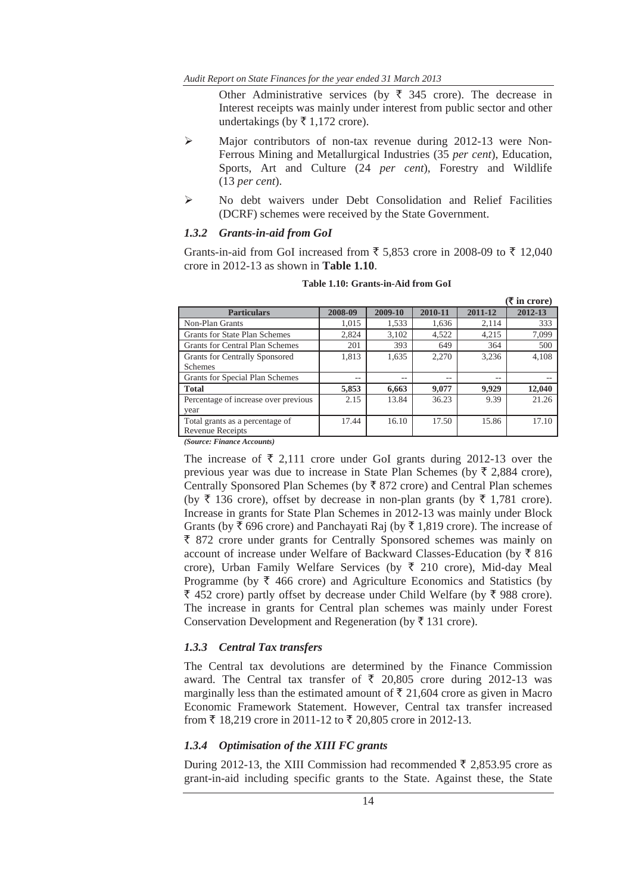Other Administrative services (by ₹ 345 crore). The decrease in Interest receipts was mainly under interest from public sector and other undertakings (by ₹ 1,172 crore).

- Major contributors of non-tax revenue during 2012-13 were Non-Ferrous Mining and Metallurgical Industries (35 *per cent*), Education, Sports, Art and Culture (24 *per cent*), Forestry and Wildlife (13 *per cent*).
- No debt waivers under Debt Consolidation and Relief Facilities (DCRF) schemes were received by the State Government.

### *1.3.2 Grants-in-aid from GoI*

Grants-in-aid from GoI increased from ₹ 5,853 crore in 2008-09 to ₹ 12,040 crore in 2012-13 as shown in **Table 1.10**.

**Table 1.10: Grants-in-Aid from GoI**

(₹ in crore)

| Particulars | 2008-09 | 2009-10 | 2010-11 | 2011-12 | 2012-13 |
|---|---|---|---|---|---|
| Non-Plan Grants | 1,015 | 1,533 | 1,636 | 2,114 | 333 |
| Grants for State Plan Schemes | 2,824 | 3,102 | 4,522 | 4,215 | 7,099 |
| Grants for Central Plan Schemes | 201 | 393 | 649 | 364 | 500 |
| Grants for Centrally Sponsored Schemes | 1,813 | 1,635 | 2,270 | 3,236 | 4,108 |
| Grants for Special Plan Schemes | -- | -- | -- | -- | -- |
| **Total** | **5,853** | **6,663** | **9,077** | **9,929** | **12,040** |
| Percentage of increase over previous year | 2.15 | 13.84 | 36.23 | 9.39 | 21.26 |
| Total grants as a percentage of Revenue Receipts | 17.44 | 16.10 | 17.50 | 15.86 | 17.10 |

***(Source: Finance Accounts)***

The increase of ₹ 2,111 crore under GoI grants during 2012-13 over the previous year was due to increase in State Plan Schemes (by ₹ 2,884 crore), Centrally Sponsored Plan Schemes (by ₹ 872 crore) and Central Plan schemes (by ₹ 136 crore), offset by decrease in non-plan grants (by ₹ 1,781 crore). Increase in grants for State Plan Schemes in 2012-13 was mainly under Block Grants (by ₹ 696 crore) and Panchayati Raj (by ₹ 1,819 crore). The increase of ₹ 872 crore under grants for Centrally Sponsored schemes was mainly on account of increase under Welfare of Backward Classes-Education (by ₹ 816 crore), Urban Family Welfare Services (by ₹ 210 crore), Mid-day Meal Programme (by ₹ 466 crore) and Agriculture Economics and Statistics (by ₹ 452 crore) partly offset by decrease under Child Welfare (by ₹ 988 crore). The increase in grants for Central plan schemes was mainly under Forest Conservation Development and Regeneration (by ₹ 131 crore).

### *1.3.3 Central Tax transfers*

The Central tax devolutions are determined by the Finance Commission award. The Central tax transfer of ₹ 20,805 crore during 2012-13 was marginally less than the estimated amount of ₹ 21,604 crore as given in Macro Economic Framework Statement. However, Central tax transfer increased from ₹ 18,219 crore in 2011-12 to ₹ 20,805 crore in 2012-13.

### *1.3.4 Optimisation of the XIII FC grants*

During 2012-13, the XIII Commission had recommended ₹ 2,853.95 crore as grant-in-aid including specific grants to the State. Against these, the State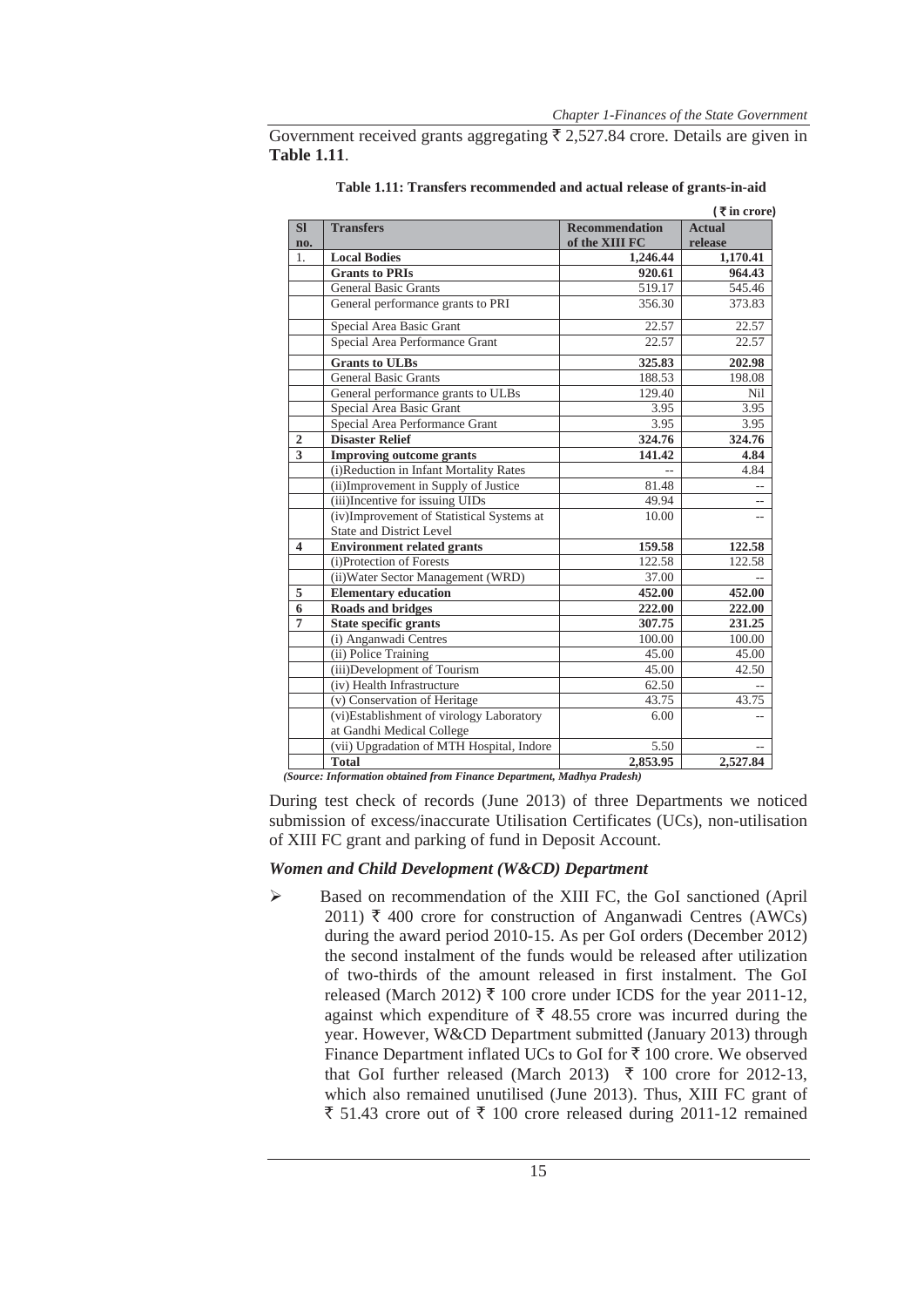Government received grants aggregating ₹ 2,527.84 crore. Details are given in **Table 1.11**.

**Table 1.11: Transfers recommended and actual release of grants-in-aid**

(₹ in crore)

| Sl no. | Transfers | Recommendation of the XIII FC | Actual release |
|---|---|---|---|
| 1. | **Local Bodies** | **1,246.44** | **1,170.41** |
| | **Grants to PRIs** | **920.61** | **964.43** |
| | General Basic Grants | 519.17 | 545.46 |
| | General performance grants to PRI | 356.30 | 373.83 |
| | Special Area Basic Grant | 22.57 | 22.57 |
| | Special Area Performance Grant | 22.57 | 22.57 |
| | **Grants to ULBs** | **325.83** | **202.98** |
| | General Basic Grants | 188.53 | 198.08 |
| | General performance grants to ULBs | 129.40 | Nil |
| | Special Area Basic Grant | 3.95 | 3.95 |
| | Special Area Performance Grant | 3.95 | 3.95 |
| **2** | **Disaster Relief** | **324.76** | **324.76** |
| **3** | **Improving outcome grants** | **141.42** | **4.84** |
| | (i)Reduction in Infant Mortality Rates | -- | 4.84 |
| | (ii)Improvement in Supply of Justice | 81.48 | -- |
| | (iii)Incentive for issuing UIDs | 49.94 | -- |
| | (iv)Improvement of Statistical Systems at State and District Level | 10.00 | -- |
| **4** | **Environment related grants** | **159.58** | **122.58** |
| | (i)Protection of Forests | 122.58 | 122.58 |
| | (ii)Water Sector Management (WRD) | 37.00 | -- |
| **5** | **Elementary education** | **452.00** | **452.00** |
| **6** | **Roads and bridges** | **222.00** | **222.00** |
| **7** | **State specific grants** | **307.75** | **231.25** |
| | (i) Anganwadi Centres | 100.00 | 100.00 |
| | (ii) Police Training | 45.00 | 45.00 |
| | (iii)Development of Tourism | 45.00 | 42.50 |
| | (iv) Health Infrastructure | 62.50 | -- |
| | (v) Conservation of Heritage | 43.75 | 43.75 |
| | (vi)Establishment of virology Laboratory at Gandhi Medical College | 6.00 | -- |
| | (vii) Upgradation of MTH Hospital, Indore | 5.50 | -- |
| | **Total** | **2,853.95** | **2,527.84** |

*(Source: Information obtained from Finance Department, Madhya Pradesh)*

During test check of records (June 2013) of three Departments we noticed submission of excess/inaccurate Utilisation Certificates (UCs), non-utilisation of XIII FC grant and parking of fund in Deposit Account.

***Women and Child Development (W&CD) Department***

- Based on recommendation of the XIII FC, the GoI sanctioned (April 2011) ₹ 400 crore for construction of Anganwadi Centres (AWCs) during the award period 2010-15. As per GoI orders (December 2012) the second instalment of the funds would be released after utilization of two-thirds of the amount released in first instalment. The GoI released (March 2012) ₹ 100 crore under ICDS for the year 2011-12, against which expenditure of ₹ 48.55 crore was incurred during the year. However, W&CD Department submitted (January 2013) through Finance Department inflated UCs to GoI for ₹ 100 crore. We observed that GoI further released (March 2013) ₹ 100 crore for 2012-13, which also remained unutilised (June 2013). Thus, XIII FC grant of ₹ 51.43 crore out of ₹ 100 crore released during 2011-12 remained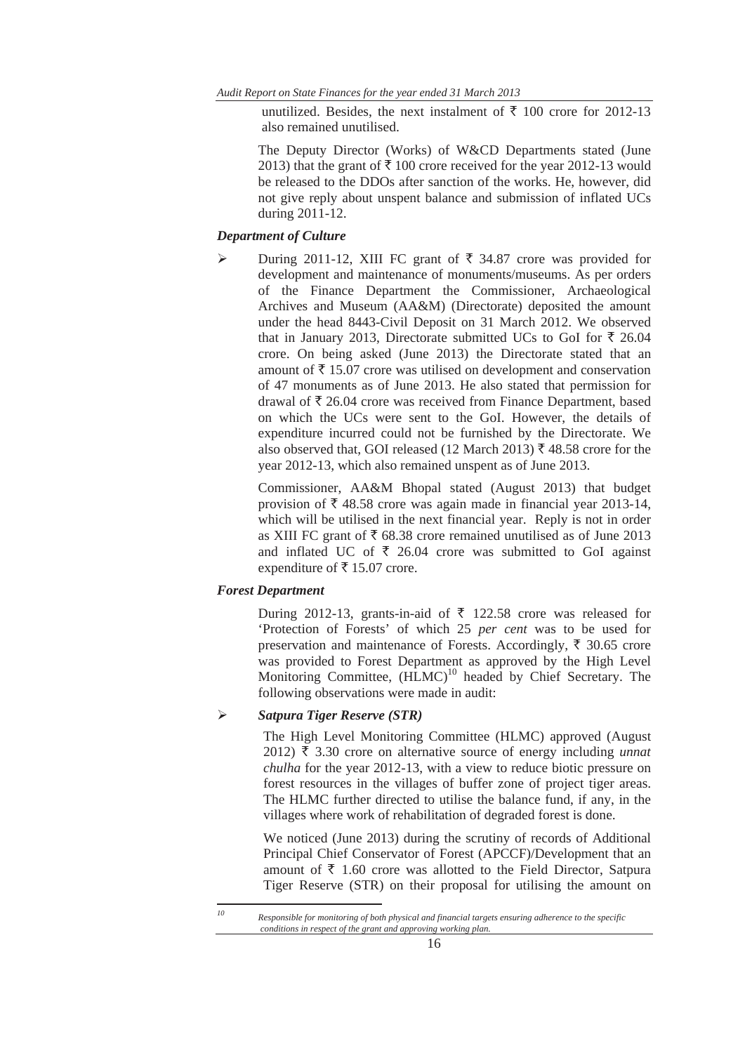unutilized. Besides, the next instalment of ₹ 100 crore for 2012-13 also remained unutilised.

The Deputy Director (Works) of W&CD Departments stated (June 2013) that the grant of ₹ 100 crore received for the year 2012-13 would be released to the DDOs after sanction of the works. He, however, did not give reply about unspent balance and submission of inflated UCs during 2011-12.

***Department of Culture***

- During 2011-12, XIII FC grant of ₹ 34.87 crore was provided for development and maintenance of monuments/museums. As per orders of the Finance Department the Commissioner, Archaeological Archives and Museum (AA&M) (Directorate) deposited the amount under the head 8443-Civil Deposit on 31 March 2012. We observed that in January 2013, Directorate submitted UCs to GoI for ₹ 26.04 crore. On being asked (June 2013) the Directorate stated that an amount of ₹ 15.07 crore was utilised on development and conservation of 47 monuments as of June 2013. He also stated that permission for drawal of ₹ 26.04 crore was received from Finance Department, based on which the UCs were sent to the GoI. However, the details of expenditure incurred could not be furnished by the Directorate. We also observed that, GOI released (12 March 2013) ₹ 48.58 crore for the year 2012-13, which also remained unspent as of June 2013.

  Commissioner, AA&M Bhopal stated (August 2013) that budget provision of ₹ 48.58 crore was again made in financial year 2013-14, which will be utilised in the next financial year. Reply is not in order as XIII FC grant of ₹ 68.38 crore remained unutilised as of June 2013 and inflated UC of ₹ 26.04 crore was submitted to GoI against expenditure of ₹ 15.07 crore.

***Forest Department***

During 2012-13, grants-in-aid of ₹ 122.58 crore was released for 'Protection of Forests' of which 25 *per cent* was to be used for preservation and maintenance of Forests. Accordingly, ₹ 30.65 crore was provided to Forest Department as approved by the High Level Monitoring Committee, (HLMC)[10] headed by Chief Secretary. The following observations were made in audit:

- ***Satpura Tiger Reserve (STR)***

  The High Level Monitoring Committee (HLMC) approved (August 2012) ₹ 3.30 crore on alternative source of energy including *unnat chulha* for the year 2012-13, with a view to reduce biotic pressure on forest resources in the villages of buffer zone of project tiger areas. The HLMC further directed to utilise the balance fund, if any, in the villages where work of rehabilitation of degraded forest is done.

  We noticed (June 2013) during the scrutiny of records of Additional Principal Chief Conservator of Forest (APCCF)/Development that an amount of ₹ 1.60 crore was allotted to the Field Director, Satpura Tiger Reserve (STR) on their proposal for utilising the amount on

---

[10] *Responsible for monitoring of both physical and financial targets ensuring adherence to the specific conditions in respect of the grant and approving working plan.*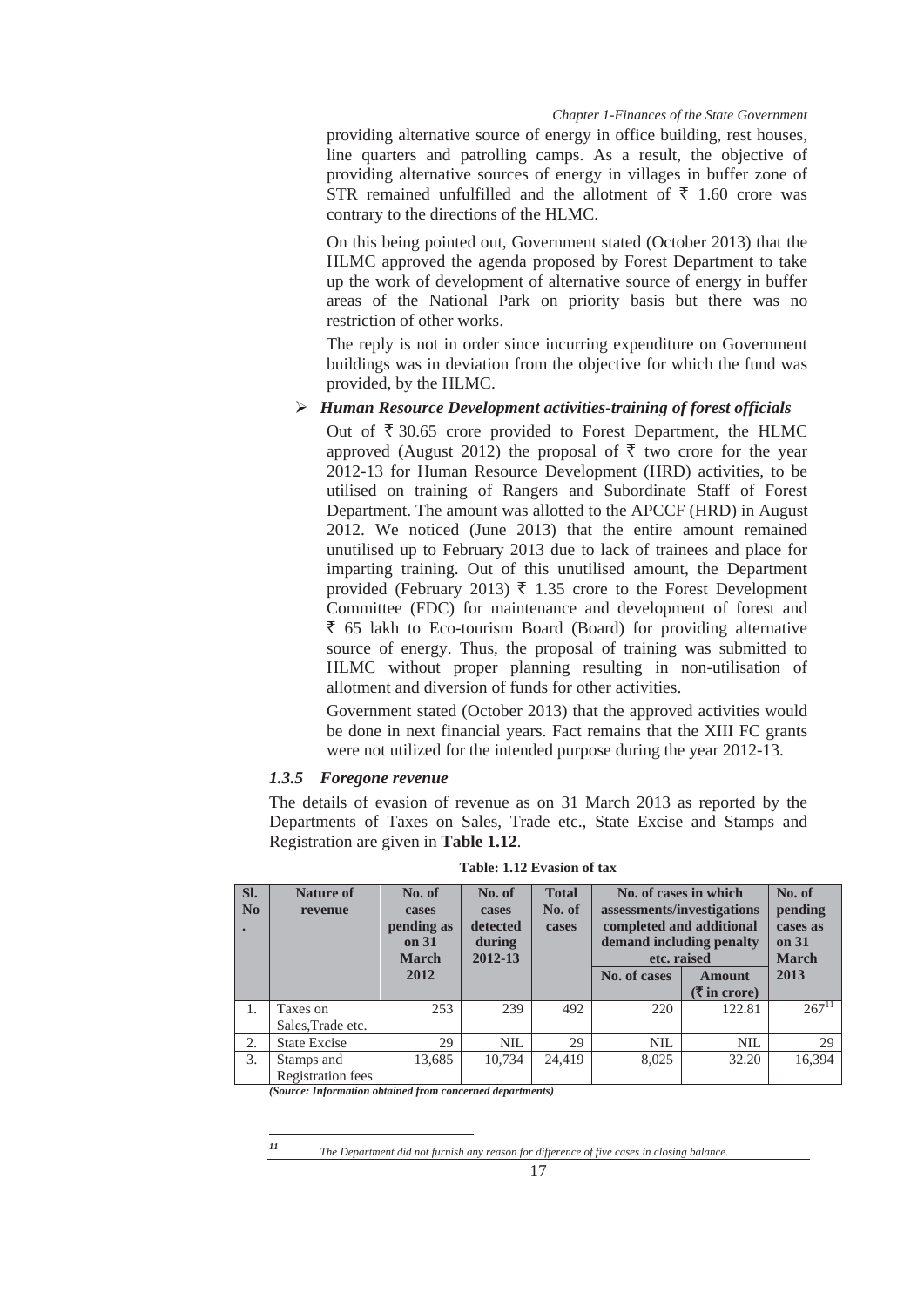providing alternative source of energy in office building, rest houses, line quarters and patrolling camps. As a result, the objective of providing alternative sources of energy in villages in buffer zone of STR remained unfulfilled and the allotment of ₹ 1.60 crore was contrary to the directions of the HLMC.

On this being pointed out, Government stated (October 2013) that the HLMC approved the agenda proposed by Forest Department to take up the work of development of alternative source of energy in buffer areas of the National Park on priority basis but there was no restriction of other works.

The reply is not in order since incurring expenditure on Government buildings was in deviation from the objective for which the fund was provided, by the HLMC.

- ***Human Resource Development activities-training of forest officials***

  Out of ₹ 30.65 crore provided to Forest Department, the HLMC approved (August 2012) the proposal of ₹ two crore for the year 2012-13 for Human Resource Development (HRD) activities, to be utilised on training of Rangers and Subordinate Staff of Forest Department. The amount was allotted to the APCCF (HRD) in August 2012. We noticed (June 2013) that the entire amount remained unutilised up to February 2013 due to lack of trainees and place for imparting training. Out of this unutilised amount, the Department provided (February 2013) ₹ 1.35 crore to the Forest Development Committee (FDC) for maintenance and development of forest and ₹ 65 lakh to Eco-tourism Board (Board) for providing alternative source of energy. Thus, the proposal of training was submitted to HLMC without proper planning resulting in non-utilisation of allotment and diversion of funds for other activities.

  Government stated (October 2013) that the approved activities would be done in next financial years. Fact remains that the XIII FC grants were not utilized for the intended purpose during the year 2012-13.

### *1.3.5 Foregone revenue*

The details of evasion of revenue as on 31 March 2013 as reported by the Departments of Taxes on Sales, Trade etc., State Excise and Stamps and Registration are given in **Table 1.12**.

**Table: 1.12 Evasion of tax**

| Sl. No. | Nature of revenue | No. of cases pending as on 31 March 2012 | No. of cases detected during 2012-13 | Total No. of cases | No. of cases in which assessments/investigations completed and additional demand including penalty etc. raised | | No. of pending cases as on 31 March 2013 |
|---|---|---|---|---|---|---|---|
| | | | | | No. of cases | Amount (₹ in crore) | |
| 1. | Taxes on Sales,Trade etc. | 253 | 239 | 492 | 220 | 122.81 | 267[11] |
| 2. | State Excise | 29 | NIL | 29 | NIL | NIL | 29 |
| 3. | Stamps and Registration fees | 13,685 | 10,734 | 24,419 | 8,025 | 32.20 | 16,394 |

*(Source: Information obtained from concerned departments)*

[11] *The Department did not furnish any reason for difference of five cases in closing balance.*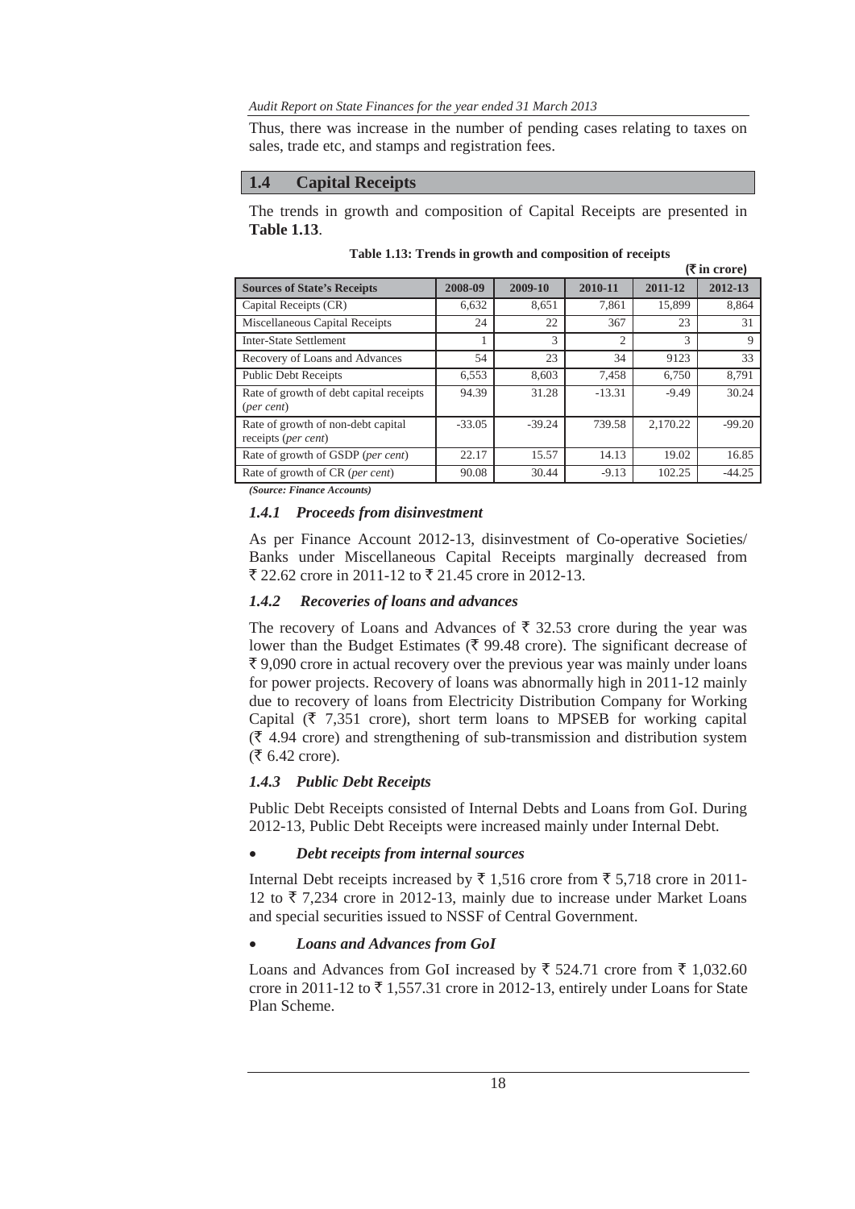Thus, there was increase in the number of pending cases relating to taxes on sales, trade etc, and stamps and registration fees.

## 1.4 Capital Receipts

The trends in growth and composition of Capital Receipts are presented in **Table 1.13**.

**Table 1.13: Trends in growth and composition of receipts**

**(₹ in crore)**

| Sources of State's Receipts | 2008-09 | 2009-10 | 2010-11 | 2011-12 | 2012-13 |
|---|---|---|---|---|---|
| Capital Receipts (CR) | 6,632 | 8,651 | 7,861 | 15,899 | 8,864 |
| Miscellaneous Capital Receipts | 24 | 22 | 367 | 23 | 31 |
| Inter-State Settlement | 1 | 3 | 2 | 3 | 9 |
| Recovery of Loans and Advances | 54 | 23 | 34 | 9123 | 33 |
| Public Debt Receipts | 6,553 | 8,603 | 7,458 | 6,750 | 8,791 |
| Rate of growth of debt capital receipts (*per cent*) | 94.39 | 31.28 | -13.31 | -9.49 | 30.24 |
| Rate of growth of non-debt capital receipts (*per cent*) | -33.05 | -39.24 | 739.58 | 2,170.22 | -99.20 |
| Rate of growth of GSDP (*per cent*) | 22.17 | 15.57 | 14.13 | 19.02 | 16.85 |
| Rate of growth of CR (*per cent*) | 90.08 | 30.44 | -9.13 | 102.25 | -44.25 |

***(Source: Finance Accounts)***

### *1.4.1 Proceeds from disinvestment*

As per Finance Account 2012-13, disinvestment of Co-operative Societies/ Banks under Miscellaneous Capital Receipts marginally decreased from ₹ 22.62 crore in 2011-12 to ₹ 21.45 crore in 2012-13.

### *1.4.2 Recoveries of loans and advances*

The recovery of Loans and Advances of ₹ 32.53 crore during the year was lower than the Budget Estimates (₹ 99.48 crore). The significant decrease of ₹ 9,090 crore in actual recovery over the previous year was mainly under loans for power projects. Recovery of loans was abnormally high in 2011-12 mainly due to recovery of loans from Electricity Distribution Company for Working Capital (₹ 7,351 crore), short term loans to MPSEB for working capital (₹ 4.94 crore) and strengthening of sub-transmission and distribution system (₹ 6.42 crore).

### *1.4.3 Public Debt Receipts*

Public Debt Receipts consisted of Internal Debts and Loans from GoI. During 2012-13, Public Debt Receipts were increased mainly under Internal Debt.

- ***Debt receipts from internal sources***

Internal Debt receipts increased by ₹ 1,516 crore from ₹ 5,718 crore in 2011-12 to ₹ 7,234 crore in 2012-13, mainly due to increase under Market Loans and special securities issued to NSSF of Central Government.

- ***Loans and Advances from GoI***

Loans and Advances from GoI increased by ₹ 524.71 crore from ₹ 1,032.60 crore in 2011-12 to ₹ 1,557.31 crore in 2012-13, entirely under Loans for State Plan Scheme.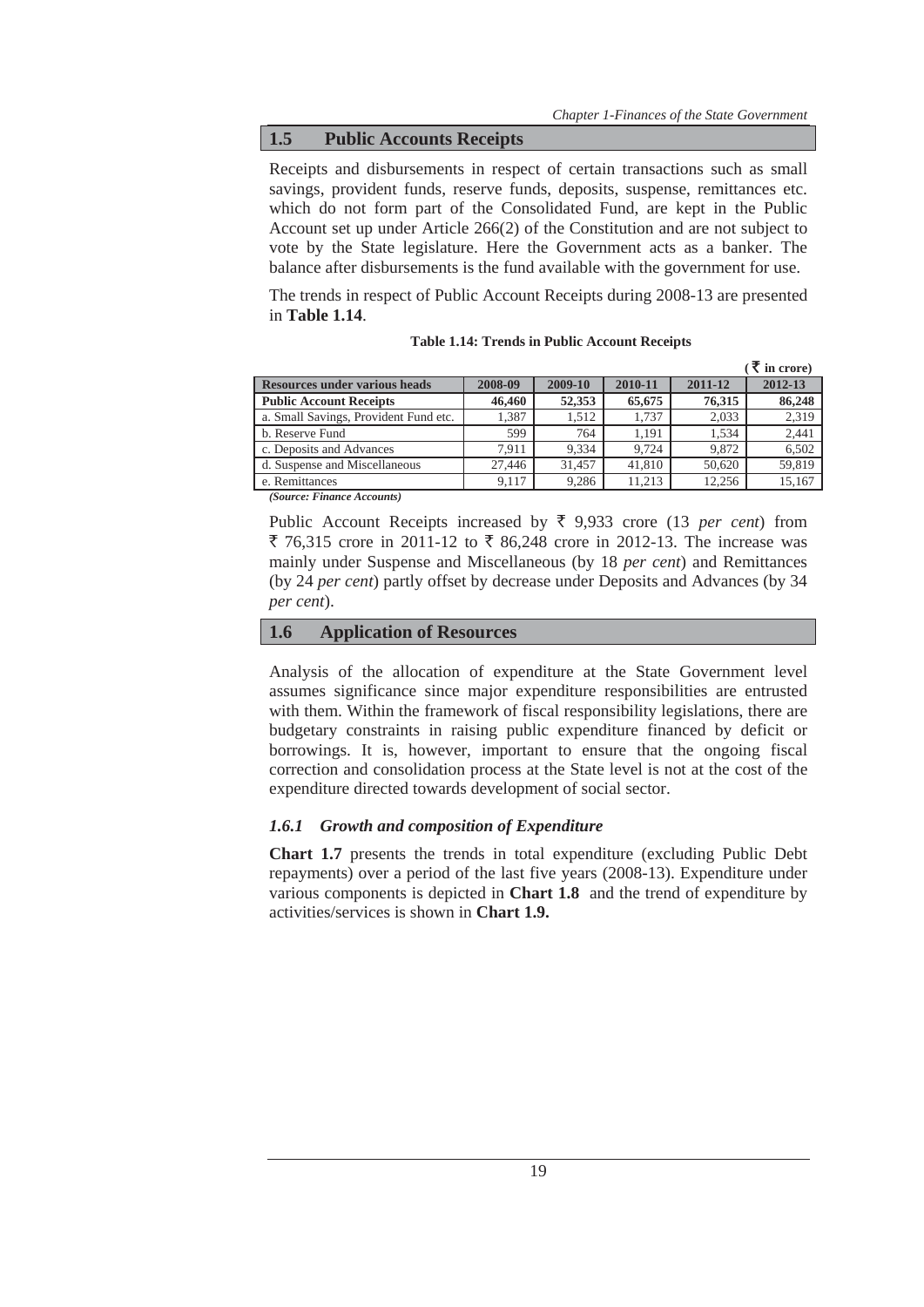## 1.5 Public Accounts Receipts

Receipts and disbursements in respect of certain transactions such as small savings, provident funds, reserve funds, deposits, suspense, remittances etc. which do not form part of the Consolidated Fund, are kept in the Public Account set up under Article 266(2) of the Constitution and are not subject to vote by the State legislature. Here the Government acts as a banker. The balance after disbursements is the fund available with the government for use.

The trends in respect of Public Account Receipts during 2008-13 are presented in **Table 1.14**.

**Table 1.14: Trends in Public Account Receipts**

(₹ in crore)

| Resources under various heads | 2008-09 | 2009-10 | 2010-11 | 2011-12 | 2012-13 |
|---|---|---|---|---|---|
| **Public Account Receipts** | **46,460** | **52,353** | **65,675** | **76,315** | **86,248** |
| a. Small Savings, Provident Fund etc. | 1,387 | 1,512 | 1,737 | 2,033 | 2,319 |
| b. Reserve Fund | 599 | 764 | 1,191 | 1,534 | 2,441 |
| c. Deposits and Advances | 7,911 | 9,334 | 9,724 | 9,872 | 6,502 |
| d. Suspense and Miscellaneous | 27,446 | 31,457 | 41,810 | 50,620 | 59,819 |
| e. Remittances | 9,117 | 9,286 | 11,213 | 12,256 | 15,167 |

*(Source: Finance Accounts)*

Public Account Receipts increased by ₹ 9,933 crore (13 *per cent*) from ₹ 76,315 crore in 2011-12 to ₹ 86,248 crore in 2012-13. The increase was mainly under Suspense and Miscellaneous (by 18 *per cent*) and Remittances (by 24 *per cent*) partly offset by decrease under Deposits and Advances (by 34 *per cent*).

## 1.6 Application of Resources

Analysis of the allocation of expenditure at the State Government level assumes significance since major expenditure responsibilities are entrusted with them. Within the framework of fiscal responsibility legislations, there are budgetary constraints in raising public expenditure financed by deficit or borrowings. It is, however, important to ensure that the ongoing fiscal correction and consolidation process at the State level is not at the cost of the expenditure directed towards development of social sector.

### *1.6.1 Growth and composition of Expenditure*

**Chart 1.7** presents the trends in total expenditure (excluding Public Debt repayments) over a period of the last five years (2008-13). Expenditure under various components is depicted in **Chart 1.8** and the trend of expenditure by activities/services is shown in **Chart 1.9.**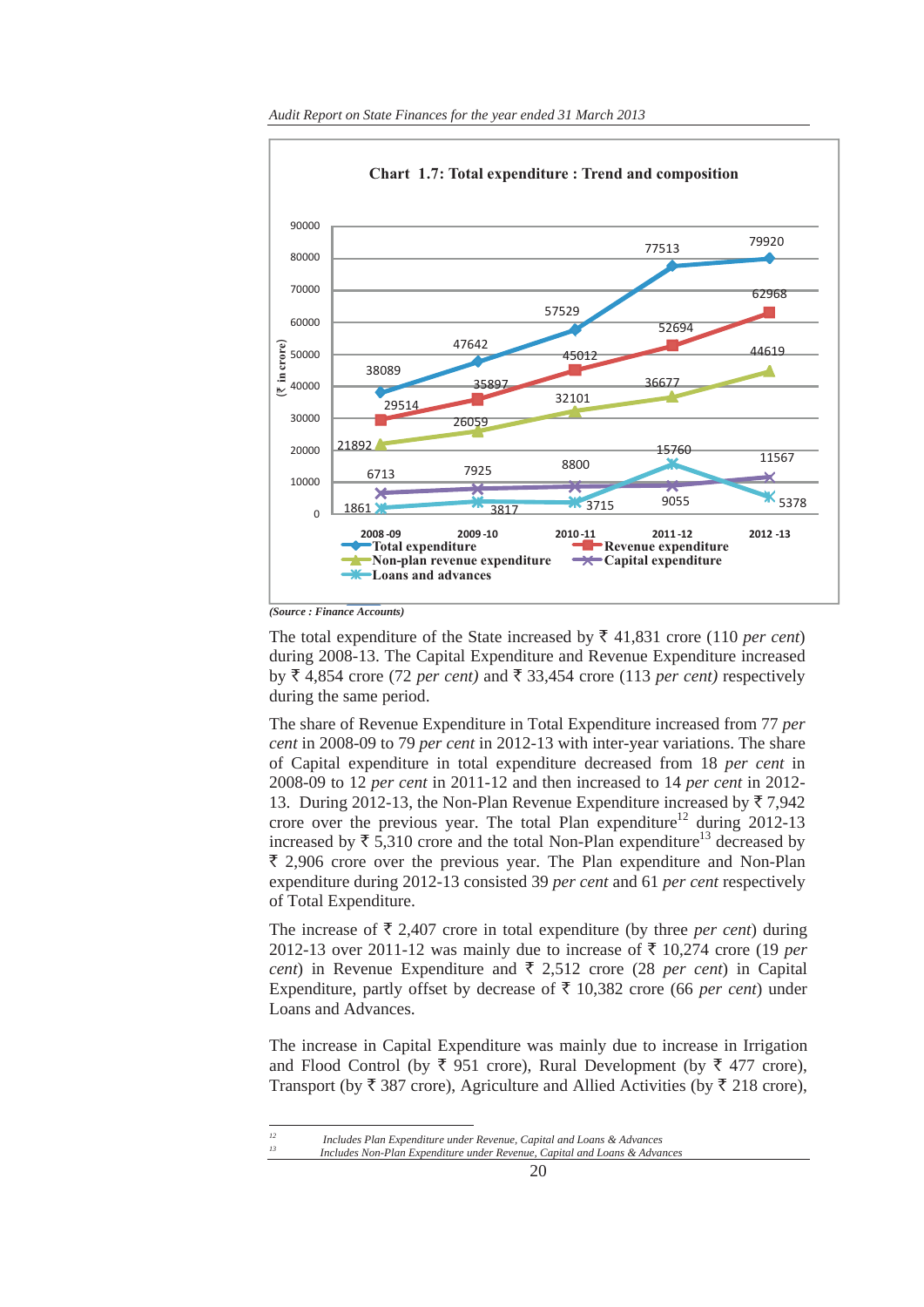**Chart 1.7: Total expenditure : Trend and composition**

| (₹ in crore) | 2008-09 | 2009-10 | 2010-11 | 2011-12 | 2012-13 |
|---|---|---|---|---|---|
| Total expenditure | 38089 | 47642 | 57529 | 77513 | 79920 |
| Revenue expenditure | 29514 | 35897 | 45012 | 52694 | 62968 |
| Non-plan revenue expenditure | 21892 | 26059 | 32101 | 36677 | 44619 |
| Capital expenditure | 6713 | 7925 | 8800 | 9055 | 11567 |
| Loans and advances | 1861 | 3817 | 3715 | 15760 | 5378 |

*(Source : Finance Accounts)*

The total expenditure of the State increased by ₹ 41,831 crore (110 *per cent*) during 2008-13. The Capital Expenditure and Revenue Expenditure increased by ₹ 4,854 crore (72 *per cent)* and ₹ 33,454 crore (113 *per cent)* respectively during the same period.

The share of Revenue Expenditure in Total Expenditure increased from 77 *per cent* in 2008-09 to 79 *per cent* in 2012-13 with inter-year variations. The share of Capital expenditure in total expenditure decreased from 18 *per cent* in 2008-09 to 12 *per cent* in 2011-12 and then increased to 14 *per cent* in 2012-13. During 2012-13, the Non-Plan Revenue Expenditure increased by ₹ 7,942 crore over the previous year. The total Plan expenditure[12] during 2012-13 increased by ₹ 5,310 crore and the total Non-Plan expenditure[13] decreased by ₹ 2,906 crore over the previous year. The Plan expenditure and Non-Plan expenditure during 2012-13 consisted 39 *per cent* and 61 *per cent* respectively of Total Expenditure.

The increase of ₹ 2,407 crore in total expenditure (by three *per cent*) during 2012-13 over 2011-12 was mainly due to increase of ₹ 10,274 crore (19 *per cent*) in Revenue Expenditure and ₹ 2,512 crore (28 *per cent*) in Capital Expenditure, partly offset by decrease of ₹ 10,382 crore (66 *per cent*) under Loans and Advances.

The increase in Capital Expenditure was mainly due to increase in Irrigation and Flood Control (by ₹ 951 crore), Rural Development (by ₹ 477 crore), Transport (by ₹ 387 crore), Agriculture and Allied Activities (by ₹ 218 crore),

---

[12] Includes Plan Expenditure under Revenue, Capital and Loans & Advances

[13] Includes Non-Plan Expenditure under Revenue, Capital and Loans & Advances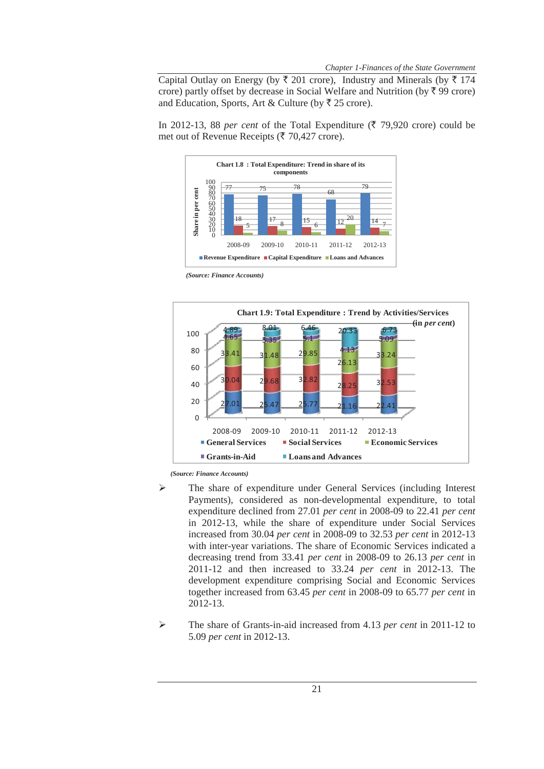Capital Outlay on Energy (by ₹ 201 crore), Industry and Minerals (by ₹ 174 crore) partly offset by decrease in Social Welfare and Nutrition (by ₹ 99 crore) and Education, Sports, Art & Culture (by ₹ 25 crore).

In 2012-13, 88 *per cent* of the Total Expenditure (₹ 79,920 crore) could be met out of Revenue Receipts (₹ 70,427 crore).

**Chart 1.8 : Total Expenditure: Trend in share of its components**

| Year | Revenue Expenditure | Capital Expenditure | Loans and Advances |
|---|---|---|---|
| 2008-09 | 77 | 18 | 5 |
| 2009-10 | 75 | 17 | 8 |
| 2010-11 | 78 | 15 | 6 |
| 2011-12 | 68 | 12 | 20 |
| 2012-13 | 79 | 14 | 7 |

*(Source: Finance Accounts)*

**Chart 1.9: Total Expenditure : Trend by Activities/Services**

(in *per cent*)

| Year | General Services | Social Services | Economic Services | Grants-in-Aid | Loans and Advances |
|---|---|---|---|---|---|
| 2008-09 | 27.01 | 30.04 | 33.41 | 4.65 | 4.89 |
| 2009-10 | 25.47 | 29.68 | 31.48 | 5.35 | 8.01 |
| 2010-11 | 25.77 | 32.82 | 29.85 | 5.1 | 6.46 |
| 2011-12 | 21.16 | 28.25 | 26.13 | 4.13 | 20.33 |
| 2012-13 | 22.41 | 32.53 | 33.24 | 5.09 | 6.73 |

*(Source: Finance Accounts)*

- The share of expenditure under General Services (including Interest Payments), considered as non-developmental expenditure, to total expenditure declined from 27.01 *per cent* in 2008-09 to 22.41 *per cent* in 2012-13, while the share of expenditure under Social Services increased from 30.04 *per cent* in 2008-09 to 32.53 *per cent* in 2012-13 with inter-year variations. The share of Economic Services indicated a decreasing trend from 33.41 *per cent* in 2008-09 to 26.13 *per cent* in 2011-12 and then increased to 33.24 *per cent* in 2012-13. The development expenditure comprising Social and Economic Services together increased from 63.45 *per cent* in 2008-09 to 65.77 *per cent* in 2012-13.

- The share of Grants-in-aid increased from 4.13 *per cent* in 2011-12 to 5.09 *per cent* in 2012-13.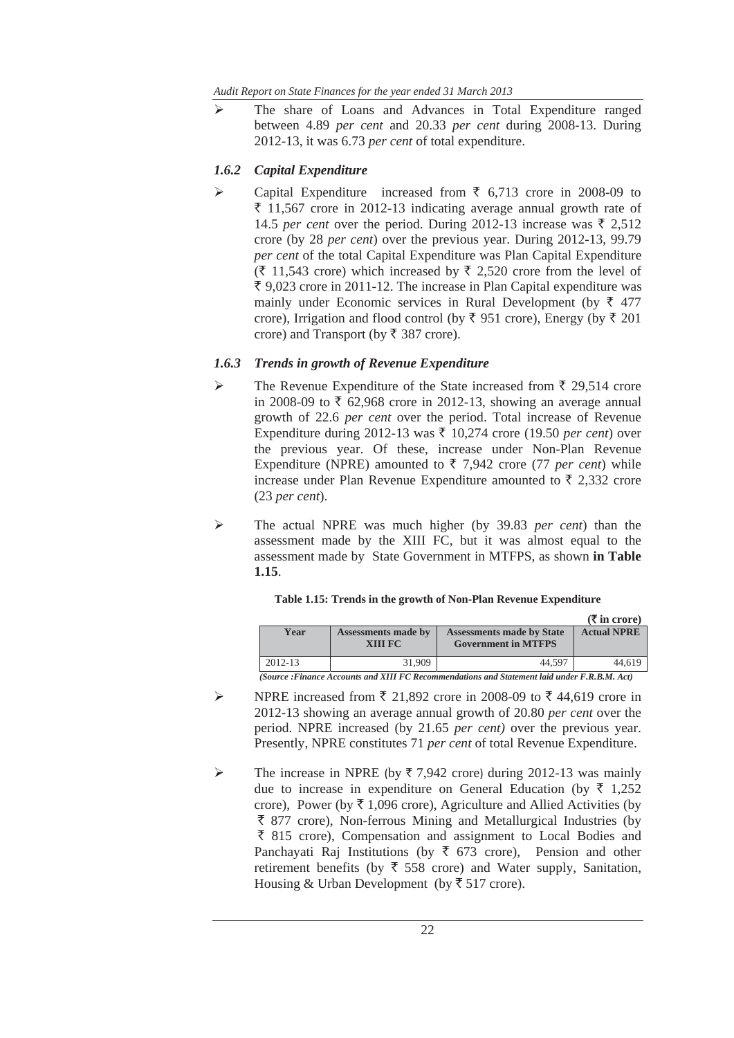- The share of Loans and Advances in Total Expenditure ranged between 4.89 *per cent* and 20.33 *per cent* during 2008-13. During 2012-13, it was 6.73 *per cent* of total expenditure.

### *1.6.2 Capital Expenditure*

- Capital Expenditure increased from ₹ 6,713 crore in 2008-09 to ₹ 11,567 crore in 2012-13 indicating average annual growth rate of 14.5 *per cent* over the period. During 2012-13 increase was ₹ 2,512 crore (by 28 *per cent*) over the previous year. During 2012-13, 99.79 *per cent* of the total Capital Expenditure was Plan Capital Expenditure (₹ 11,543 crore) which increased by ₹ 2,520 crore from the level of ₹ 9,023 crore in 2011-12. The increase in Plan Capital expenditure was mainly under Economic services in Rural Development (by ₹ 477 crore), Irrigation and flood control (by ₹ 951 crore), Energy (by ₹ 201 crore) and Transport (by ₹ 387 crore).

### *1.6.3 Trends in growth of Revenue Expenditure*

- The Revenue Expenditure of the State increased from ₹ 29,514 crore in 2008-09 to ₹ 62,968 crore in 2012-13, showing an average annual growth of 22.6 *per cent* over the period. Total increase of Revenue Expenditure during 2012-13 was ₹ 10,274 crore (19.50 *per cent*) over the previous year. Of these, increase under Non-Plan Revenue Expenditure (NPRE) amounted to ₹ 7,942 crore (77 *per cent*) while increase under Plan Revenue Expenditure amounted to ₹ 2,332 crore (23 *per cent*).

- The actual NPRE was much higher (by 39.83 *per cent*) than the assessment made by the XIII FC, but it was almost equal to the assessment made by State Government in MTFPS, as shown **in Table 1.15**.

**Table 1.15: Trends in the growth of Non-Plan Revenue Expenditure**

**(₹ in crore)**

| Year | Assessments made by XIII FC | Assessments made by State Government in MTFPS | Actual NPRE |
|---|---|---|---|
| 2012-13 | 31,909 | 44,597 | 44,619 |

*(Source :Finance Accounts and XIII FC Recommendations and Statement laid under F.R.B.M. Act)*

- NPRE increased from ₹ 21,892 crore in 2008-09 to ₹ 44,619 crore in 2012-13 showing an average annual growth of 20.80 *per cent* over the period. NPRE increased (by 21.65 *per cent)* over the previous year. Presently, NPRE constitutes 71 *per cent* of total Revenue Expenditure.

- The increase in NPRE (by ₹ 7,942 crore) during 2012-13 was mainly due to increase in expenditure on General Education (by ₹ 1,252 crore), Power (by ₹ 1,096 crore), Agriculture and Allied Activities (by ₹ 877 crore), Non-ferrous Mining and Metallurgical Industries (by ₹ 815 crore), Compensation and assignment to Local Bodies and Panchayati Raj Institutions (by ₹ 673 crore), Pension and other retirement benefits (by ₹ 558 crore) and Water supply, Sanitation, Housing & Urban Development (by ₹ 517 crore).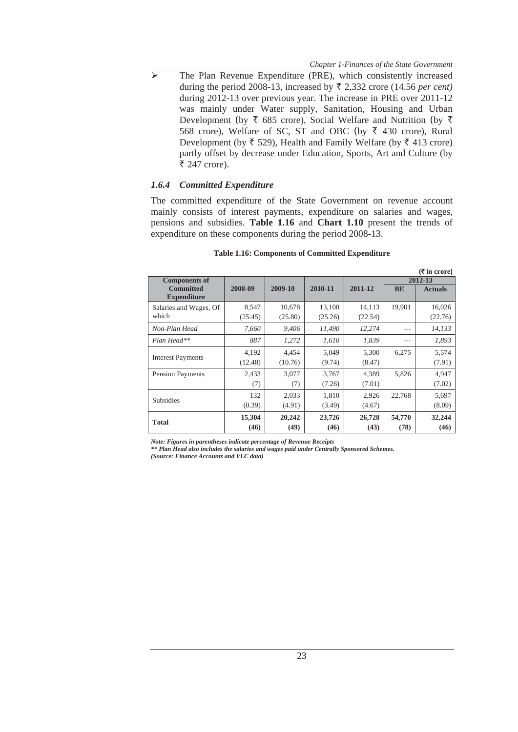- The Plan Revenue Expenditure (PRE), which consistently increased during the period 2008-13, increased by ₹ 2,332 crore (14.56 *per cent)* during 2012-13 over previous year. The increase in PRE over 2011-12 was mainly under Water supply, Sanitation, Housing and Urban Development (by ₹ 685 crore), Social Welfare and Nutrition (by ₹ 568 crore), Welfare of SC, ST and OBC (by ₹ 430 crore), Rural Development (by ₹ 529), Health and Family Welfare (by ₹ 413 crore) partly offset by decrease under Education, Sports, Art and Culture (by ₹ 247 crore).

### *1.6.4 Committed Expenditure*

The committed expenditure of the State Government on revenue account mainly consists of interest payments, expenditure on salaries and wages, pensions and subsidies. **Table 1.16** and **Chart 1.10** present the trends of expenditure on these components during the period 2008-13.

**Table 1.16: Components of Committed Expenditure**

**(₹ in crore)**

| Components of Committed Expenditure | 2008-09 | 2009-10 | 2010-11 | 2011-12 | 2012-13 | |
|---|---|---|---|---|---|---|
| | | | | | BE | Actuals |
| Salaries and Wages, Of which | 8,547 (25.45) | 10,678 (25.80) | 13,100 (25.26) | 14,113 (22.54) | 19,901 | 16,026 (22.76) |
| *Non-Plan Head* | *7,660* | *9,406* | *11,490* | *12,274* | --- | *14,133* |
| *Plan Head*** | *887* | *1,272* | *1,610* | *1,839* | --- | *1,893* |
| Interest Payments | 4,192 (12.48) | 4,454 (10.76) | 5,049 (9.74) | 5,300 (8.47) | 6,275 | 5,574 (7.91) |
| Pension Payments | 2,433 (7) | 3,077 (7) | 3,767 (7.26) | 4,389 (7.01) | 5,826 | 4,947 (7.02) |
| Subsidies | 132 (0.39) | 2,033 (4.91) | 1,810 (3.49) | 2,926 (4.67) | 22,768 | 5,697 (8.09) |
| **Total** | **15,304 (46)** | **20,242 (49)** | **23,726 (46)** | **26,728 (43)** | **54,770 (78)** | **32,244 (46)** |

***Note: Figures in parentheses indicate percentage of Revenue Receipts***

***** Plan Head also includes the salaries and wages paid under Centrally Sponsored Schemes.***

***(Source: Finance Accounts and VLC data)***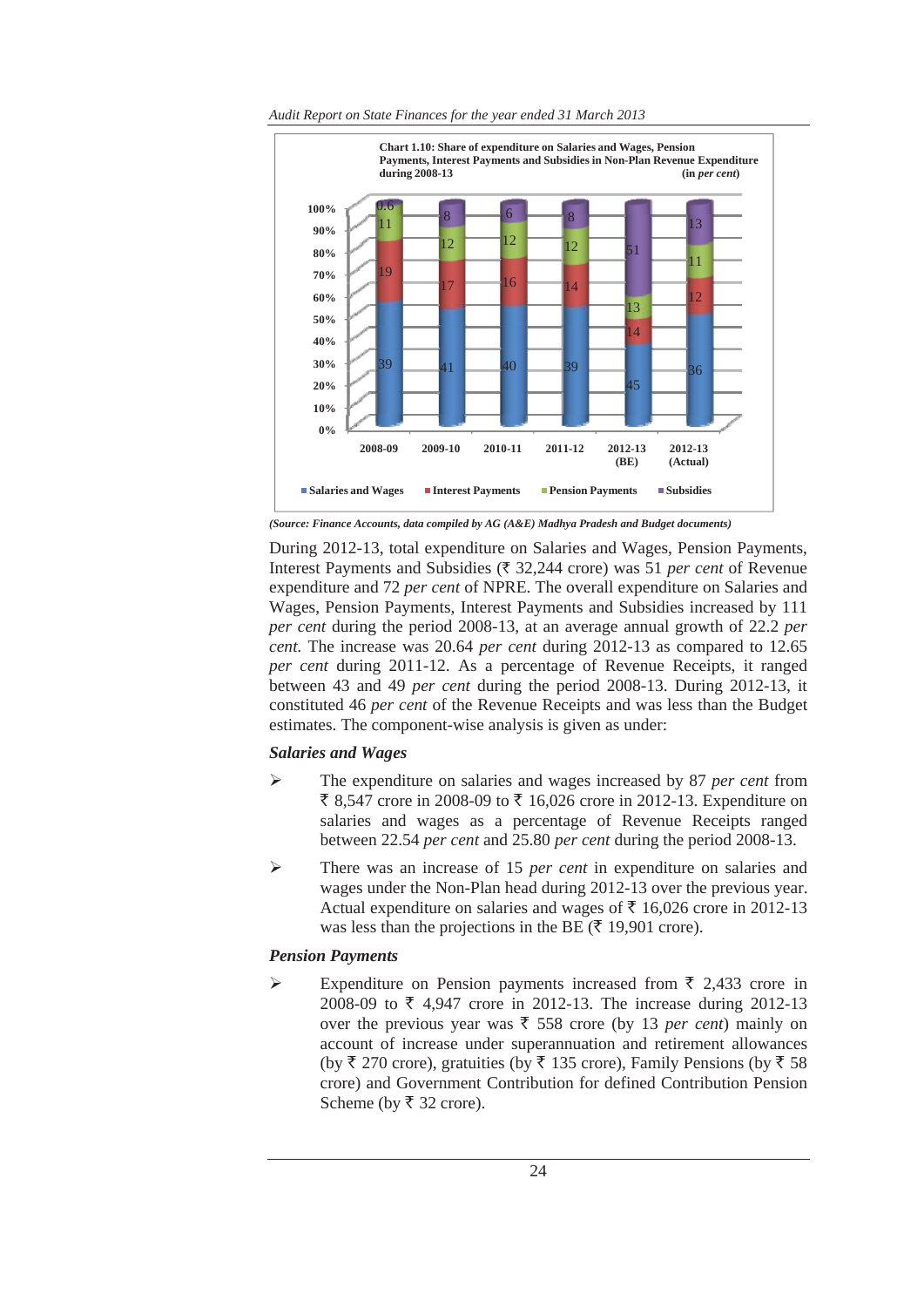**Chart 1.10: Share of expenditure on Salaries and Wages, Pension Payments, Interest Payments and Subsidies in Non-Plan Revenue Expenditure during 2008-13** (in *per cent*)

| | 2008-09 | 2009-10 | 2010-11 | 2011-12 | 2012-13 (BE) | 2012-13 (Actual) |
|---|---|---|---|---|---|---|
| Salaries and Wages | 39 | 41 | 40 | 39 | 45 | 36 |
| Interest Payments | 19 | 17 | 16 | 14 | 14 | 12 |
| Pension Payments | 11 | 12 | 12 | 12 | 13 | 11 |
| Subsidies | 0.6 | 8 | 6 | 8 | 51 | 13 |

*(Source: Finance Accounts, data compiled by AG (A&E) Madhya Pradesh and Budget documents)*

During 2012-13, total expenditure on Salaries and Wages, Pension Payments, Interest Payments and Subsidies (₹ 32,244 crore) was 51 *per cent* of Revenue expenditure and 72 *per cent* of NPRE. The overall expenditure on Salaries and Wages, Pension Payments, Interest Payments and Subsidies increased by 111 *per cent* during the period 2008-13, at an average annual growth of 22.2 *per cent.* The increase was 20.64 *per cent* during 2012-13 as compared to 12.65 *per cent* during 2011-12. As a percentage of Revenue Receipts, it ranged between 43 and 49 *per cent* during the period 2008-13. During 2012-13, it constituted 46 *per cent* of the Revenue Receipts and was less than the Budget estimates. The component-wise analysis is given as under:

***Salaries and Wages***

- The expenditure on salaries and wages increased by 87 *per cent* from ₹ 8,547 crore in 2008-09 to ₹ 16,026 crore in 2012-13. Expenditure on salaries and wages as a percentage of Revenue Receipts ranged between 22.54 *per cent* and 25.80 *per cent* during the period 2008-13.
- There was an increase of 15 *per cent* in expenditure on salaries and wages under the Non-Plan head during 2012-13 over the previous year. Actual expenditure on salaries and wages of ₹ 16,026 crore in 2012-13 was less than the projections in the BE (₹ 19,901 crore).

***Pension Payments***

- Expenditure on Pension payments increased from ₹ 2,433 crore in 2008-09 to ₹ 4,947 crore in 2012-13. The increase during 2012-13 over the previous year was ₹ 558 crore (by 13 *per cent*) mainly on account of increase under superannuation and retirement allowances (by ₹ 270 crore), gratuities (by ₹ 135 crore), Family Pensions (by ₹ 58 crore) and Government Contribution for defined Contribution Pension Scheme (by ₹ 32 crore).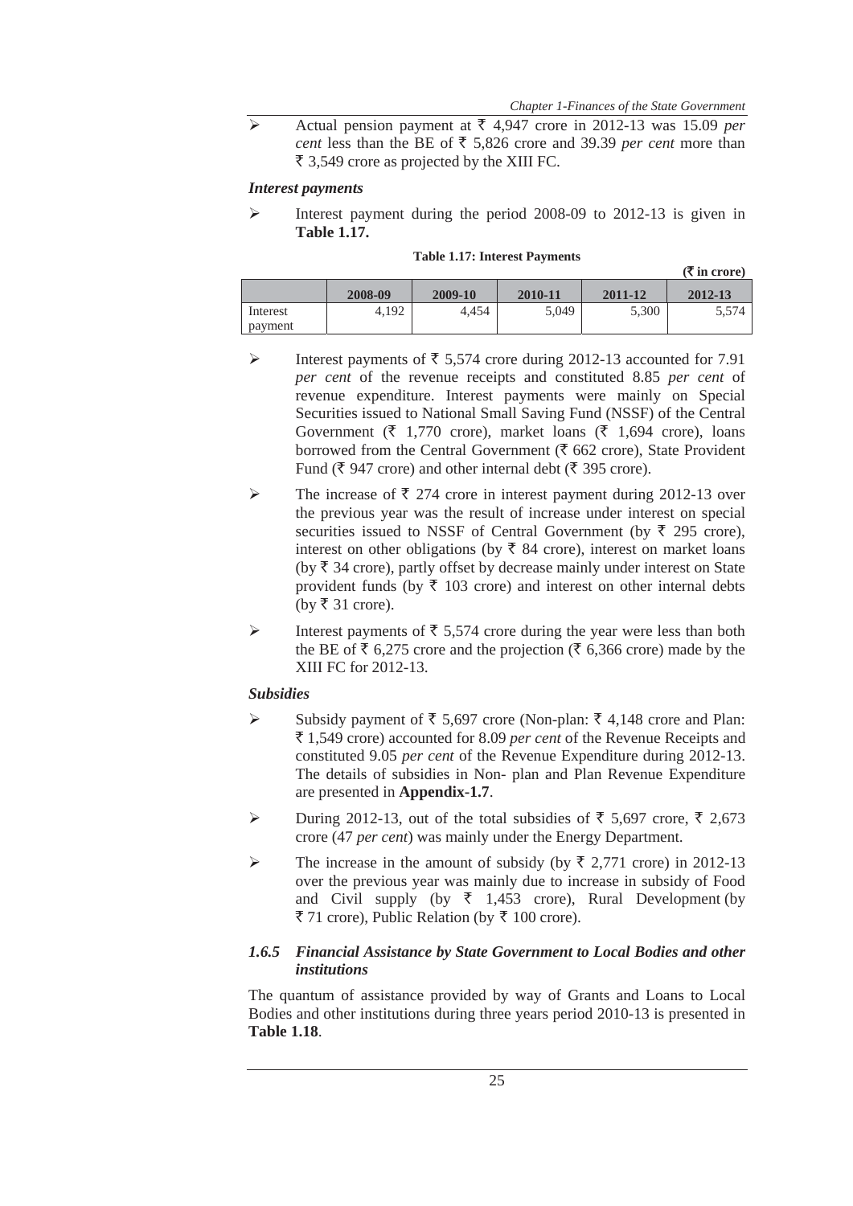- Actual pension payment at ₹ 4,947 crore in 2012-13 was 15.09 *per cent* less than the BE of ₹ 5,826 crore and 39.39 *per cent* more than ₹ 3,549 crore as projected by the XIII FC.

### *Interest payments*

- Interest payment during the period 2008-09 to 2012-13 is given in **Table 1.17.**

**Table 1.17: Interest Payments**

**(₹ in crore)**

| | 2008-09 | 2009-10 | 2010-11 | 2011-12 | 2012-13 |
|---|---|---|---|---|---|
| Interest payment | 4,192 | 4,454 | 5,049 | 5,300 | 5,574 |

- Interest payments of ₹ 5,574 crore during 2012-13 accounted for 7.91 *per cent* of the revenue receipts and constituted 8.85 *per cent* of revenue expenditure. Interest payments were mainly on Special Securities issued to National Small Saving Fund (NSSF) of the Central Government (₹ 1,770 crore), market loans (₹ 1,694 crore), loans borrowed from the Central Government (₹ 662 crore), State Provident Fund (₹ 947 crore) and other internal debt (₹ 395 crore).
- The increase of ₹ 274 crore in interest payment during 2012-13 over the previous year was the result of increase under interest on special securities issued to NSSF of Central Government (by ₹ 295 crore), interest on other obligations (by ₹ 84 crore), interest on market loans (by ₹ 34 crore), partly offset by decrease mainly under interest on State provident funds (by ₹ 103 crore) and interest on other internal debts (by ₹ 31 crore).
- Interest payments of ₹ 5,574 crore during the year were less than both the BE of ₹ 6,275 crore and the projection (₹ 6,366 crore) made by the XIII FC for 2012-13.

### *Subsidies*

- Subsidy payment of ₹ 5,697 crore (Non-plan: ₹ 4,148 crore and Plan: ₹ 1,549 crore) accounted for 8.09 *per cent* of the Revenue Receipts and constituted 9.05 *per cent* of the Revenue Expenditure during 2012-13. The details of subsidies in Non- plan and Plan Revenue Expenditure are presented in **Appendix-1.7**.
- During 2012-13, out of the total subsidies of ₹ 5,697 crore, ₹ 2,673 crore (47 *per cent*) was mainly under the Energy Department.
- The increase in the amount of subsidy (by ₹ 2,771 crore) in 2012-13 over the previous year was mainly due to increase in subsidy of Food and Civil supply (by ₹ 1,453 crore), Rural Development (by ₹ 71 crore), Public Relation (by ₹ 100 crore).

### *1.6.5 Financial Assistance by State Government to Local Bodies and other institutions*

The quantum of assistance provided by way of Grants and Loans to Local Bodies and other institutions during three years period 2010-13 is presented in **Table 1.18**.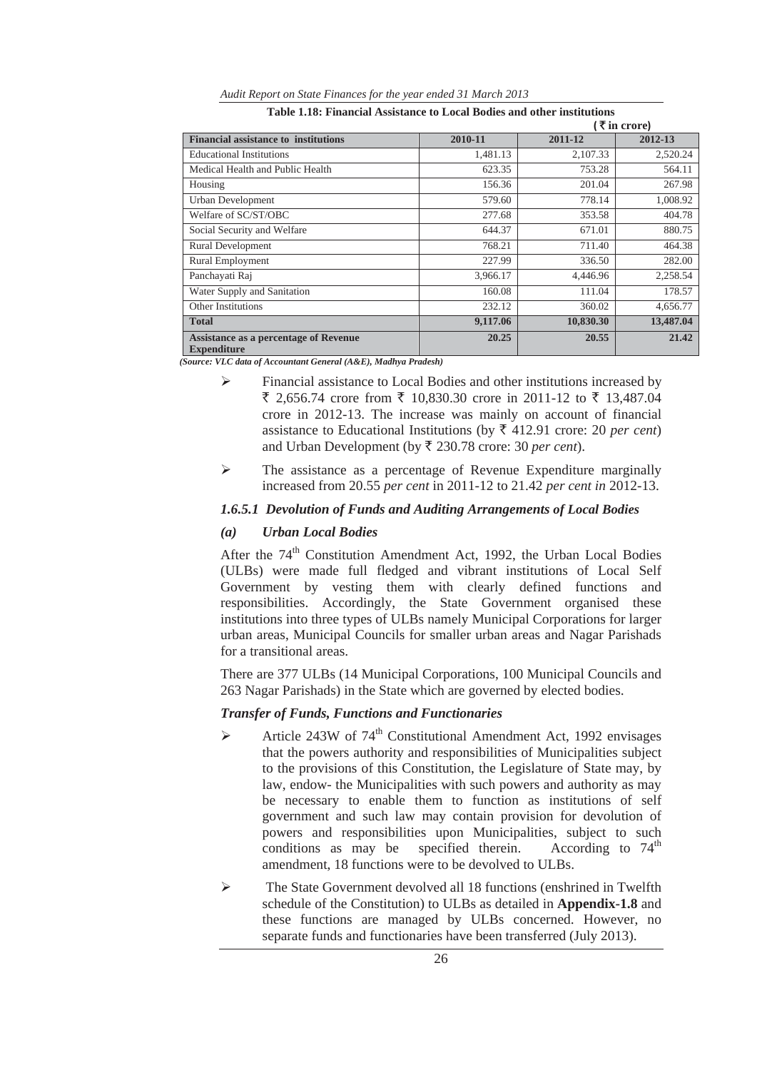**Table 1.18: Financial Assistance to Local Bodies and other institutions**

(₹ in crore)

| Financial assistance to institutions | 2010-11 | 2011-12 | 2012-13 |
|---|---|---|---|
| Educational Institutions | 1,481.13 | 2,107.33 | 2,520.24 |
| Medical Health and Public Health | 623.35 | 753.28 | 564.11 |
| Housing | 156.36 | 201.04 | 267.98 |
| Urban Development | 579.60 | 778.14 | 1,008.92 |
| Welfare of SC/ST/OBC | 277.68 | 353.58 | 404.78 |
| Social Security and Welfare | 644.37 | 671.01 | 880.75 |
| Rural Development | 768.21 | 711.40 | 464.38 |
| Rural Employment | 227.99 | 336.50 | 282.00 |
| Panchayati Raj | 3,966.17 | 4,446.96 | 2,258.54 |
| Water Supply and Sanitation | 160.08 | 111.04 | 178.57 |
| Other Institutions | 232.12 | 360.02 | 4,656.77 |
| **Total** | **9,117.06** | **10,830.30** | **13,487.04** |
| **Assistance as a percentage of Revenue Expenditure** | **20.25** | **20.55** | **21.42** |

*(Source: VLC data of Accountant General (A&E), Madhya Pradesh)*

- Financial assistance to Local Bodies and other institutions increased by ₹ 2,656.74 crore from ₹ 10,830.30 crore in 2011-12 to ₹ 13,487.04 crore in 2012-13. The increase was mainly on account of financial assistance to Educational Institutions (by ₹ 412.91 crore: 20 *per cent*) and Urban Development (by ₹ 230.78 crore: 30 *per cent*).
- The assistance as a percentage of Revenue Expenditure marginally increased from 20.55 *per cent* in 2011-12 to 21.42 *per cent in* 2012-13.

### *1.6.5.1 Devolution of Funds and Auditing Arrangements of Local Bodies*

#### *(a) Urban Local Bodies*

After the 74th Constitution Amendment Act, 1992, the Urban Local Bodies (ULBs) were made full fledged and vibrant institutions of Local Self Government by vesting them with clearly defined functions and responsibilities. Accordingly, the State Government organised these institutions into three types of ULBs namely Municipal Corporations for larger urban areas, Municipal Councils for smaller urban areas and Nagar Parishads for a transitional areas.

There are 377 ULBs (14 Municipal Corporations, 100 Municipal Councils and 263 Nagar Parishads) in the State which are governed by elected bodies.

#### *Transfer of Funds, Functions and Functionaries*

- Article 243W of 74th Constitutional Amendment Act, 1992 envisages that the powers authority and responsibilities of Municipalities subject to the provisions of this Constitution, the Legislature of State may, by law, endow- the Municipalities with such powers and authority as may be necessary to enable them to function as institutions of self government and such law may contain provision for devolution of powers and responsibilities upon Municipalities, subject to such conditions as may be specified therein. According to 74th amendment, 18 functions were to be devolved to ULBs.
- The State Government devolved all 18 functions (enshrined in Twelfth schedule of the Constitution) to ULBs as detailed in **Appendix-1.8** and these functions are managed by ULBs concerned. However, no separate funds and functionaries have been transferred (July 2013).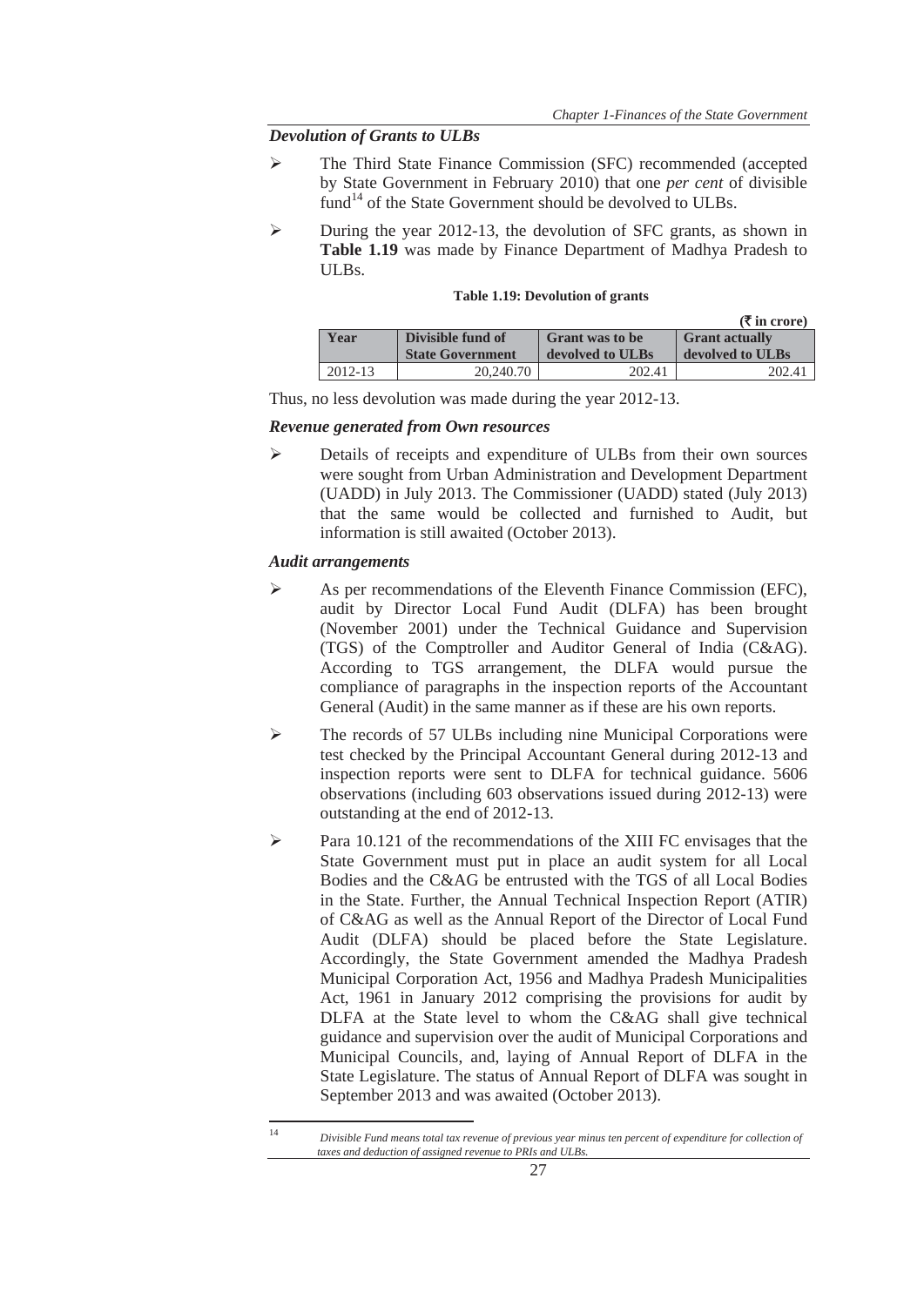### *Devolution of Grants to ULBs*

- The Third State Finance Commission (SFC) recommended (accepted by State Government in February 2010) that one *per cent* of divisible fund[14] of the State Government should be devolved to ULBs.
- During the year 2012-13, the devolution of SFC grants, as shown in **Table 1.19** was made by Finance Department of Madhya Pradesh to ULBs.

**Table 1.19: Devolution of grants**

**(₹ in crore)**

| Year | Divisible fund of State Government | Grant was to be devolved to ULBs | Grant actually devolved to ULBs |
|---|---|---|---|
| 2012-13 | 20,240.70 | 202.41 | 202.41 |

Thus, no less devolution was made during the year 2012-13.

### *Revenue generated from Own resources*

- Details of receipts and expenditure of ULBs from their own sources were sought from Urban Administration and Development Department (UADD) in July 2013. The Commissioner (UADD) stated (July 2013) that the same would be collected and furnished to Audit, but information is still awaited (October 2013).

### *Audit arrangements*

- As per recommendations of the Eleventh Finance Commission (EFC), audit by Director Local Fund Audit (DLFA) has been brought (November 2001) under the Technical Guidance and Supervision (TGS) of the Comptroller and Auditor General of India (C&AG). According to TGS arrangement, the DLFA would pursue the compliance of paragraphs in the inspection reports of the Accountant General (Audit) in the same manner as if these are his own reports.
- The records of 57 ULBs including nine Municipal Corporations were test checked by the Principal Accountant General during 2012-13 and inspection reports were sent to DLFA for technical guidance. 5606 observations (including 603 observations issued during 2012-13) were outstanding at the end of 2012-13.
- Para 10.121 of the recommendations of the XIII FC envisages that the State Government must put in place an audit system for all Local Bodies and the C&AG be entrusted with the TGS of all Local Bodies in the State. Further, the Annual Technical Inspection Report (ATIR) of C&AG as well as the Annual Report of the Director of Local Fund Audit (DLFA) should be placed before the State Legislature. Accordingly, the State Government amended the Madhya Pradesh Municipal Corporation Act, 1956 and Madhya Pradesh Municipalities Act, 1961 in January 2012 comprising the provisions for audit by DLFA at the State level to whom the C&AG shall give technical guidance and supervision over the audit of Municipal Corporations and Municipal Councils, and, laying of Annual Report of DLFA in the State Legislature. The status of Annual Report of DLFA was sought in September 2013 and was awaited (October 2013).

---

[14] *Divisible Fund means total tax revenue of previous year minus ten percent of expenditure for collection of taxes and deduction of assigned revenue to PRIs and ULBs.*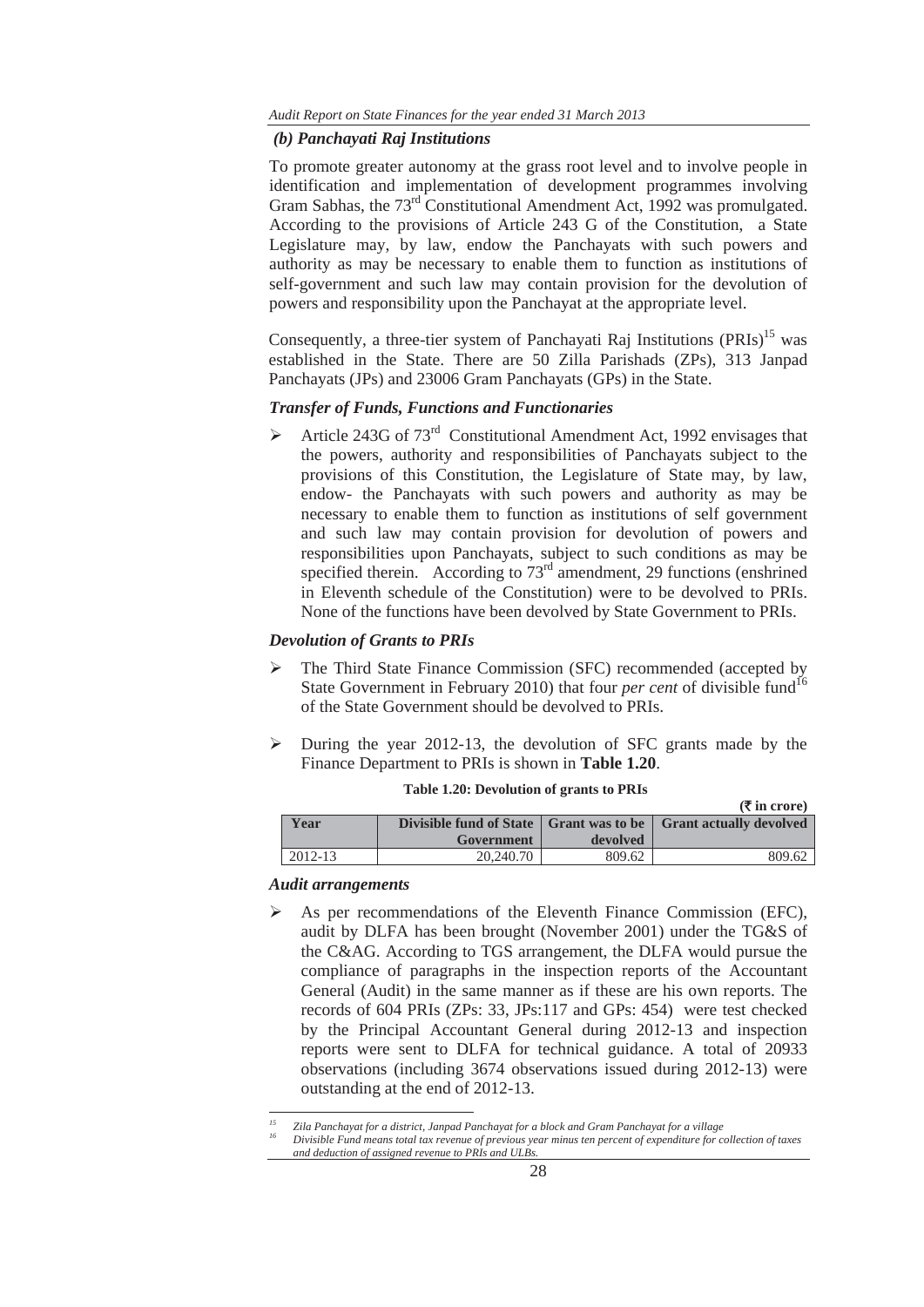### *(b) Panchayati Raj Institutions*

To promote greater autonomy at the grass root level and to involve people in identification and implementation of development programmes involving Gram Sabhas, the 73rd Constitutional Amendment Act, 1992 was promulgated. According to the provisions of Article 243 G of the Constitution, a State Legislature may, by law, endow the Panchayats with such powers and authority as may be necessary to enable them to function as institutions of self-government and such law may contain provision for the devolution of powers and responsibility upon the Panchayat at the appropriate level.

Consequently, a three-tier system of Panchayati Raj Institutions (PRIs)[15] was established in the State. There are 50 Zilla Parishads (ZPs), 313 Janpad Panchayats (JPs) and 23006 Gram Panchayats (GPs) in the State.

#### *Transfer of Funds, Functions and Functionaries*

- Article 243G of 73rd Constitutional Amendment Act, 1992 envisages that the powers, authority and responsibilities of Panchayats subject to the provisions of this Constitution, the Legislature of State may, by law, endow- the Panchayats with such powers and authority as may be necessary to enable them to function as institutions of self government and such law may contain provision for devolution of powers and responsibilities upon Panchayats, subject to such conditions as may be specified therein. According to 73rd amendment, 29 functions (enshrined in Eleventh schedule of the Constitution) were to be devolved to PRIs. None of the functions have been devolved by State Government to PRIs.

#### *Devolution of Grants to PRIs*

- The Third State Finance Commission (SFC) recommended (accepted by State Government in February 2010) that four *per cent* of divisible fund[16] of the State Government should be devolved to PRIs.
- During the year 2012-13, the devolution of SFC grants made by the Finance Department to PRIs is shown in **Table 1.20**.

**Table 1.20: Devolution of grants to PRIs**

**(₹ in crore)**

| Year | Divisible fund of State Government | Grant was to be devolved | Grant actually devolved |
|---|---|---|---|
| 2012-13 | 20,240.70 | 809.62 | 809.62 |

#### *Audit arrangements*

- As per recommendations of the Eleventh Finance Commission (EFC), audit by DLFA has been brought (November 2001) under the TG&S of the C&AG. According to TGS arrangement, the DLFA would pursue the compliance of paragraphs in the inspection reports of the Accountant General (Audit) in the same manner as if these are his own reports. The records of 604 PRIs (ZPs: 33, JPs:117 and GPs: 454) were test checked by the Principal Accountant General during 2012-13 and inspection reports were sent to DLFA for technical guidance. A total of 20933 observations (including 3674 observations issued during 2012-13) were outstanding at the end of 2012-13.

---

[15] *Zila Panchayat for a district, Janpad Panchayat for a block and Gram Panchayat for a village*

[16] *Divisible Fund means total tax revenue of previous year minus ten percent of expenditure for collection of taxes and deduction of assigned revenue to PRIs and ULBs.*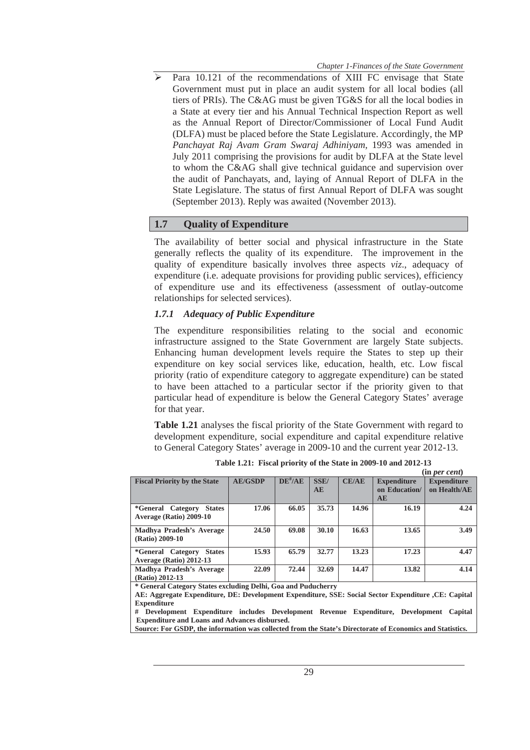- Para 10.121 of the recommendations of XIII FC envisage that State Government must put in place an audit system for all local bodies (all tiers of PRIs). The C&AG must be given TG&S for all the local bodies in a State at every tier and his Annual Technical Inspection Report as well as the Annual Report of Director/Commissioner of Local Fund Audit (DLFA) must be placed before the State Legislature. Accordingly, the MP *Panchayat Raj Avam Gram Swaraj Adhiniyam*, 1993 was amended in July 2011 comprising the provisions for audit by DLFA at the State level to whom the C&AG shall give technical guidance and supervision over the audit of Panchayats, and, laying of Annual Report of DLFA in the State Legislature. The status of first Annual Report of DLFA was sought (September 2013). Reply was awaited (November 2013).

## 1.7 Quality of Expenditure

The availability of better social and physical infrastructure in the State generally reflects the quality of its expenditure. The improvement in the quality of expenditure basically involves three aspects *viz.*, adequacy of expenditure (i.e. adequate provisions for providing public services), efficiency of expenditure use and its effectiveness (assessment of outlay-outcome relationships for selected services).

### *1.7.1 Adequacy of Public Expenditure*

The expenditure responsibilities relating to the social and economic infrastructure assigned to the State Government are largely State subjects. Enhancing human development levels require the States to step up their expenditure on key social services like, education, health, etc. Low fiscal priority (ratio of expenditure category to aggregate expenditure) can be stated to have been attached to a particular sector if the priority given to that particular head of expenditure is below the General Category States' average for that year.

**Table 1.21** analyses the fiscal priority of the State Government with regard to development expenditure, social expenditure and capital expenditure relative to General Category States' average in 2009-10 and the current year 2012-13.

**Table 1.21: Fiscal priority of the State in 2009-10 and 2012-13**

**(in *per cent*)**

| Fiscal Priority by the State | AE/GSDP | DE#/AE | SSE/AE | CE/AE | Expenditure on Education/AE | Expenditure on Health/AE |
|---|---|---|---|---|---|---|
| *General Category States Average (Ratio) 2009-10 | 17.06 | 66.05 | 35.73 | 14.96 | 16.19 | 4.24 |
| Madhya Pradesh's Average (Ratio) 2009-10 | 24.50 | 69.08 | 30.10 | 16.63 | 13.65 | 3.49 |
| *General Category States Average (Ratio) 2012-13 | 15.93 | 65.79 | 32.77 | 13.23 | 17.23 | 4.47 |
| Madhya Pradesh's Average (Ratio) 2012-13 | 22.09 | 72.44 | 32.69 | 14.47 | 13.82 | 4.14 |

**\* General Category States excluding Delhi, Goa and Puducherry**

**AE: Aggregate Expenditure, DE: Development Expenditure, SSE: Social Sector Expenditure ,CE: Capital Expenditure**

**# Development Expenditure includes Development Revenue Expenditure, Development Capital Expenditure and Loans and Advances disbursed.**

**Source: For GSDP, the information was collected from the State's Directorate of Economics and Statistics.**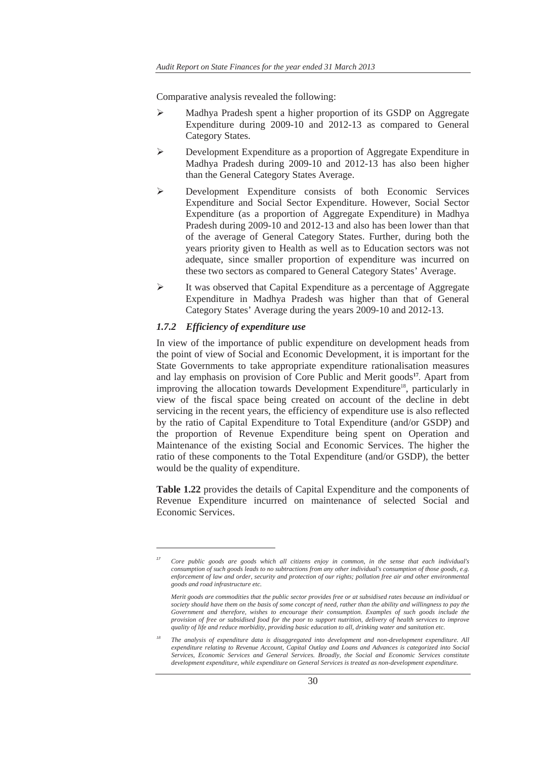Comparative analysis revealed the following:

- Madhya Pradesh spent a higher proportion of its GSDP on Aggregate Expenditure during 2009-10 and 2012-13 as compared to General Category States.
- Development Expenditure as a proportion of Aggregate Expenditure in Madhya Pradesh during 2009-10 and 2012-13 has also been higher than the General Category States Average.
- Development Expenditure consists of both Economic Services Expenditure and Social Sector Expenditure. However, Social Sector Expenditure (as a proportion of Aggregate Expenditure) in Madhya Pradesh during 2009-10 and 2012-13 and also has been lower than that of the average of General Category States. Further, during both the years priority given to Health as well as to Education sectors was not adequate, since smaller proportion of expenditure was incurred on these two sectors as compared to General Category States' Average.
- It was observed that Capital Expenditure as a percentage of Aggregate Expenditure in Madhya Pradesh was higher than that of General Category States' Average during the years 2009-10 and 2012-13.

### *1.7.2 Efficiency of expenditure use*

In view of the importance of public expenditure on development heads from the point of view of Social and Economic Development, it is important for the State Governments to take appropriate expenditure rationalisation measures and lay emphasis on provision of Core Public and Merit goods[17]. Apart from improving the allocation towards Development Expenditure[18], particularly in view of the fiscal space being created on account of the decline in debt servicing in the recent years, the efficiency of expenditure use is also reflected by the ratio of Capital Expenditure to Total Expenditure (and/or GSDP) and the proportion of Revenue Expenditure being spent on Operation and Maintenance of the existing Social and Economic Services. The higher the ratio of these components to the Total Expenditure (and/or GSDP), the better would be the quality of expenditure.

**Table 1.22** provides the details of Capital Expenditure and the components of Revenue Expenditure incurred on maintenance of selected Social and Economic Services.

---

[17] *Core public goods are goods which all citizens enjoy in common, in the sense that each individual's consumption of such goods leads to no subtractions from any other individual's consumption of those goods, e.g. enforcement of law and order, security and protection of our rights; pollution free air and other environmental goods and road infrastructure etc.*

*Merit goods are commodities that the public sector provides free or at subsidised rates because an individual or society should have them on the basis of some concept of need, rather than the ability and willingness to pay the Government and therefore, wishes to encourage their consumption. Examples of such goods include the provision of free or subsidised food for the poor to support nutrition, delivery of health services to improve quality of life and reduce morbidity, providing basic education to all, drinking water and sanitation etc.*

[18] *The analysis of expenditure data is disaggregated into development and non-development expenditure. All expenditure relating to Revenue Account, Capital Outlay and Loans and Advances is categorized into Social Services, Economic Services and General Services. Broadly, the Social and Economic Services constitute development expenditure, while expenditure on General Services is treated as non-development expenditure.*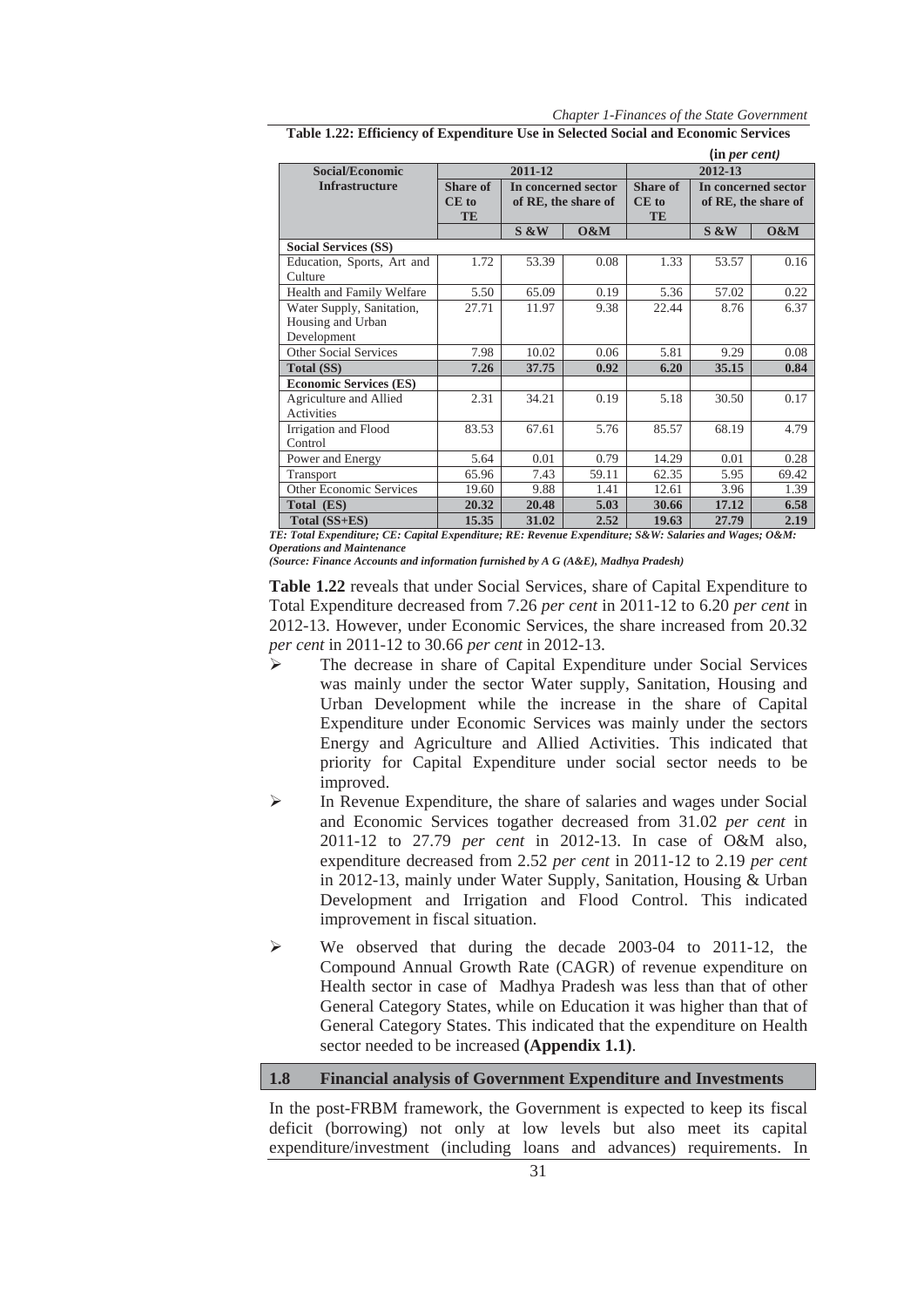**Table 1.22: Efficiency of Expenditure Use in Selected Social and Economic Services**

**(in *per cent*)**

| Social/Economic Infrastructure | 2011-12 | | | 2012-13 | | |
|---|---|---|---|---|---|---|
| | Share of CE to TE | In concerned sector of RE, the share of | | Share of CE to TE | In concerned sector of RE, the share of | |
| | | S &W | O&M | | S &W | O&M |
| **Social Services (SS)** | | | | | | |
| Education, Sports, Art and Culture | 1.72 | 53.39 | 0.08 | 1.33 | 53.57 | 0.16 |
| Health and Family Welfare | 5.50 | 65.09 | 0.19 | 5.36 | 57.02 | 0.22 |
| Water Supply, Sanitation, Housing and Urban Development | 27.71 | 11.97 | 9.38 | 22.44 | 8.76 | 6.37 |
| Other Social Services | 7.98 | 10.02 | 0.06 | 5.81 | 9.29 | 0.08 |
| **Total (SS)** | **7.26** | **37.75** | **0.92** | **6.20** | **35.15** | **0.84** |
| **Economic Services (ES)** | | | | | | |
| Agriculture and Allied Activities | 2.31 | 34.21 | 0.19 | 5.18 | 30.50 | 0.17 |
| Irrigation and Flood Control | 83.53 | 67.61 | 5.76 | 85.57 | 68.19 | 4.79 |
| Power and Energy | 5.64 | 0.01 | 0.79 | 14.29 | 0.01 | 0.28 |
| Transport | 65.96 | 7.43 | 59.11 | 62.35 | 5.95 | 69.42 |
| Other Economic Services | 19.60 | 9.88 | 1.41 | 12.61 | 3.96 | 1.39 |
| **Total (ES)** | **20.32** | **20.48** | **5.03** | **30.66** | **17.12** | **6.58** |
| **Total (SS+ES)** | **15.35** | **31.02** | **2.52** | **19.63** | **27.79** | **2.19** |

***TE: Total Expenditure; CE: Capital Expenditure; RE: Revenue Expenditure; S&W: Salaries and Wages; O&M: Operations and Maintenance***

*(Source: Finance Accounts and information furnished by A G (A&E), Madhya Pradesh)*

**Table 1.22** reveals that under Social Services, share of Capital Expenditure to Total Expenditure decreased from 7.26 *per cent* in 2011-12 to 6.20 *per cent* in 2012-13. However, under Economic Services, the share increased from 20.32 *per cent* in 2011-12 to 30.66 *per cent* in 2012-13.

- The decrease in share of Capital Expenditure under Social Services was mainly under the sector Water supply, Sanitation, Housing and Urban Development while the increase in the share of Capital Expenditure under Economic Services was mainly under the sectors Energy and Agriculture and Allied Activities. This indicated that priority for Capital Expenditure under social sector needs to be improved.
- In Revenue Expenditure, the share of salaries and wages under Social and Economic Services togather decreased from 31.02 *per cent* in 2011-12 to 27.79 *per cent* in 2012-13. In case of O&M also, expenditure decreased from 2.52 *per cent* in 2011-12 to 2.19 *per cent* in 2012-13, mainly under Water Supply, Sanitation, Housing & Urban Development and Irrigation and Flood Control. This indicated improvement in fiscal situation.
- We observed that during the decade 2003-04 to 2011-12, the Compound Annual Growth Rate (CAGR) of revenue expenditure on Health sector in case of Madhya Pradesh was less than that of other General Category States, while on Education it was higher than that of General Category States. This indicated that the expenditure on Health sector needed to be increased **(Appendix 1.1)**.

## 1.8 Financial analysis of Government Expenditure and Investments

In the post-FRBM framework, the Government is expected to keep its fiscal deficit (borrowing) not only at low levels but also meet its capital expenditure/investment (including loans and advances) requirements. In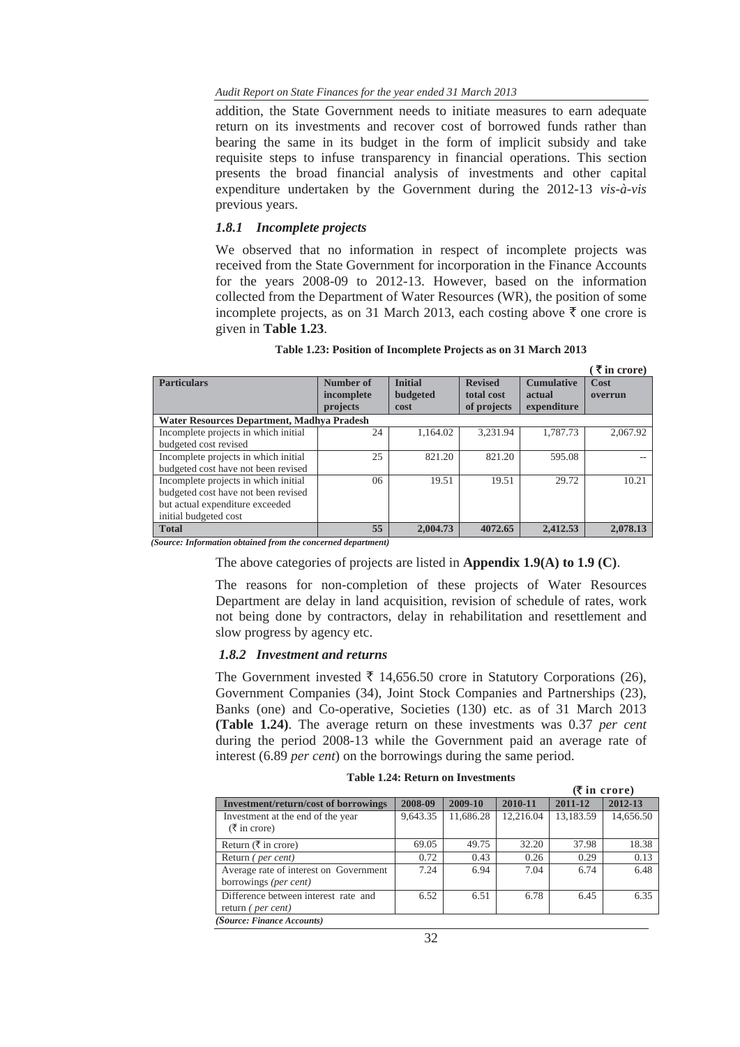addition, the State Government needs to initiate measures to earn adequate return on its investments and recover cost of borrowed funds rather than bearing the same in its budget in the form of implicit subsidy and take requisite steps to infuse transparency in financial operations. This section presents the broad financial analysis of investments and other capital expenditure undertaken by the Government during the 2012-13 *vis-à-vis* previous years.

### *1.8.1 Incomplete projects*

We observed that no information in respect of incomplete projects was received from the State Government for incorporation in the Finance Accounts for the years 2008-09 to 2012-13. However, based on the information collected from the Department of Water Resources (WR), the position of some incomplete projects, as on 31 March 2013, each costing above ₹ one crore is given in **Table 1.23**.

**Table 1.23: Position of Incomplete Projects as on 31 March 2013**

(₹ in crore)

| Particulars | Number of incomplete projects | Initial budgeted cost | Revised total cost of projects | Cumulative actual expenditure | Cost overrun |
|---|---|---|---|---|---|
| **Water Resources Department, Madhya Pradesh** | | | | | |
| Incomplete projects in which initial budgeted cost revised | 24 | 1,164.02 | 3,231.94 | 1,787.73 | 2,067.92 |
| Incomplete projects in which initial budgeted cost have not been revised | 25 | 821.20 | 821.20 | 595.08 | -- |
| Incomplete projects in which initial budgeted cost have not been revised but actual expenditure exceeded initial budgeted cost | 06 | 19.51 | 19.51 | 29.72 | 10.21 |
| **Total** | **55** | **2,004.73** | **4072.65** | **2,412.53** | **2,078.13** |

*(Source: Information obtained from the concerned department)*

The above categories of projects are listed in **Appendix 1.9(A) to 1.9 (C)**.

The reasons for non-completion of these projects of Water Resources Department are delay in land acquisition, revision of schedule of rates, work not being done by contractors, delay in rehabilitation and resettlement and slow progress by agency etc.

### *1.8.2 Investment and returns*

The Government invested ₹ 14,656.50 crore in Statutory Corporations (26), Government Companies (34), Joint Stock Companies and Partnerships (23), Banks (one) and Co-operative, Societies (130) etc. as of 31 March 2013 **(Table 1.24)**. The average return on these investments was 0.37 *per cent* during the period 2008-13 while the Government paid an average rate of interest (6.89 *per cent*) on the borrowings during the same period.

**Table 1.24: Return on Investments**

(₹ in crore)

| Investment/return/cost of borrowings | 2008-09 | 2009-10 | 2010-11 | 2011-12 | 2012-13 |
|---|---|---|---|---|---|
| Investment at the end of the year (₹ in crore) | 9,643.35 | 11,686.28 | 12,216.04 | 13,183.59 | 14,656.50 |
| Return (₹ in crore) | 69.05 | 49.75 | 32.20 | 37.98 | 18.38 |
| Return ( *per cent*) | 0.72 | 0.43 | 0.26 | 0.29 | 0.13 |
| Average rate of interest on Government borrowings *(per cent)* | 7.24 | 6.94 | 7.04 | 6.74 | 6.48 |
| Difference between interest rate and return ( *per cent*) | 6.52 | 6.51 | 6.78 | 6.45 | 6.35 |

*(Source: Finance Accounts)*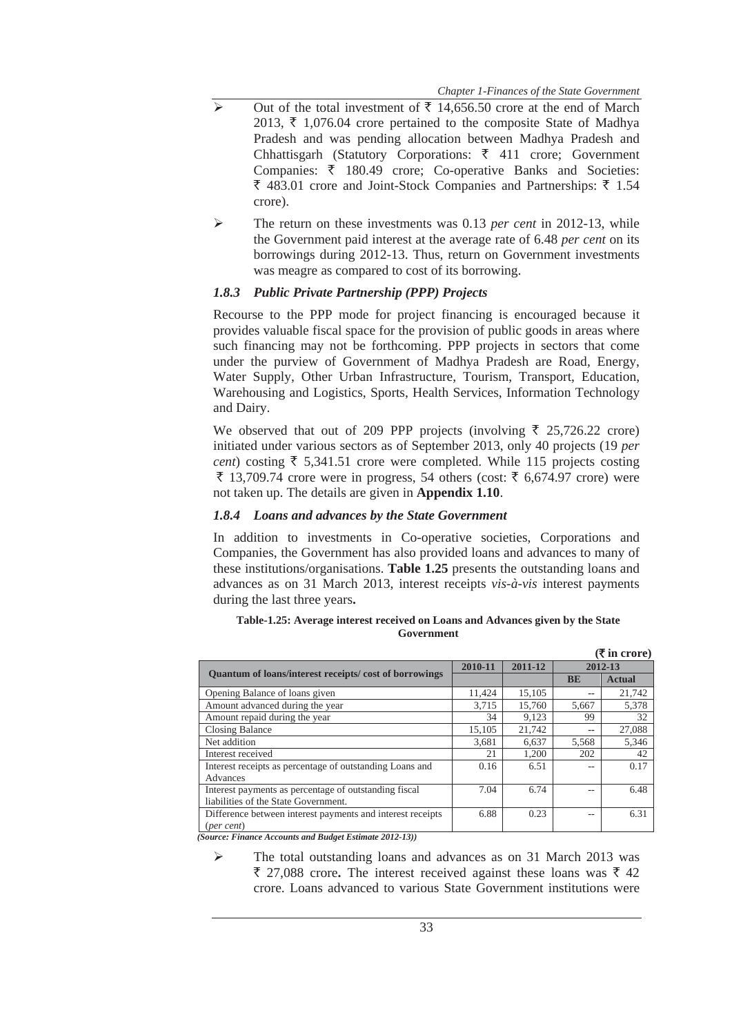- Out of the total investment of ₹ 14,656.50 crore at the end of March 2013, ₹ 1,076.04 crore pertained to the composite State of Madhya Pradesh and was pending allocation between Madhya Pradesh and Chhattisgarh (Statutory Corporations: ₹ 411 crore; Government Companies: ₹ 180.49 crore; Co-operative Banks and Societies: ₹ 483.01 crore and Joint-Stock Companies and Partnerships: ₹ 1.54 crore).
- The return on these investments was 0.13 *per cent* in 2012-13, while the Government paid interest at the average rate of 6.48 *per cent* on its borrowings during 2012-13. Thus, return on Government investments was meagre as compared to cost of its borrowing.

### *1.8.3 Public Private Partnership (PPP) Projects*

Recourse to the PPP mode for project financing is encouraged because it provides valuable fiscal space for the provision of public goods in areas where such financing may not be forthcoming. PPP projects in sectors that come under the purview of Government of Madhya Pradesh are Road, Energy, Water Supply, Other Urban Infrastructure, Tourism, Transport, Education, Warehousing and Logistics, Sports, Health Services, Information Technology and Dairy.

We observed that out of 209 PPP projects (involving ₹ 25,726.22 crore) initiated under various sectors as of September 2013, only 40 projects (19 *per cent*) costing ₹ 5,341.51 crore were completed. While 115 projects costing ₹ 13,709.74 crore were in progress, 54 others (cost: ₹ 6,674.97 crore) were not taken up. The details are given in **Appendix 1.10**.

### *1.8.4 Loans and advances by the State Government*

In addition to investments in Co-operative societies, Corporations and Companies, the Government has also provided loans and advances to many of these institutions/organisations. **Table 1.25** presents the outstanding loans and advances as on 31 March 2013, interest receipts *vis-à-vis* interest payments during the last three years**.**

**Table-1.25: Average interest received on Loans and Advances given by the State Government**

**(₹ in crore)**

| Quantum of loans/interest receipts/ cost of borrowings | 2010-11 | 2011-12 | 2012-13 | |
|---|---|---|---|---|
| | | | BE | Actual |
| Opening Balance of loans given | 11,424 | 15,105 | -- | 21,742 |
| Amount advanced during the year | 3,715 | 15,760 | 5,667 | 5,378 |
| Amount repaid during the year | 34 | 9,123 | 99 | 32 |
| Closing Balance | 15,105 | 21,742 | -- | 27,088 |
| Net addition | 3,681 | 6,637 | 5,568 | 5,346 |
| Interest received | 21 | 1,200 | 202 | 42 |
| Interest receipts as percentage of outstanding Loans and Advances | 0.16 | 6.51 | -- | 0.17 |
| Interest payments as percentage of outstanding fiscal liabilities of the State Government. | 7.04 | 6.74 | -- | 6.48 |
| Difference between interest payments and interest receipts (*per cent*) | 6.88 | 0.23 | -- | 6.31 |

*(Source: Finance Accounts and Budget Estimate 2012-13))*

- The total outstanding loans and advances as on 31 March 2013 was ₹ 27,088 crore**.** The interest received against these loans was ₹ 42 crore. Loans advanced to various State Government institutions were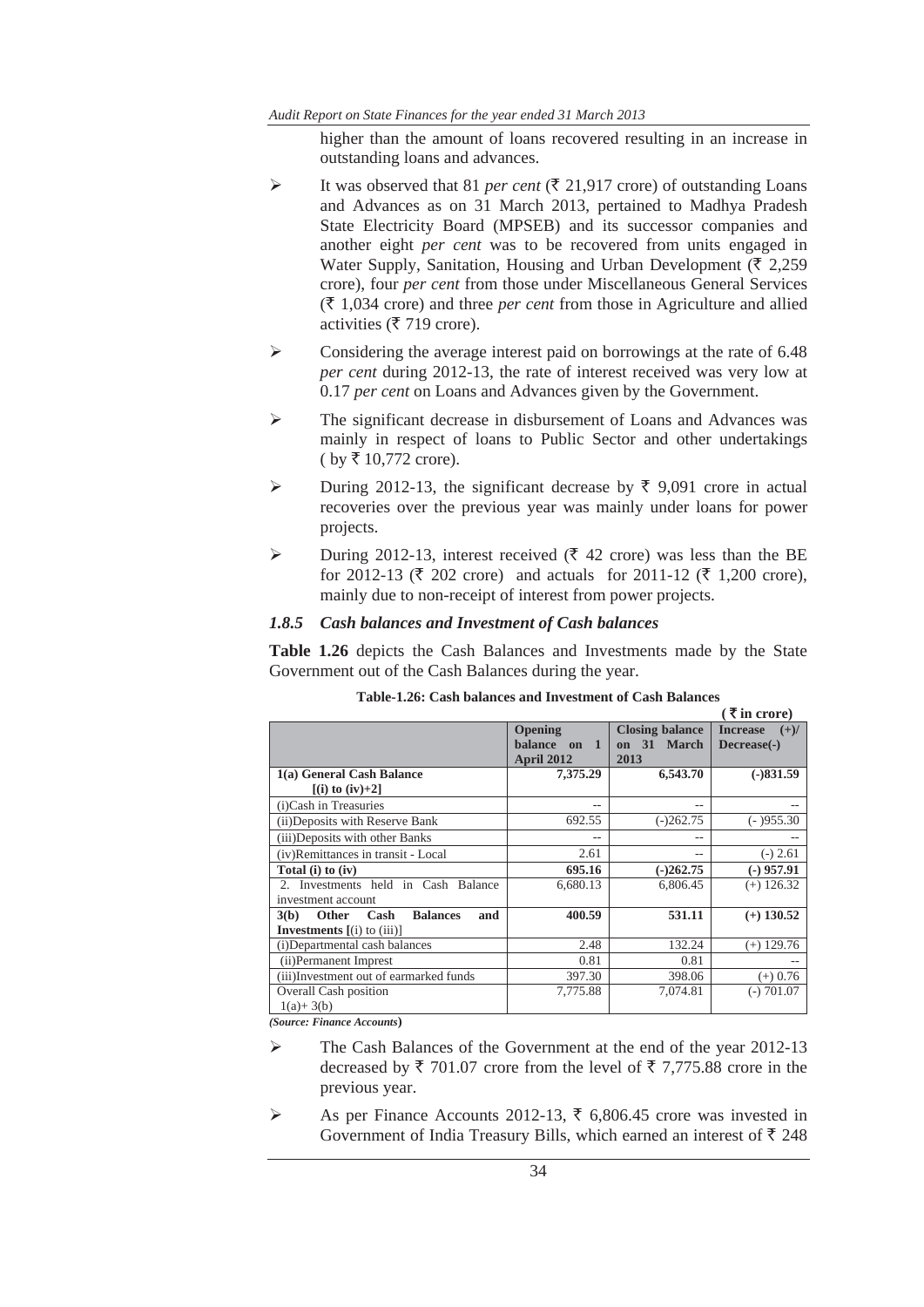higher than the amount of loans recovered resulting in an increase in outstanding loans and advances.

- It was observed that 81 *per cent* (₹ 21,917 crore) of outstanding Loans and Advances as on 31 March 2013, pertained to Madhya Pradesh State Electricity Board (MPSEB) and its successor companies and another eight *per cent* was to be recovered from units engaged in Water Supply, Sanitation, Housing and Urban Development (₹ 2,259 crore), four *per cent* from those under Miscellaneous General Services (₹ 1,034 crore) and three *per cent* from those in Agriculture and allied activities (₹ 719 crore).
- Considering the average interest paid on borrowings at the rate of 6.48 *per cent* during 2012-13, the rate of interest received was very low at 0.17 *per cent* on Loans and Advances given by the Government.
- The significant decrease in disbursement of Loans and Advances was mainly in respect of loans to Public Sector and other undertakings ( by ₹ 10,772 crore).
- During 2012-13, the significant decrease by ₹ 9,091 crore in actual recoveries over the previous year was mainly under loans for power projects.
- During 2012-13, interest received (₹ 42 crore) was less than the BE for 2012-13 (₹ 202 crore) and actuals for 2011-12 (₹ 1,200 crore), mainly due to non-receipt of interest from power projects.

### *1.8.5 Cash balances and Investment of Cash balances*

**Table 1.26** depicts the Cash Balances and Investments made by the State Government out of the Cash Balances during the year.

**Table-1.26: Cash balances and Investment of Cash Balances**

(₹ in crore)

| | Opening balance on 1 April 2012 | Closing balance on 31 March 2013 | Increase (+)/ Decrease(-) |
|---|---|---|---|
| **1(a) General Cash Balance [(i) to (iv)+2]** | **7,375.29** | **6,543.70** | **(-)831.59** |
| (i)Cash in Treasuries | -- | -- | -- |
| (ii)Deposits with Reserve Bank | 692.55 | (-)262.75 | (- )955.30 |
| (iii)Deposits with other Banks | -- | -- | -- |
| (iv)Remittances in transit - Local | 2.61 | -- | (-) 2.61 |
| **Total (i) to (iv)** | **695.16** | **(-)262.75** | **(-) 957.91** |
| 2. Investments held in Cash Balance investment account | 6,680.13 | 6,806.45 | (+) 126.32 |
| **3(b) Other Cash Balances and Investments [(i) to (iii)]** | **400.59** | **531.11** | **(+) 130.52** |
| (i)Departmental cash balances | 2.48 | 132.24 | (+) 129.76 |
| (ii)Permanent Imprest | 0.81 | 0.81 | -- |
| (iii)Investment out of earmarked funds | 397.30 | 398.06 | (+) 0.76 |
| Overall Cash position 1(a)+ 3(b) | 7,775.88 | 7,074.81 | (-) 701.07 |

*(Source: Finance Accounts)*

- The Cash Balances of the Government at the end of the year 2012-13 decreased by ₹ 701.07 crore from the level of ₹ 7,775.88 crore in the previous year.
- As per Finance Accounts 2012-13, ₹ 6,806.45 crore was invested in Government of India Treasury Bills, which earned an interest of ₹ 248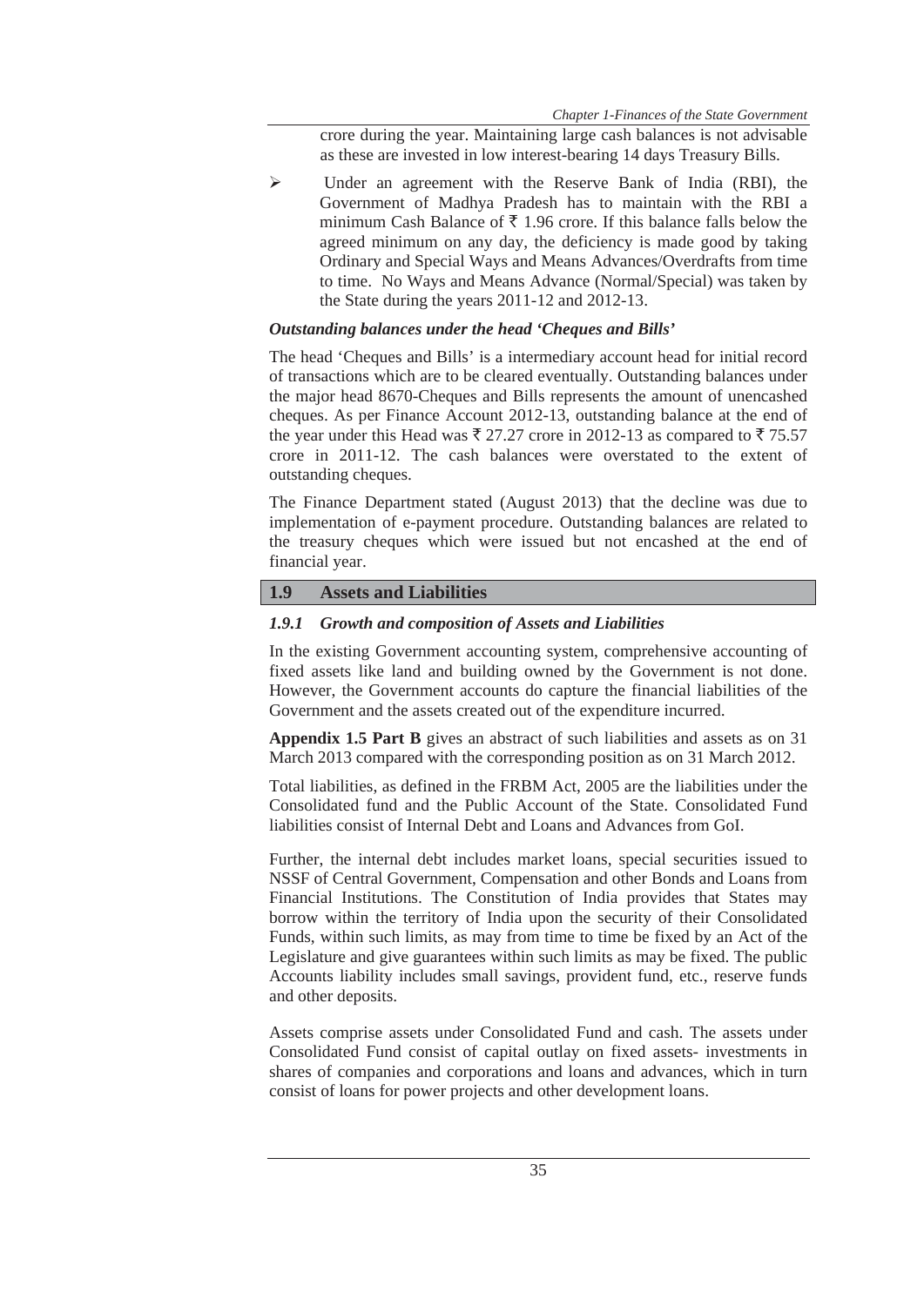crore during the year. Maintaining large cash balances is not advisable as these are invested in low interest-bearing 14 days Treasury Bills.

- Under an agreement with the Reserve Bank of India (RBI), the Government of Madhya Pradesh has to maintain with the RBI a minimum Cash Balance of ₹ 1.96 crore. If this balance falls below the agreed minimum on any day, the deficiency is made good by taking Ordinary and Special Ways and Means Advances/Overdrafts from time to time. No Ways and Means Advance (Normal/Special) was taken by the State during the years 2011-12 and 2012-13.

***Outstanding balances under the head 'Cheques and Bills'***

The head 'Cheques and Bills' is a intermediary account head for initial record of transactions which are to be cleared eventually. Outstanding balances under the major head 8670-Cheques and Bills represents the amount of unencashed cheques. As per Finance Account 2012-13, outstanding balance at the end of the year under this Head was ₹ 27.27 crore in 2012-13 as compared to ₹ 75.57 crore in 2011-12. The cash balances were overstated to the extent of outstanding cheques.

The Finance Department stated (August 2013) that the decline was due to implementation of e-payment procedure. Outstanding balances are related to the treasury cheques which were issued but not encashed at the end of financial year.

## 1.9 Assets and Liabilities

### *1.9.1 Growth and composition of Assets and Liabilities*

In the existing Government accounting system, comprehensive accounting of fixed assets like land and building owned by the Government is not done. However, the Government accounts do capture the financial liabilities of the Government and the assets created out of the expenditure incurred.

**Appendix 1.5 Part B** gives an abstract of such liabilities and assets as on 31 March 2013 compared with the corresponding position as on 31 March 2012.

Total liabilities, as defined in the FRBM Act, 2005 are the liabilities under the Consolidated fund and the Public Account of the State. Consolidated Fund liabilities consist of Internal Debt and Loans and Advances from GoI.

Further, the internal debt includes market loans, special securities issued to NSSF of Central Government, Compensation and other Bonds and Loans from Financial Institutions. The Constitution of India provides that States may borrow within the territory of India upon the security of their Consolidated Funds, within such limits, as may from time to time be fixed by an Act of the Legislature and give guarantees within such limits as may be fixed. The public Accounts liability includes small savings, provident fund, etc., reserve funds and other deposits.

Assets comprise assets under Consolidated Fund and cash. The assets under Consolidated Fund consist of capital outlay on fixed assets- investments in shares of companies and corporations and loans and advances, which in turn consist of loans for power projects and other development loans.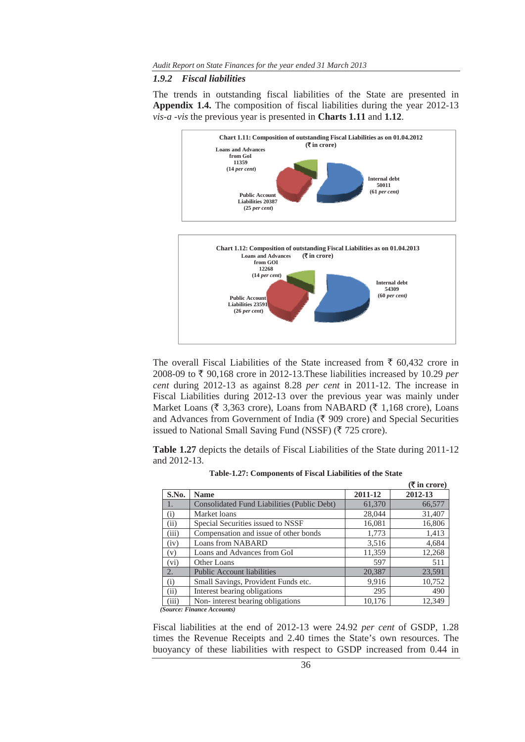### 1.9.2 *Fiscal liabilities*

The trends in outstanding fiscal liabilities of the State are presented in **Appendix 1.4.** The composition of fiscal liabilities during the year 2012-13 *vis-a -vis* the previous year is presented in **Charts 1.11** and **1.12**.

**Chart 1.11: Composition of outstanding Fiscal Liabilities as on 01.04.2012**
**(₹ in crore)**

Loans and Advances from GoI 11359 (14 *per cent*)

Internal debt 50011 (61 *per cent*)

Public Account Liabilities 20387 (25 *per cent*)

**Chart 1.12: Composition of outstanding Fiscal Liabilities as on 01.04.2013**
**(₹ in crore)**

Loans and Advances from GOI 12268 (14 *per cent*)

Internal debt 54309 (60 *per cent*)

Public Account Liabilities 23591 (26 *per cent*)

The overall Fiscal Liabilities of the State increased from ₹ 60,432 crore in 2008-09 to ₹ 90,168 crore in 2012-13.These liabilities increased by 10.29 *per cent* during 2012-13 as against 8.28 *per cent* in 2011-12. The increase in Fiscal Liabilities during 2012-13 over the previous year was mainly under Market Loans (₹ 3,363 crore), Loans from NABARD (₹ 1,168 crore), Loans and Advances from Government of India (₹ 909 crore) and Special Securities issued to National Small Saving Fund (NSSF) (₹ 725 crore).

**Table 1.27** depicts the details of Fiscal Liabilities of the State during 2011-12 and 2012-13.

**Table-1.27: Components of Fiscal Liabilities of the State**

**(₹ in crore)**

| S.No. | Name | 2011-12 | 2012-13 |
|---|---|---|---|
| 1. | Consolidated Fund Liabilities (Public Debt) | 61,370 | 66,577 |
| (i) | Market loans | 28,044 | 31,407 |
| (ii) | Special Securities issued to NSSF | 16,081 | 16,806 |
| (iii) | Compensation and issue of other bonds | 1,773 | 1,413 |
| (iv) | Loans from NABARD | 3,516 | 4,684 |
| (v) | Loans and Advances from GoI | 11,359 | 12,268 |
| (vi) | Other Loans | 597 | 511 |
| 2. | Public Account liabilities | 20,387 | 23,591 |
| (i) | Small Savings, Provident Funds etc. | 9,916 | 10,752 |
| (ii) | Interest bearing obligations | 295 | 490 |
| (iii) | Non- interest bearing obligations | 10,176 | 12,349 |

***(Source: Finance Accounts)***

Fiscal liabilities at the end of 2012-13 were 24.92 *per cent* of GSDP, 1.28 times the Revenue Receipts and 2.40 times the State's own resources. The buoyancy of these liabilities with respect to GSDP increased from 0.44 in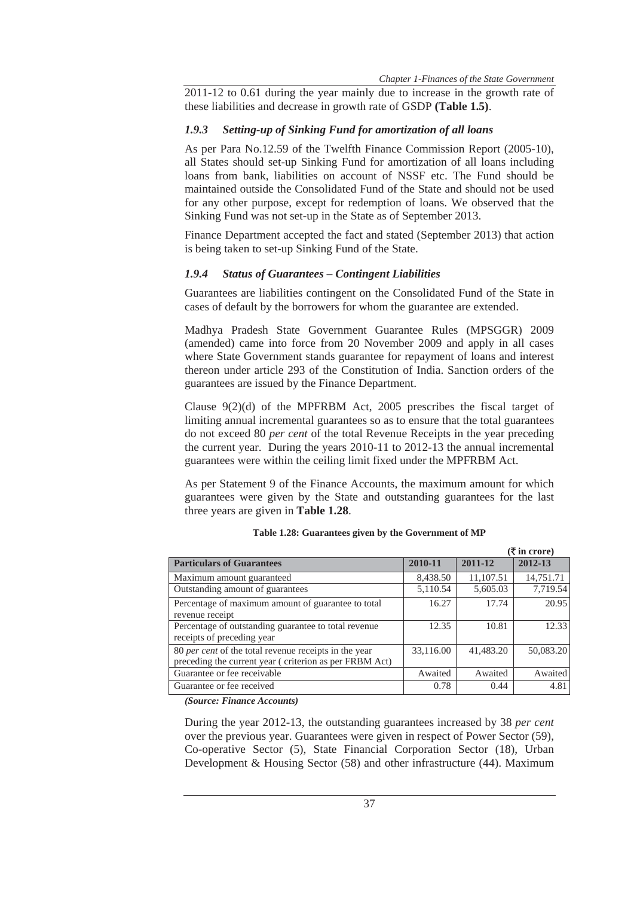2011-12 to 0.61 during the year mainly due to increase in the growth rate of these liabilities and decrease in growth rate of GSDP **(Table 1.5)**.

### *1.9.3 Setting-up of Sinking Fund for amortization of all loans*

As per Para No.12.59 of the Twelfth Finance Commission Report (2005-10), all States should set-up Sinking Fund for amortization of all loans including loans from bank, liabilities on account of NSSF etc. The Fund should be maintained outside the Consolidated Fund of the State and should not be used for any other purpose, except for redemption of loans. We observed that the Sinking Fund was not set-up in the State as of September 2013.

Finance Department accepted the fact and stated (September 2013) that action is being taken to set-up Sinking Fund of the State.

### *1.9.4 Status of Guarantees – Contingent Liabilities*

Guarantees are liabilities contingent on the Consolidated Fund of the State in cases of default by the borrowers for whom the guarantee are extended.

Madhya Pradesh State Government Guarantee Rules (MPSGGR) 2009 (amended) came into force from 20 November 2009 and apply in all cases where State Government stands guarantee for repayment of loans and interest thereon under article 293 of the Constitution of India. Sanction orders of the guarantees are issued by the Finance Department.

Clause 9(2)(d) of the MPFRBM Act, 2005 prescribes the fiscal target of limiting annual incremental guarantees so as to ensure that the total guarantees do not exceed 80 *per cent* of the total Revenue Receipts in the year preceding the current year. During the years 2010-11 to 2012-13 the annual incremental guarantees were within the ceiling limit fixed under the MPFRBM Act.

As per Statement 9 of the Finance Accounts, the maximum amount for which guarantees were given by the State and outstanding guarantees for the last three years are given in **Table 1.28**.

**Table 1.28: Guarantees given by the Government of MP**

(₹ in crore)

| Particulars of Guarantees | 2010-11 | 2011-12 | 2012-13 |
|---|---|---|---|
| Maximum amount guaranteed | 8,438.50 | 11,107.51 | 14,751.71 |
| Outstanding amount of guarantees | 5,110.54 | 5,605.03 | 7,719.54 |
| Percentage of maximum amount of guarantee to total revenue receipt | 16.27 | 17.74 | 20.95 |
| Percentage of outstanding guarantee to total revenue receipts of preceding year | 12.35 | 10.81 | 12.33 |
| 80 *per cent* of the total revenue receipts in the year preceding the current year ( criterion as per FRBM Act) | 33,116.00 | 41,483.20 | 50,083.20 |
| Guarantee or fee receivable | Awaited | Awaited | Awaited |
| Guarantee or fee received | 0.78 | 0.44 | 4.81 |

*(Source: Finance Accounts)*

During the year 2012-13, the outstanding guarantees increased by 38 *per cent* over the previous year. Guarantees were given in respect of Power Sector (59), Co-operative Sector (5), State Financial Corporation Sector (18), Urban Development & Housing Sector (58) and other infrastructure (44). Maximum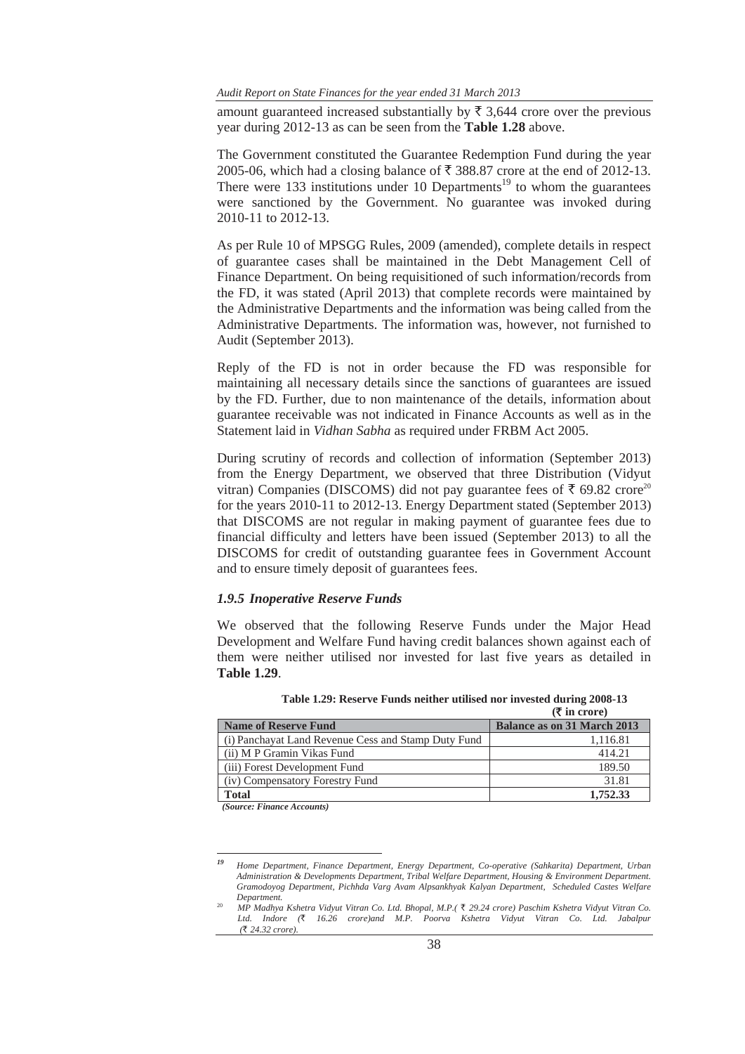amount guaranteed increased substantially by ₹ 3,644 crore over the previous year during 2012-13 as can be seen from the **Table 1.28** above.

The Government constituted the Guarantee Redemption Fund during the year 2005-06, which had a closing balance of ₹ 388.87 crore at the end of 2012-13. There were 133 institutions under 10 Departments[19] to whom the guarantees were sanctioned by the Government. No guarantee was invoked during 2010-11 to 2012-13.

As per Rule 10 of MPSGG Rules, 2009 (amended), complete details in respect of guarantee cases shall be maintained in the Debt Management Cell of Finance Department. On being requisitioned of such information/records from the FD, it was stated (April 2013) that complete records were maintained by the Administrative Departments and the information was being called from the Administrative Departments. The information was, however, not furnished to Audit (September 2013).

Reply of the FD is not in order because the FD was responsible for maintaining all necessary details since the sanctions of guarantees are issued by the FD. Further, due to non maintenance of the details, information about guarantee receivable was not indicated in Finance Accounts as well as in the Statement laid in *Vidhan Sabha* as required under FRBM Act 2005.

During scrutiny of records and collection of information (September 2013) from the Energy Department, we observed that three Distribution (Vidyut vitran) Companies (DISCOMS) did not pay guarantee fees of ₹ 69.82 crore[20] for the years 2010-11 to 2012-13. Energy Department stated (September 2013) that DISCOMS are not regular in making payment of guarantee fees due to financial difficulty and letters have been issued (September 2013) to all the DISCOMS for credit of outstanding guarantee fees in Government Account and to ensure timely deposit of guarantees fees.

### *1.9.5 Inoperative Reserve Funds*

We observed that the following Reserve Funds under the Major Head Development and Welfare Fund having credit balances shown against each of them were neither utilised nor invested for last five years as detailed in **Table 1.29**.

**Table 1.29: Reserve Funds neither utilised nor invested during 2008-13**

**(₹ in crore)**

| Name of Reserve Fund | Balance as on 31 March 2013 |
|---|---|
| (i) Panchayat Land Revenue Cess and Stamp Duty Fund | 1,116.81 |
| (ii) M P Gramin Vikas Fund | 414.21 |
| (iii) Forest Development Fund | 189.50 |
| (iv) Compensatory Forestry Fund | 31.81 |
| **Total** | **1,752.33** |

*(Source: Finance Accounts)*

---

[19] *Home Department, Finance Department, Energy Department, Co-operative (Sahkarita) Department, Urban Administration & Developments Department, Tribal Welfare Department, Housing & Environment Department. Gramodoyog Department, Pichhda Varg Avam Alpsankhyak Kalyan Department, Scheduled Castes Welfare Department.*

[20] *MP Madhya Kshetra Vidyut Vitran Co. Ltd. Bhopal, M.P.( ₹ 29.24 crore) Paschim Kshetra Vidyut Vitran Co. Ltd. Indore (₹ 16.26 crore)and M.P. Poorva Kshetra Vidyut Vitran Co. Ltd. Jabalpur (₹ 24.32 crore).*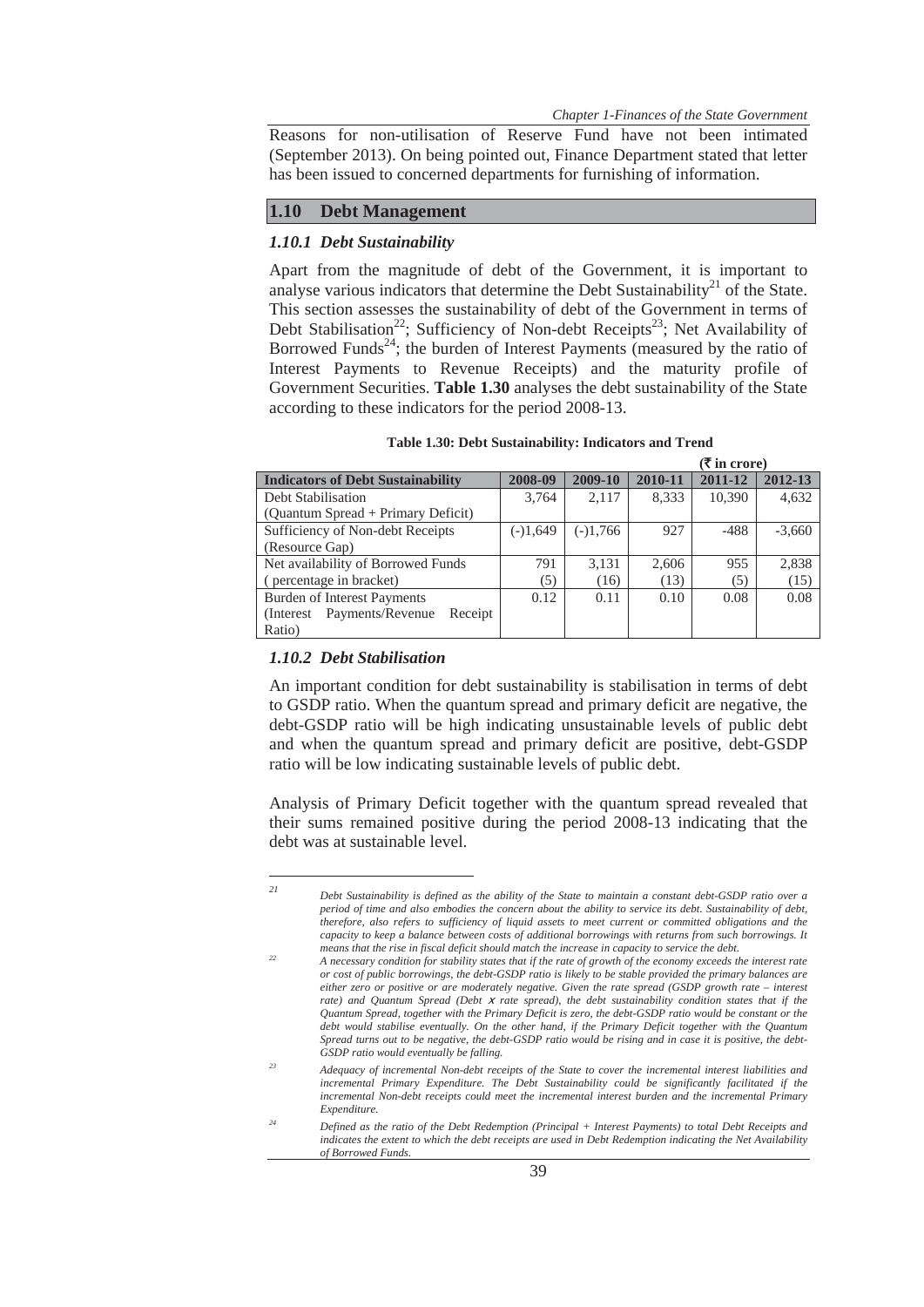Reasons for non-utilisation of Reserve Fund have not been intimated (September 2013). On being pointed out, Finance Department stated that letter has been issued to concerned departments for furnishing of information.

## 1.10 Debt Management

### *1.10.1 Debt Sustainability*

Apart from the magnitude of debt of the Government, it is important to analyse various indicators that determine the Debt Sustainability[21] of the State. This section assesses the sustainability of debt of the Government in terms of Debt Stabilisation[22]; Sufficiency of Non-debt Receipts[23]; Net Availability of Borrowed Funds[24]; the burden of Interest Payments (measured by the ratio of Interest Payments to Revenue Receipts) and the maturity profile of Government Securities. **Table 1.30** analyses the debt sustainability of the State according to these indicators for the period 2008-13.

**Table 1.30: Debt Sustainability: Indicators and Trend**

(₹ in crore)

| Indicators of Debt Sustainability | 2008-09 | 2009-10 | 2010-11 | 2011-12 | 2012-13 |
|---|---|---|---|---|---|
| Debt Stabilisation (Quantum Spread + Primary Deficit) | 3,764 | 2,117 | 8,333 | 10,390 | 4,632 |
| Sufficiency of Non-debt Receipts (Resource Gap) | (-)1,649 | (-)1,766 | 927 | -488 | -3,660 |
| Net availability of Borrowed Funds ( percentage in bracket) | 791 (5) | 3,131 (16) | 2,606 (13) | 955 (5) | 2,838 (15) |
| Burden of Interest Payments (Interest Payments/Revenue Receipt Ratio) | 0.12 | 0.11 | 0.10 | 0.08 | 0.08 |

### *1.10.2 Debt Stabilisation*

An important condition for debt sustainability is stabilisation in terms of debt to GSDP ratio. When the quantum spread and primary deficit are negative, the debt-GSDP ratio will be high indicating unsustainable levels of public debt and when the quantum spread and primary deficit are positive, debt-GSDP ratio will be low indicating sustainable levels of public debt.

Analysis of Primary Deficit together with the quantum spread revealed that their sums remained positive during the period 2008-13 indicating that the debt was at sustainable level.

---

[21] *Debt Sustainability is defined as the ability of the State to maintain a constant debt-GSDP ratio over a period of time and also embodies the concern about the ability to service its debt. Sustainability of debt, therefore, also refers to sufficiency of liquid assets to meet current or committed obligations and the capacity to keep a balance between costs of additional borrowings with returns from such borrowings. It means that the rise in fiscal deficit should match the increase in capacity to service the debt.*

[22] *A necessary condition for stability states that if the rate of growth of the economy exceeds the interest rate or cost of public borrowings, the debt-GSDP ratio is likely to be stable provided the primary balances are either zero or positive or are moderately negative. Given the rate spread (GSDP growth rate – interest rate) and Quantum Spread (Debt x rate spread), the debt sustainability condition states that if the Quantum Spread, together with the Primary Deficit is zero, the debt-GSDP ratio would be constant or the debt would stabilise eventually. On the other hand, if the Primary Deficit together with the Quantum Spread turns out to be negative, the debt-GSDP ratio would be rising and in case it is positive, the debt-GSDP ratio would eventually be falling.*

[23] *Adequacy of incremental Non-debt receipts of the State to cover the incremental interest liabilities and incremental Primary Expenditure. The Debt Sustainability could be significantly facilitated if the incremental Non-debt receipts could meet the incremental interest burden and the incremental Primary Expenditure.*

[24] *Defined as the ratio of the Debt Redemption (Principal + Interest Payments) to total Debt Receipts and indicates the extent to which the debt receipts are used in Debt Redemption indicating the Net Availability of Borrowed Funds.*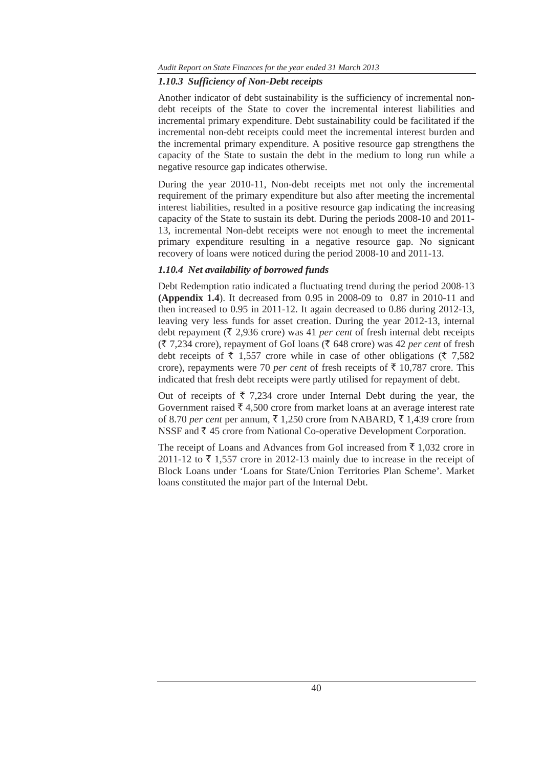### *1.10.3 Sufficiency of Non-Debt receipts*

Another indicator of debt sustainability is the sufficiency of incremental non-debt receipts of the State to cover the incremental interest liabilities and incremental primary expenditure. Debt sustainability could be facilitated if the incremental non-debt receipts could meet the incremental interest burden and the incremental primary expenditure. A positive resource gap strengthens the capacity of the State to sustain the debt in the medium to long run while a negative resource gap indicates otherwise.

During the year 2010-11, Non-debt receipts met not only the incremental requirement of the primary expenditure but also after meeting the incremental interest liabilities, resulted in a positive resource gap indicating the increasing capacity of the State to sustain its debt. During the periods 2008-10 and 2011-13, incremental Non-debt receipts were not enough to meet the incremental primary expenditure resulting in a negative resource gap. No signicant recovery of loans were noticed during the period 2008-10 and 2011-13.

### *1.10.4 Net availability of borrowed funds*

Debt Redemption ratio indicated a fluctuating trend during the period 2008-13 **(Appendix 1.4**). It decreased from 0.95 in 2008-09 to 0.87 in 2010-11 and then increased to 0.95 in 2011-12. It again decreased to 0.86 during 2012-13, leaving very less funds for asset creation. During the year 2012-13, internal debt repayment (₹ 2,936 crore) was 41 *per cent* of fresh internal debt receipts (₹ 7,234 crore), repayment of GoI loans (₹ 648 crore) was 42 *per cent* of fresh debt receipts of ₹ 1,557 crore while in case of other obligations (₹ 7,582 crore), repayments were 70 *per cent* of fresh receipts of ₹ 10,787 crore. This indicated that fresh debt receipts were partly utilised for repayment of debt.

Out of receipts of ₹ 7,234 crore under Internal Debt during the year, the Government raised ₹ 4,500 crore from market loans at an average interest rate of 8.70 *per cent* per annum, ₹ 1,250 crore from NABARD, ₹ 1,439 crore from NSSF and ₹ 45 crore from National Co-operative Development Corporation.

The receipt of Loans and Advances from GoI increased from ₹ 1,032 crore in 2011-12 to ₹ 1,557 crore in 2012-13 mainly due to increase in the receipt of Block Loans under 'Loans for State/Union Territories Plan Scheme'. Market loans constituted the major part of the Internal Debt.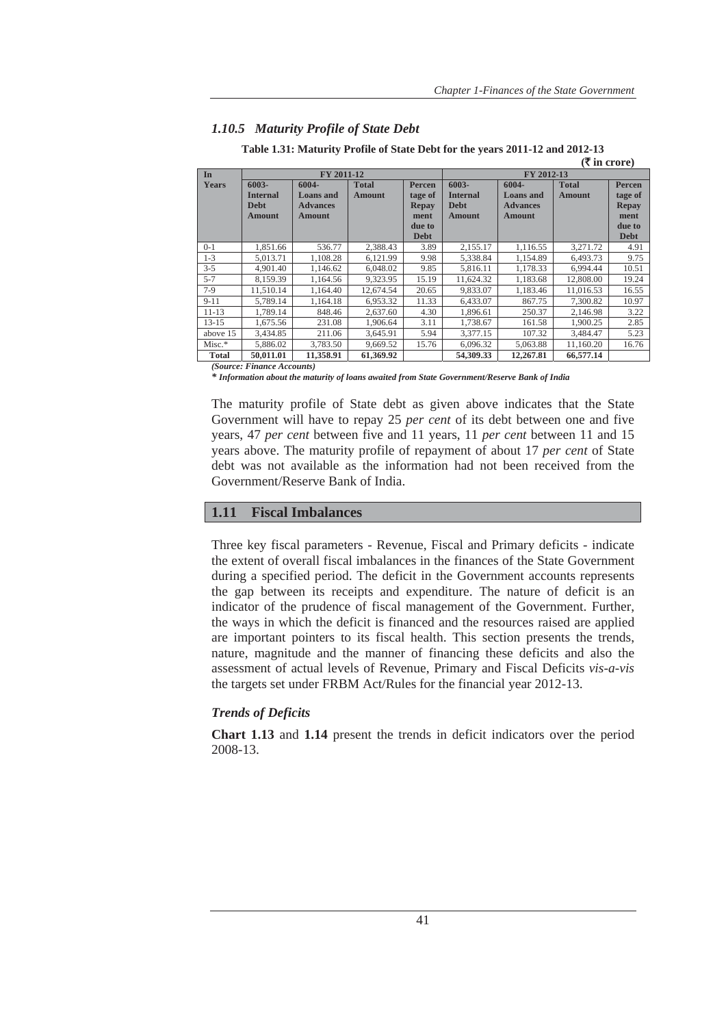### *1.10.5 Maturity Profile of State Debt*

**Table 1.31: Maturity Profile of State Debt for the years 2011-12 and 2012-13**

**(₹ in crore)**

| In Years | FY 2011-12 | | | | FY 2012-13 | | | |
|---|---|---|---|---|---|---|---|---|
| | 6003-Internal Debt Amount | 6004-Loans and Advances Amount | Total Amount | Percentage of Repayment due to Debt | 6003-Internal Debt Amount | 6004-Loans and Advances Amount | Total Amount | Percentage of Repayment due to Debt |
| 0-1 | 1,851.66 | 536.77 | 2,388.43 | 3.89 | 2,155.17 | 1,116.55 | 3,271.72 | 4.91 |
| 1-3 | 5,013.71 | 1,108.28 | 6,121.99 | 9.98 | 5,338.84 | 1,154.89 | 6,493.73 | 9.75 |
| 3-5 | 4,901.40 | 1,146.62 | 6,048.02 | 9.85 | 5,816.11 | 1,178.33 | 6,994.44 | 10.51 |
| 5-7 | 8,159.39 | 1,164.56 | 9,323.95 | 15.19 | 11,624.32 | 1,183.68 | 12,808.00 | 19.24 |
| 7-9 | 11,510.14 | 1,164.40 | 12,674.54 | 20.65 | 9,833.07 | 1,183.46 | 11,016.53 | 16.55 |
| 9-11 | 5,789.14 | 1,164.18 | 6,953.32 | 11.33 | 6,433.07 | 867.75 | 7,300.82 | 10.97 |
| 11-13 | 1,789.14 | 848.46 | 2,637.60 | 4.30 | 1,896.61 | 250.37 | 2,146.98 | 3.22 |
| 13-15 | 1,675.56 | 231.08 | 1,906.64 | 3.11 | 1,738.67 | 161.58 | 1,900.25 | 2.85 |
| above 15 | 3,434.85 | 211.06 | 3,645.91 | 5.94 | 3,377.15 | 107.32 | 3,484.47 | 5.23 |
| Misc.* | 5,886.02 | 3,783.50 | 9,669.52 | 15.76 | 6,096.32 | 5,063.88 | 11,160.20 | 16.76 |
| **Total** | **50,011.01** | **11,358.91** | **61,369.92** | | **54,309.33** | **12,267.81** | **66,577.14** | |

***(Source: Finance Accounts)***

***\* Information about the maturity of loans awaited from State Government/Reserve Bank of India***

The maturity profile of State debt as given above indicates that the State Government will have to repay 25 *per cent* of its debt between one and five years, 47 *per cent* between five and 11 years, 11 *per cent* between 11 and 15 years above. The maturity profile of repayment of about 17 *per cent* of State debt was not available as the information had not been received from the Government/Reserve Bank of India.

## 1.11 Fiscal Imbalances

Three key fiscal parameters - Revenue, Fiscal and Primary deficits - indicate the extent of overall fiscal imbalances in the finances of the State Government during a specified period. The deficit in the Government accounts represents the gap between its receipts and expenditure. The nature of deficit is an indicator of the prudence of fiscal management of the Government. Further, the ways in which the deficit is financed and the resources raised are applied are important pointers to its fiscal health. This section presents the trends, nature, magnitude and the manner of financing these deficits and also the assessment of actual levels of Revenue, Primary and Fiscal Deficits *vis-a-vis* the targets set under FRBM Act/Rules for the financial year 2012-13.

### *Trends of Deficits*

**Chart 1.13** and **1.14** present the trends in deficit indicators over the period 2008-13.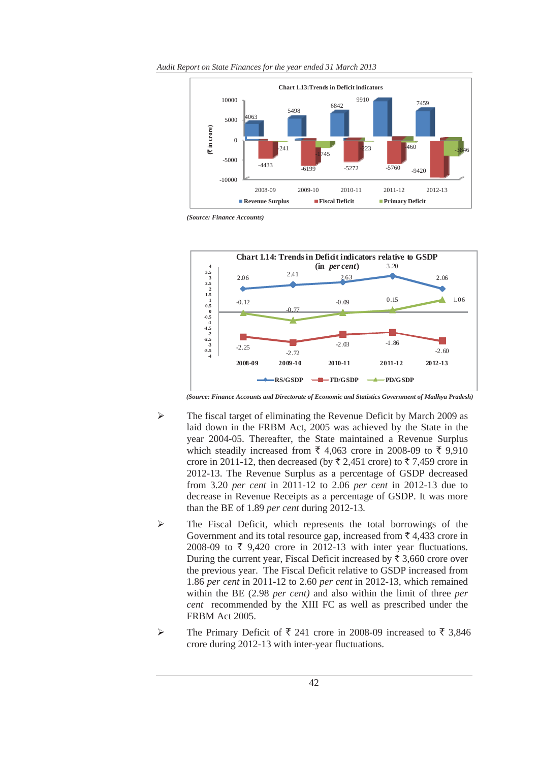**Chart 1.13: Trends in Deficit indicators**

| (₹ in crore) | 2008-09 | 2009-10 | 2010-11 | 2011-12 | 2012-13 |
|---|---|---|---|---|---|
| Revenue Surplus | 4063 | 5498 | 6842 | 9910 | 7459 |
| Fiscal Deficit | -4433 | -6199 | -5272 | -5760 | -9420 |
| Primary Deficit | -241 | -1745 | -223 | -460 | -3846 |

*(Source: Finance Accounts)*

**Chart 1.14: Trends in Deficit indicators relative to GSDP (in *per cent*)**

| | 2008-09 | 2009-10 | 2010-11 | 2011-12 | 2012-13 |
|---|---|---|---|---|---|
| RS/GSDP | 2.06 | 2.41 | 2.63 | 3.20 | 2.06 |
| FD/GSDP | -2.25 | -2.72 | -2.03 | -1.86 | -2.60 |
| PD/GSDP | -0.12 | -0.77 | -0.09 | 0.15 | 1.06 |

*(Source: Finance Accounts and Directorate of Economic and Statistics Government of Madhya Pradesh)*

- The fiscal target of eliminating the Revenue Deficit by March 2009 as laid down in the FRBM Act, 2005 was achieved by the State in the year 2004-05. Thereafter, the State maintained a Revenue Surplus which steadily increased from ₹ 4,063 crore in 2008-09 to ₹ 9,910 crore in 2011-12, then decreased (by ₹ 2,451 crore) to ₹ 7,459 crore in 2012-13. The Revenue Surplus as a percentage of GSDP decreased from 3.20 *per cent* in 2011-12 to 2.06 *per cent* in 2012-13 due to decrease in Revenue Receipts as a percentage of GSDP. It was more than the BE of 1.89 *per cent* during 2012-13.

- The Fiscal Deficit, which represents the total borrowings of the Government and its total resource gap, increased from ₹ 4,433 crore in 2008-09 to ₹ 9,420 crore in 2012-13 with inter year fluctuations. During the current year, Fiscal Deficit increased by ₹ 3,660 crore over the previous year. The Fiscal Deficit relative to GSDP increased from 1.86 *per cent* in 2011-12 to 2.60 *per cent* in 2012-13, which remained within the BE (2.98 *per cent)* and also within the limit of three *per cent* recommended by the XIII FC as well as prescribed under the FRBM Act 2005.

- The Primary Deficit of ₹ 241 crore in 2008-09 increased to ₹ 3,846 crore during 2012-13 with inter-year fluctuations.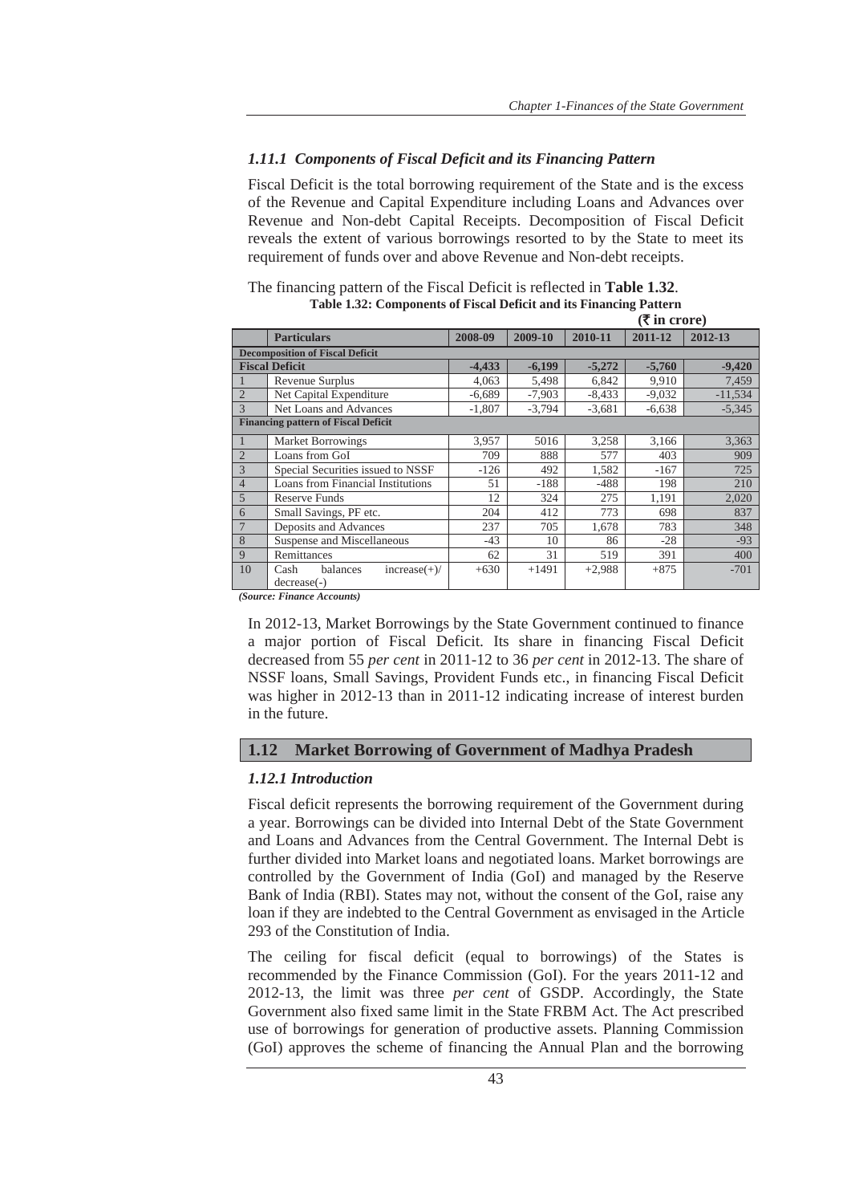### *1.11.1 Components of Fiscal Deficit and its Financing Pattern*

Fiscal Deficit is the total borrowing requirement of the State and is the excess of the Revenue and Capital Expenditure including Loans and Advances over Revenue and Non-debt Capital Receipts. Decomposition of Fiscal Deficit reveals the extent of various borrowings resorted to by the State to meet its requirement of funds over and above Revenue and Non-debt receipts.

The financing pattern of the Fiscal Deficit is reflected in **Table 1.32**.

**Table 1.32: Components of Fiscal Deficit and its Financing Pattern**

**(₹ in crore)**

| | Particulars | 2008-09 | 2009-10 | 2010-11 | 2011-12 | 2012-13 |
|---|---|---|---|---|---|---|
| **Decomposition of Fiscal Deficit** | | | | | | |
| **Fiscal Deficit** | | **-4,433** | **-6,199** | **-5,272** | **-5,760** | **-9,420** |
| 1 | Revenue Surplus | 4,063 | 5,498 | 6,842 | 9,910 | 7,459 |
| 2 | Net Capital Expenditure | -6,689 | -7,903 | -8,433 | -9,032 | -11,534 |
| 3 | Net Loans and Advances | -1,807 | -3,794 | -3,681 | -6,638 | -5,345 |
| **Financing pattern of Fiscal Deficit** | | | | | | |
| 1 | Market Borrowings | 3,957 | 5016 | 3,258 | 3,166 | 3,363 |
| 2 | Loans from GoI | 709 | 888 | 577 | 403 | 909 |
| 3 | Special Securities issued to NSSF | -126 | 492 | 1,582 | -167 | 725 |
| 4 | Loans from Financial Institutions | 51 | -188 | -488 | 198 | 210 |
| 5 | Reserve Funds | 12 | 324 | 275 | 1,191 | 2,020 |
| 6 | Small Savings, PF etc. | 204 | 412 | 773 | 698 | 837 |
| 7 | Deposits and Advances | 237 | 705 | 1,678 | 783 | 348 |
| 8 | Suspense and Miscellaneous | -43 | 10 | 86 | -28 | -93 |
| 9 | Remittances | 62 | 31 | 519 | 391 | 400 |
| 10 | Cash balances increase(+)/ decrease(-) | +630 | +1491 | +2,988 | +875 | -701 |

*(Source: Finance Accounts)*

In 2012-13, Market Borrowings by the State Government continued to finance a major portion of Fiscal Deficit. Its share in financing Fiscal Deficit decreased from 55 *per cent* in 2011-12 to 36 *per cent* in 2012-13. The share of NSSF loans, Small Savings, Provident Funds etc., in financing Fiscal Deficit was higher in 2012-13 than in 2011-12 indicating increase of interest burden in the future.

## 1.12 Market Borrowing of Government of Madhya Pradesh

### *1.12.1 Introduction*

Fiscal deficit represents the borrowing requirement of the Government during a year. Borrowings can be divided into Internal Debt of the State Government and Loans and Advances from the Central Government. The Internal Debt is further divided into Market loans and negotiated loans. Market borrowings are controlled by the Government of India (GoI) and managed by the Reserve Bank of India (RBI). States may not, without the consent of the GoI, raise any loan if they are indebted to the Central Government as envisaged in the Article 293 of the Constitution of India.

The ceiling for fiscal deficit (equal to borrowings) of the States is recommended by the Finance Commission (GoI). For the years 2011-12 and 2012-13, the limit was three *per cent* of GSDP. Accordingly, the State Government also fixed same limit in the State FRBM Act. The Act prescribed use of borrowings for generation of productive assets. Planning Commission (GoI) approves the scheme of financing the Annual Plan and the borrowing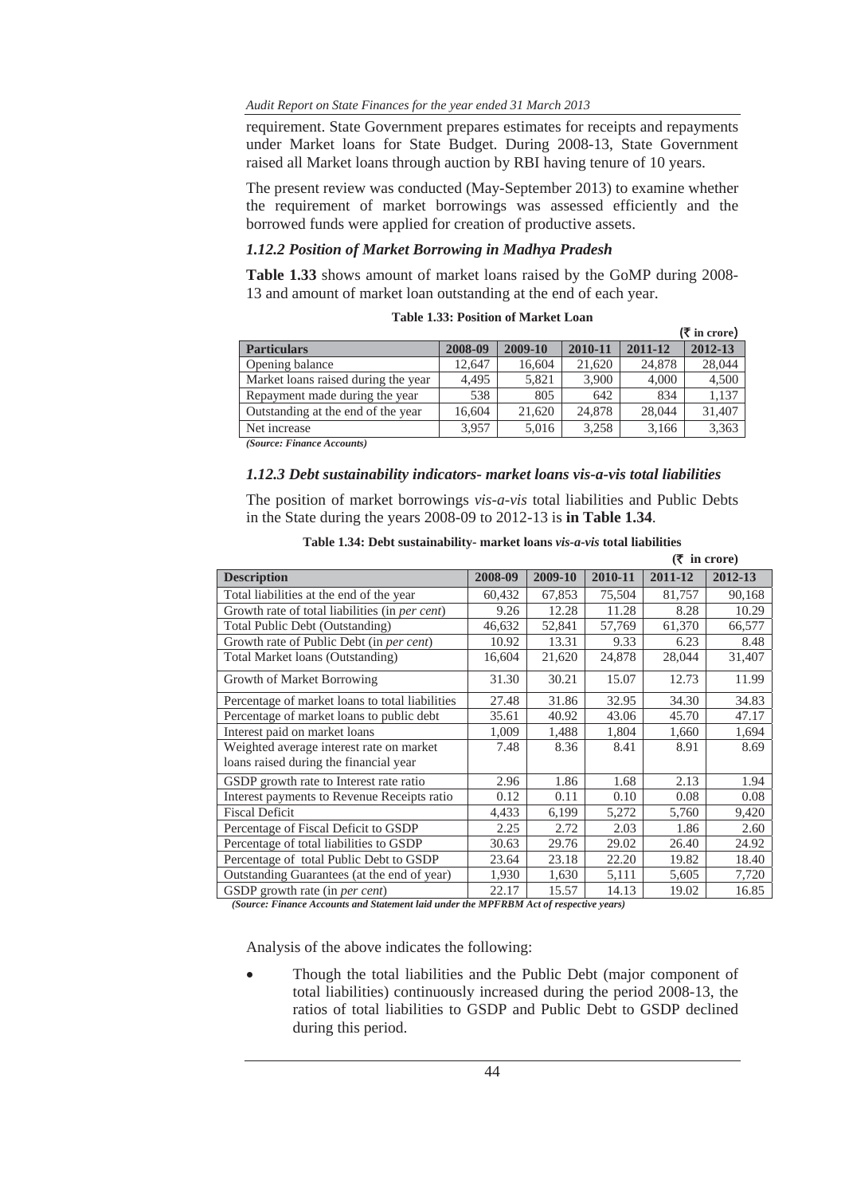requirement. State Government prepares estimates for receipts and repayments under Market loans for State Budget. During 2008-13, State Government raised all Market loans through auction by RBI having tenure of 10 years.

The present review was conducted (May-September 2013) to examine whether the requirement of market borrowings was assessed efficiently and the borrowed funds were applied for creation of productive assets.

### *1.12.2 Position of Market Borrowing in Madhya Pradesh*

**Table 1.33** shows amount of market loans raised by the GoMP during 2008-13 and amount of market loan outstanding at the end of each year.

**Table 1.33: Position of Market Loan**

(₹ in crore)

| Particulars | 2008-09 | 2009-10 | 2010-11 | 2011-12 | 2012-13 |
|---|---|---|---|---|---|
| Opening balance | 12,647 | 16,604 | 21,620 | 24,878 | 28,044 |
| Market loans raised during the year | 4,495 | 5,821 | 3,900 | 4,000 | 4,500 |
| Repayment made during the year | 538 | 805 | 642 | 834 | 1,137 |
| Outstanding at the end of the year | 16,604 | 21,620 | 24,878 | 28,044 | 31,407 |
| Net increase | 3,957 | 5,016 | 3,258 | 3,166 | 3,363 |

*(Source: Finance Accounts)*

### *1.12.3 Debt sustainability indicators- market loans vis-a-vis total liabilities*

The position of market borrowings *vis-a-vis* total liabilities and Public Debts in the State during the years 2008-09 to 2012-13 is **in Table 1.34**.

**Table 1.34: Debt sustainability- market loans *vis-a-vis* total liabilities**

(₹ in crore)

| Description | 2008-09 | 2009-10 | 2010-11 | 2011-12 | 2012-13 |
|---|---|---|---|---|---|
| Total liabilities at the end of the year | 60,432 | 67,853 | 75,504 | 81,757 | 90,168 |
| Growth rate of total liabilities (in *per cent*) | 9.26 | 12.28 | 11.28 | 8.28 | 10.29 |
| Total Public Debt (Outstanding) | 46,632 | 52,841 | 57,769 | 61,370 | 66,577 |
| Growth rate of Public Debt (in *per cent*) | 10.92 | 13.31 | 9.33 | 6.23 | 8.48 |
| Total Market loans (Outstanding) | 16,604 | 21,620 | 24,878 | 28,044 | 31,407 |
| Growth of Market Borrowing | 31.30 | 30.21 | 15.07 | 12.73 | 11.99 |
| Percentage of market loans to total liabilities | 27.48 | 31.86 | 32.95 | 34.30 | 34.83 |
| Percentage of market loans to public debt | 35.61 | 40.92 | 43.06 | 45.70 | 47.17 |
| Interest paid on market loans | 1,009 | 1,488 | 1,804 | 1,660 | 1,694 |
| Weighted average interest rate on market loans raised during the financial year | 7.48 | 8.36 | 8.41 | 8.91 | 8.69 |
| GSDP growth rate to Interest rate ratio | 2.96 | 1.86 | 1.68 | 2.13 | 1.94 |
| Interest payments to Revenue Receipts ratio | 0.12 | 0.11 | 0.10 | 0.08 | 0.08 |
| Fiscal Deficit | 4,433 | 6,199 | 5,272 | 5,760 | 9,420 |
| Percentage of Fiscal Deficit to GSDP | 2.25 | 2.72 | 2.03 | 1.86 | 2.60 |
| Percentage of total liabilities to GSDP | 30.63 | 29.76 | 29.02 | 26.40 | 24.92 |
| Percentage of total Public Debt to GSDP | 23.64 | 23.18 | 22.20 | 19.82 | 18.40 |
| Outstanding Guarantees (at the end of year) | 1,930 | 1,630 | 5,111 | 5,605 | 7,720 |
| GSDP growth rate (in *per cent*) | 22.17 | 15.57 | 14.13 | 19.02 | 16.85 |

*(Source: Finance Accounts and Statement laid under the MPFRBM Act of respective years)*

Analysis of the above indicates the following:

- Though the total liabilities and the Public Debt (major component of total liabilities) continuously increased during the period 2008-13, the ratios of total liabilities to GSDP and Public Debt to GSDP declined during this period.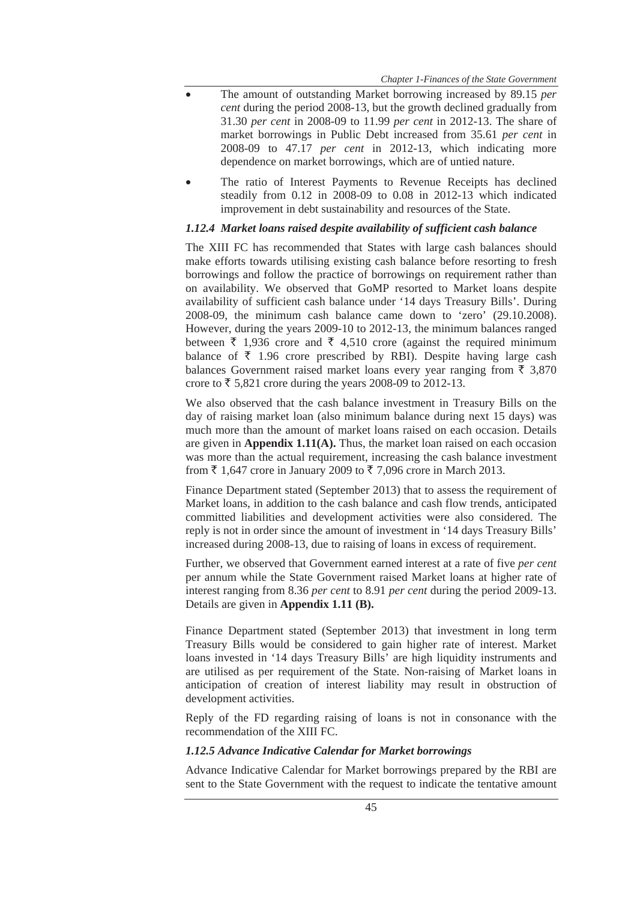- The amount of outstanding Market borrowing increased by 89.15 *per cent* during the period 2008-13, but the growth declined gradually from 31.30 *per cent* in 2008-09 to 11.99 *per cent* in 2012-13. The share of market borrowings in Public Debt increased from 35.61 *per cent* in 2008-09 to 47.17 *per cent* in 2012-13, which indicating more dependence on market borrowings, which are of untied nature.
- The ratio of Interest Payments to Revenue Receipts has declined steadily from 0.12 in 2008-09 to 0.08 in 2012-13 which indicated improvement in debt sustainability and resources of the State.

### *1.12.4 Market loans raised despite availability of sufficient cash balance*

The XIII FC has recommended that States with large cash balances should make efforts towards utilising existing cash balance before resorting to fresh borrowings and follow the practice of borrowings on requirement rather than on availability. We observed that GoMP resorted to Market loans despite availability of sufficient cash balance under '14 days Treasury Bills'. During 2008-09, the minimum cash balance came down to 'zero' (29.10.2008). However, during the years 2009-10 to 2012-13, the minimum balances ranged between ₹ 1,936 crore and ₹ 4,510 crore (against the required minimum balance of ₹ 1.96 crore prescribed by RBI). Despite having large cash balances Government raised market loans every year ranging from ₹ 3,870 crore to ₹ 5,821 crore during the years 2008-09 to 2012-13.

We also observed that the cash balance investment in Treasury Bills on the day of raising market loan (also minimum balance during next 15 days) was much more than the amount of market loans raised on each occasion. Details are given in **Appendix 1.11(A).** Thus, the market loan raised on each occasion was more than the actual requirement, increasing the cash balance investment from ₹ 1,647 crore in January 2009 to ₹ 7,096 crore in March 2013.

Finance Department stated (September 2013) that to assess the requirement of Market loans, in addition to the cash balance and cash flow trends, anticipated committed liabilities and development activities were also considered. The reply is not in order since the amount of investment in '14 days Treasury Bills' increased during 2008-13, due to raising of loans in excess of requirement.

Further, we observed that Government earned interest at a rate of five *per cent* per annum while the State Government raised Market loans at higher rate of interest ranging from 8.36 *per cent* to 8.91 *per cent* during the period 2009-13. Details are given in **Appendix 1.11 (B).**

Finance Department stated (September 2013) that investment in long term Treasury Bills would be considered to gain higher rate of interest. Market loans invested in '14 days Treasury Bills' are high liquidity instruments and are utilised as per requirement of the State. Non-raising of Market loans in anticipation of creation of interest liability may result in obstruction of development activities.

Reply of the FD regarding raising of loans is not in consonance with the recommendation of the XIII FC.

### *1.12.5 Advance Indicative Calendar for Market borrowings*

Advance Indicative Calendar for Market borrowings prepared by the RBI are sent to the State Government with the request to indicate the tentative amount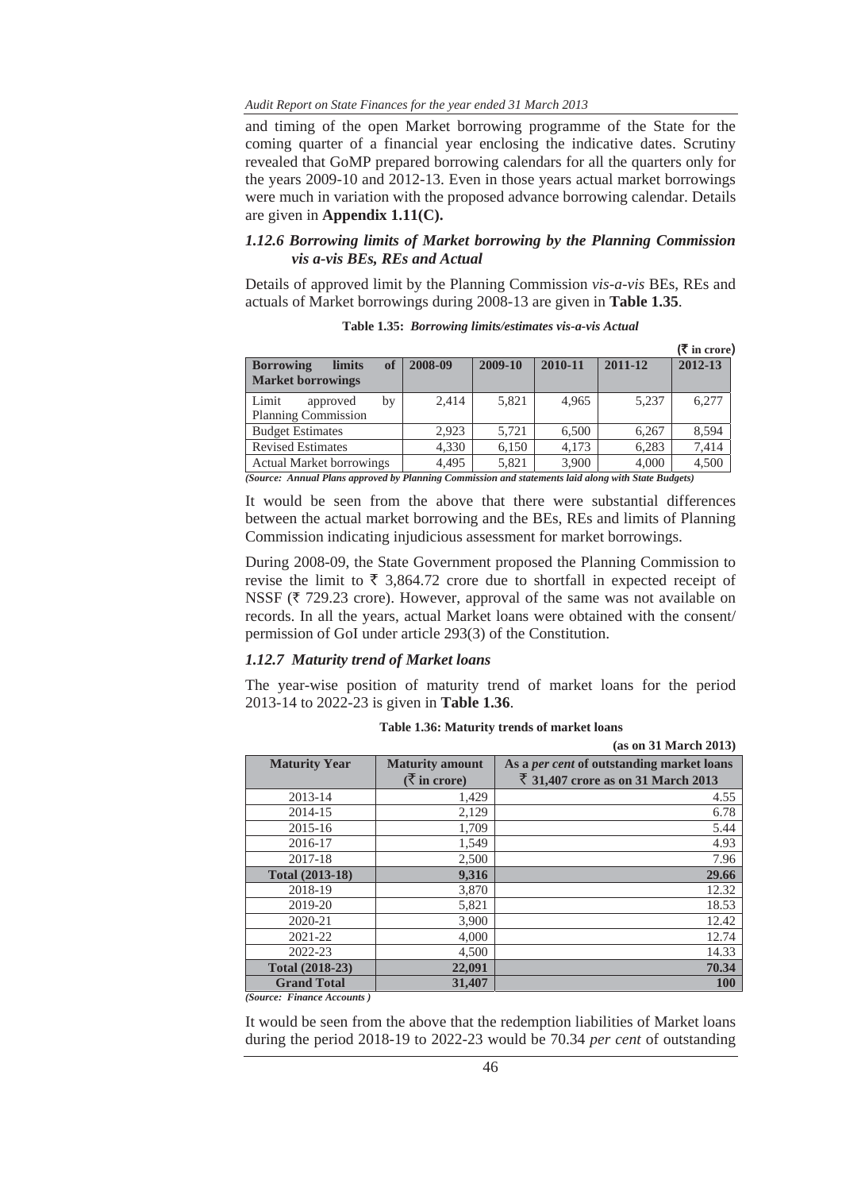and timing of the open Market borrowing programme of the State for the coming quarter of a financial year enclosing the indicative dates. Scrutiny revealed that GoMP prepared borrowing calendars for all the quarters only for the years 2009-10 and 2012-13. Even in those years actual market borrowings were much in variation with the proposed advance borrowing calendar. Details are given in **Appendix 1.11(C).**

### *1.12.6 Borrowing limits of Market borrowing by the Planning Commission vis a-vis BEs, REs and Actual*

Details of approved limit by the Planning Commission *vis-a-vis* BEs, REs and actuals of Market borrowings during 2008-13 are given in **Table 1.35**.

**Table 1.35:** ***Borrowing limits/estimates vis-a-vis Actual***

(₹ in crore)

| Borrowing limits of Market borrowings | 2008-09 | 2009-10 | 2010-11 | 2011-12 | 2012-13 |
|---|---|---|---|---|---|
| Limit approved by Planning Commission | 2,414 | 5,821 | 4,965 | 5,237 | 6,277 |
| Budget Estimates | 2,923 | 5,721 | 6,500 | 6,267 | 8,594 |
| Revised Estimates | 4,330 | 6,150 | 4,173 | 6,283 | 7,414 |
| Actual Market borrowings | 4,495 | 5,821 | 3,900 | 4,000 | 4,500 |

*(Source: Annual Plans approved by Planning Commission and statements laid along with State Budgets)*

It would be seen from the above that there were substantial differences between the actual market borrowing and the BEs, REs and limits of Planning Commission indicating injudicious assessment for market borrowings.

During 2008-09, the State Government proposed the Planning Commission to revise the limit to ₹ 3,864.72 crore due to shortfall in expected receipt of NSSF (₹ 729.23 crore). However, approval of the same was not available on records. In all the years, actual Market loans were obtained with the consent/ permission of GoI under article 293(3) of the Constitution.

### *1.12.7 Maturity trend of Market loans*

The year-wise position of maturity trend of market loans for the period 2013-14 to 2022-23 is given in **Table 1.36**.

**Table 1.36: Maturity trends of market loans**

**(as on 31 March 2013)**

| Maturity Year | Maturity amount (₹ in crore) | As a *per cent* of outstanding market loans ₹ 31,407 crore as on 31 March 2013 |
|---|---|---|
| 2013-14 | 1,429 | 4.55 |
| 2014-15 | 2,129 | 6.78 |
| 2015-16 | 1,709 | 5.44 |
| 2016-17 | 1,549 | 4.93 |
| 2017-18 | 2,500 | 7.96 |
| **Total (2013-18)** | **9,316** | **29.66** |
| 2018-19 | 3,870 | 12.32 |
| 2019-20 | 5,821 | 18.53 |
| 2020-21 | 3,900 | 12.42 |
| 2021-22 | 4,000 | 12.74 |
| 2022-23 | 4,500 | 14.33 |
| **Total (2018-23)** | **22,091** | **70.34** |
| **Grand Total** | **31,407** | **100** |

*(Source: Finance Accounts )*

It would be seen from the above that the redemption liabilities of Market loans during the period 2018-19 to 2022-23 would be 70.34 *per cent* of outstanding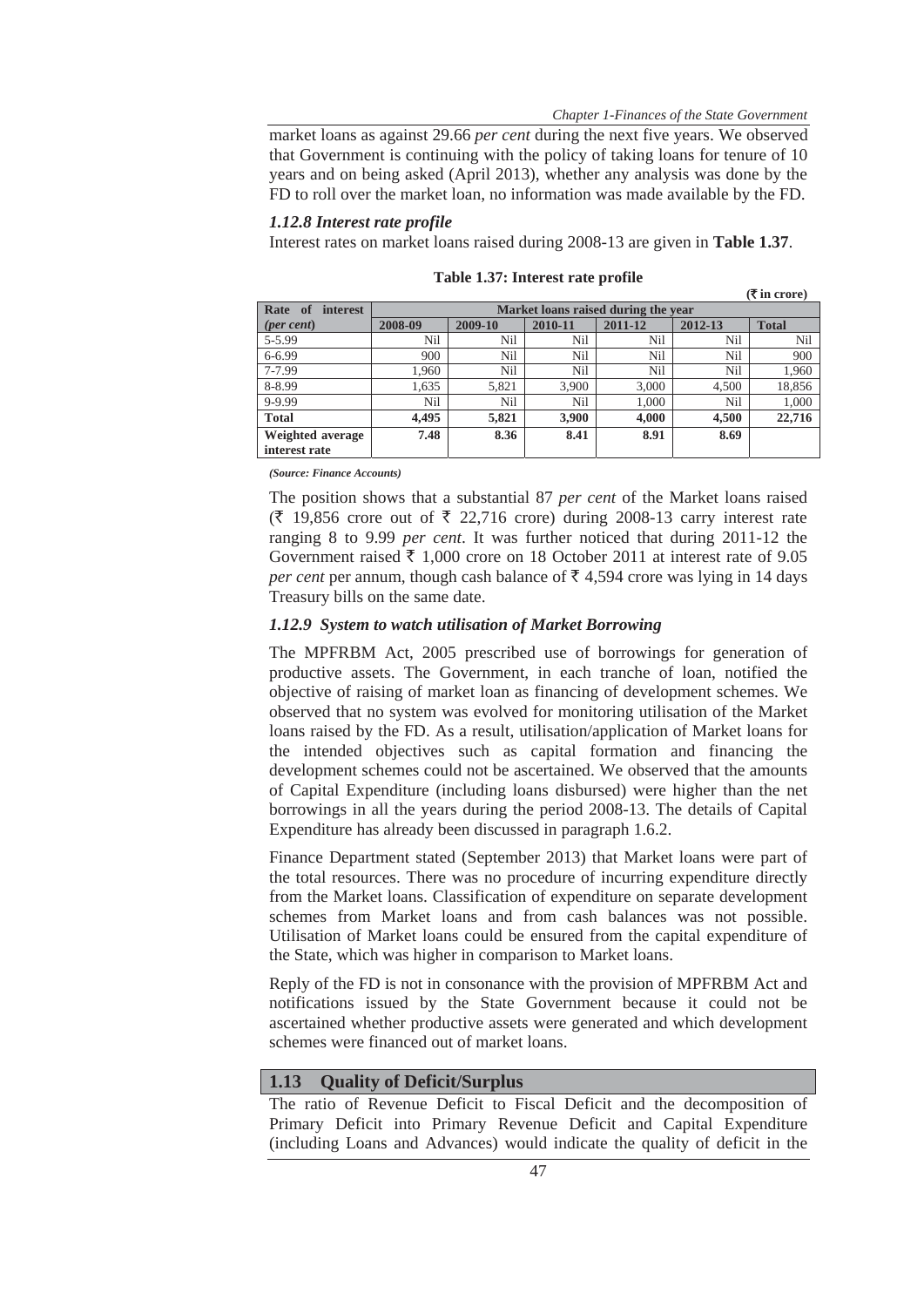market loans as against 29.66 *per cent* during the next five years. We observed that Government is continuing with the policy of taking loans for tenure of 10 years and on being asked (April 2013), whether any analysis was done by the FD to roll over the market loan, no information was made available by the FD.

### *1.12.8 Interest rate profile*

Interest rates on market loans raised during 2008-13 are given in **Table 1.37**.

**Table 1.37: Interest rate profile**

(₹ in crore)

| Rate of interest (*per cent*) | Market loans raised during the year | | | | | |
|---|---|---|---|---|---|---|
| | 2008-09 | 2009-10 | 2010-11 | 2011-12 | 2012-13 | Total |
| 5-5.99 | Nil | Nil | Nil | Nil | Nil | Nil |
| 6-6.99 | 900 | Nil | Nil | Nil | Nil | 900 |
| 7-7.99 | 1,960 | Nil | Nil | Nil | Nil | 1,960 |
| 8-8.99 | 1,635 | 5,821 | 3,900 | 3,000 | 4,500 | 18,856 |
| 9-9.99 | Nil | Nil | Nil | 1,000 | Nil | 1,000 |
| **Total** | **4,495** | **5,821** | **3,900** | **4,000** | **4,500** | **22,716** |
| **Weighted average interest rate** | **7.48** | **8.36** | **8.41** | **8.91** | **8.69** | |

*(Source: Finance Accounts)*

The position shows that a substantial 87 *per cent* of the Market loans raised (₹ 19,856 crore out of ₹ 22,716 crore) during 2008-13 carry interest rate ranging 8 to 9.99 *per cent*. It was further noticed that during 2011-12 the Government raised ₹ 1,000 crore on 18 October 2011 at interest rate of 9.05 *per cent* per annum, though cash balance of ₹ 4,594 crore was lying in 14 days Treasury bills on the same date.

### *1.12.9 System to watch utilisation of Market Borrowing*

The MPFRBM Act, 2005 prescribed use of borrowings for generation of productive assets. The Government, in each tranche of loan, notified the objective of raising of market loan as financing of development schemes. We observed that no system was evolved for monitoring utilisation of the Market loans raised by the FD. As a result, utilisation/application of Market loans for the intended objectives such as capital formation and financing the development schemes could not be ascertained. We observed that the amounts of Capital Expenditure (including loans disbursed) were higher than the net borrowings in all the years during the period 2008-13. The details of Capital Expenditure has already been discussed in paragraph 1.6.2.

Finance Department stated (September 2013) that Market loans were part of the total resources. There was no procedure of incurring expenditure directly from the Market loans. Classification of expenditure on separate development schemes from Market loans and from cash balances was not possible. Utilisation of Market loans could be ensured from the capital expenditure of the State, which was higher in comparison to Market loans.

Reply of the FD is not in consonance with the provision of MPFRBM Act and notifications issued by the State Government because it could not be ascertained whether productive assets were generated and which development schemes were financed out of market loans.

## 1.13 Quality of Deficit/Surplus

The ratio of Revenue Deficit to Fiscal Deficit and the decomposition of Primary Deficit into Primary Revenue Deficit and Capital Expenditure (including Loans and Advances) would indicate the quality of deficit in the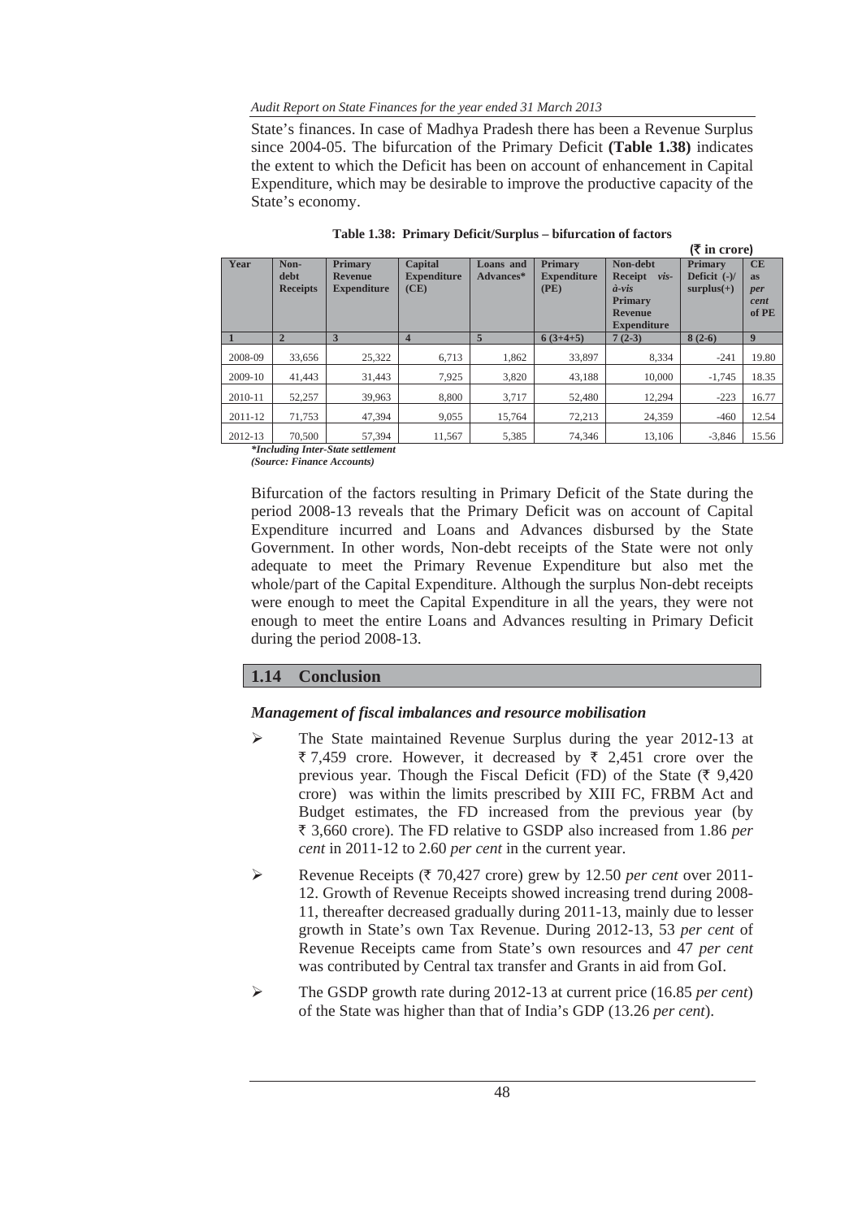State's finances. In case of Madhya Pradesh there has been a Revenue Surplus since 2004-05. The bifurcation of the Primary Deficit **(Table 1.38)** indicates the extent to which the Deficit has been on account of enhancement in Capital Expenditure, which may be desirable to improve the productive capacity of the State's economy.

**Table 1.38: Primary Deficit/Surplus – bifurcation of factors**

**(₹ in crore)**

| Year | Non-debt Receipts | Primary Revenue Expenditure | Capital Expenditure (CE) | Loans and Advances* | Primary Expenditure (PE) | Non-debt Receipt *vis-à-vis* Primary Revenue Expenditure | Primary Deficit (-)/ surplus(+) | CE as *per cent* of PE |
|---|---|---|---|---|---|---|---|---|
| 1 | 2 | 3 | 4 | 5 | 6 (3+4+5) | 7 (2-3) | 8 (2-6) | 9 |
| 2008-09 | 33,656 | 25,322 | 6,713 | 1,862 | 33,897 | 8,334 | -241 | 19.80 |
| 2009-10 | 41,443 | 31,443 | 7,925 | 3,820 | 43,188 | 10,000 | -1,745 | 18.35 |
| 2010-11 | 52,257 | 39,963 | 8,800 | 3,717 | 52,480 | 12,294 | -223 | 16.77 |
| 2011-12 | 71,753 | 47,394 | 9,055 | 15,764 | 72,213 | 24,359 | -460 | 12.54 |
| 2012-13 | 70,500 | 57,394 | 11,567 | 5,385 | 74,346 | 13,106 | -3,846 | 15.56 |

***Including Inter-State settlement**

***(Source: Finance Accounts)***

Bifurcation of the factors resulting in Primary Deficit of the State during the period 2008-13 reveals that the Primary Deficit was on account of Capital Expenditure incurred and Loans and Advances disbursed by the State Government. In other words, Non-debt receipts of the State were not only adequate to meet the Primary Revenue Expenditure but also met the whole/part of the Capital Expenditure. Although the surplus Non-debt receipts were enough to meet the Capital Expenditure in all the years, they were not enough to meet the entire Loans and Advances resulting in Primary Deficit during the period 2008-13.

## 1.14 Conclusion

### *Management of fiscal imbalances and resource mobilisation*

- The State maintained Revenue Surplus during the year 2012-13 at ₹ 7,459 crore. However, it decreased by ₹ 2,451 crore over the previous year. Though the Fiscal Deficit (FD) of the State (₹ 9,420 crore) was within the limits prescribed by XIII FC, FRBM Act and Budget estimates, the FD increased from the previous year (by ₹ 3,660 crore). The FD relative to GSDP also increased from 1.86 *per cent* in 2011-12 to 2.60 *per cent* in the current year.
- Revenue Receipts (₹ 70,427 crore) grew by 12.50 *per cent* over 2011-12. Growth of Revenue Receipts showed increasing trend during 2008-11, thereafter decreased gradually during 2011-13, mainly due to lesser growth in State's own Tax Revenue. During 2012-13, 53 *per cent* of Revenue Receipts came from State's own resources and 47 *per cent* was contributed by Central tax transfer and Grants in aid from GoI.
- The GSDP growth rate during 2012-13 at current price (16.85 *per cent*) of the State was higher than that of India's GDP (13.26 *per cent*).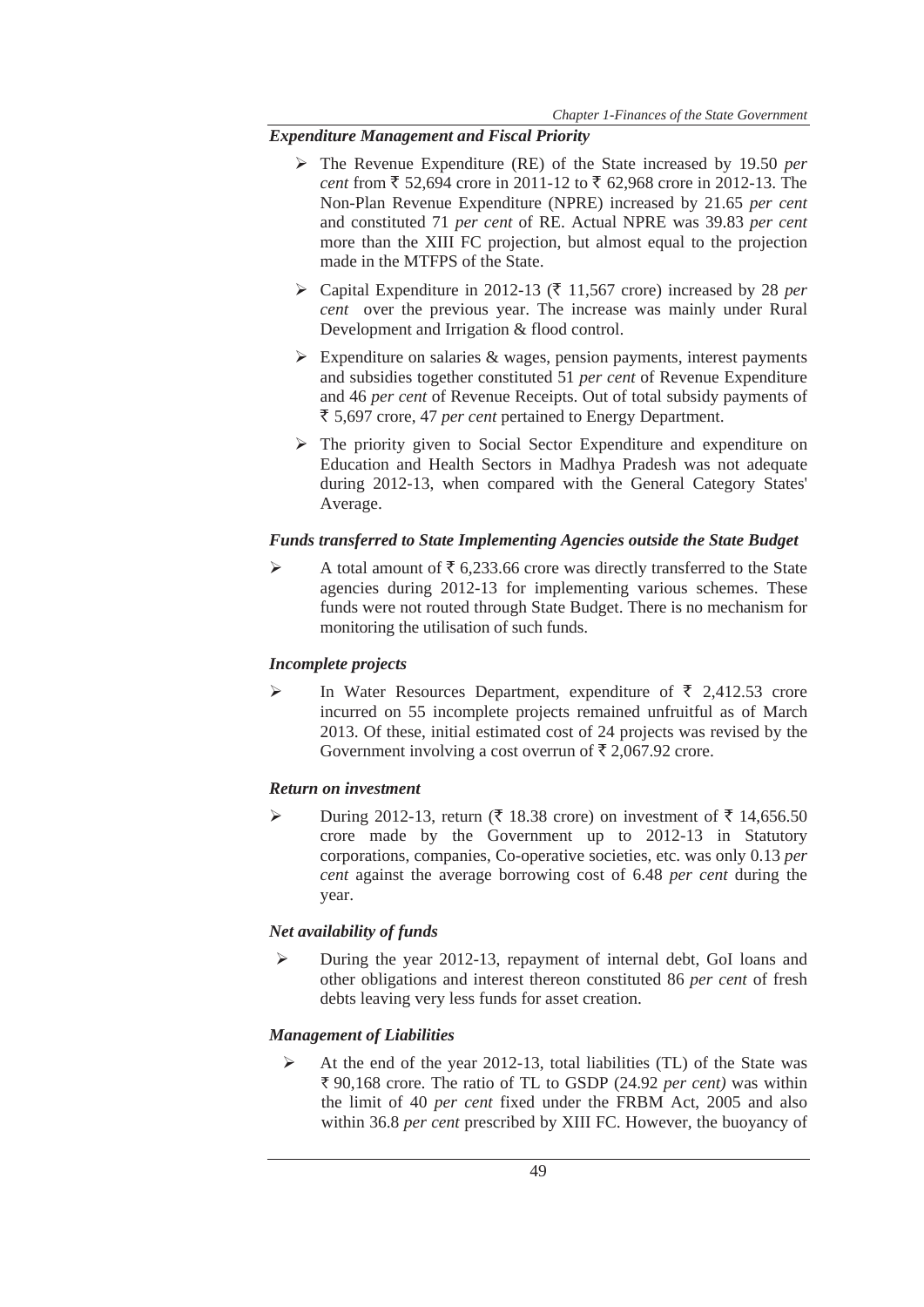### *Expenditure Management and Fiscal Priority*

- The Revenue Expenditure (RE) of the State increased by 19.50 *per cent* from ₹ 52,694 crore in 2011-12 to ₹ 62,968 crore in 2012-13. The Non-Plan Revenue Expenditure (NPRE) increased by 21.65 *per cent* and constituted 71 *per cent* of RE. Actual NPRE was 39.83 *per cent* more than the XIII FC projection, but almost equal to the projection made in the MTFPS of the State.
- Capital Expenditure in 2012-13 (₹ 11,567 crore) increased by 28 *per cent* over the previous year. The increase was mainly under Rural Development and Irrigation & flood control.
- Expenditure on salaries & wages, pension payments, interest payments and subsidies together constituted 51 *per cent* of Revenue Expenditure and 46 *per cent* of Revenue Receipts. Out of total subsidy payments of ₹ 5,697 crore, 47 *per cent* pertained to Energy Department.
- The priority given to Social Sector Expenditure and expenditure on Education and Health Sectors in Madhya Pradesh was not adequate during 2012-13, when compared with the General Category States' Average.

### *Funds transferred to State Implementing Agencies outside the State Budget*

- A total amount of ₹ 6,233.66 crore was directly transferred to the State agencies during 2012-13 for implementing various schemes. These funds were not routed through State Budget. There is no mechanism for monitoring the utilisation of such funds.

### *Incomplete projects*

- In Water Resources Department, expenditure of ₹ 2,412.53 crore incurred on 55 incomplete projects remained unfruitful as of March 2013. Of these, initial estimated cost of 24 projects was revised by the Government involving a cost overrun of ₹ 2,067.92 crore.

### *Return on investment*

- During 2012-13, return (₹ 18.38 crore) on investment of ₹ 14,656.50 crore made by the Government up to 2012-13 in Statutory corporations, companies, Co-operative societies, etc. was only 0.13 *per cent* against the average borrowing cost of 6.48 *per cent* during the year.

### *Net availability of funds*

- During the year 2012-13, repayment of internal debt, GoI loans and other obligations and interest thereon constituted 86 *per cent* of fresh debts leaving very less funds for asset creation.

### *Management of Liabilities*

- At the end of the year 2012-13, total liabilities (TL) of the State was ₹ 90,168 crore. The ratio of TL to GSDP (24.92 *per cent)* was within the limit of 40 *per cent* fixed under the FRBM Act, 2005 and also within 36.8 *per cent* prescribed by XIII FC. However, the buoyancy of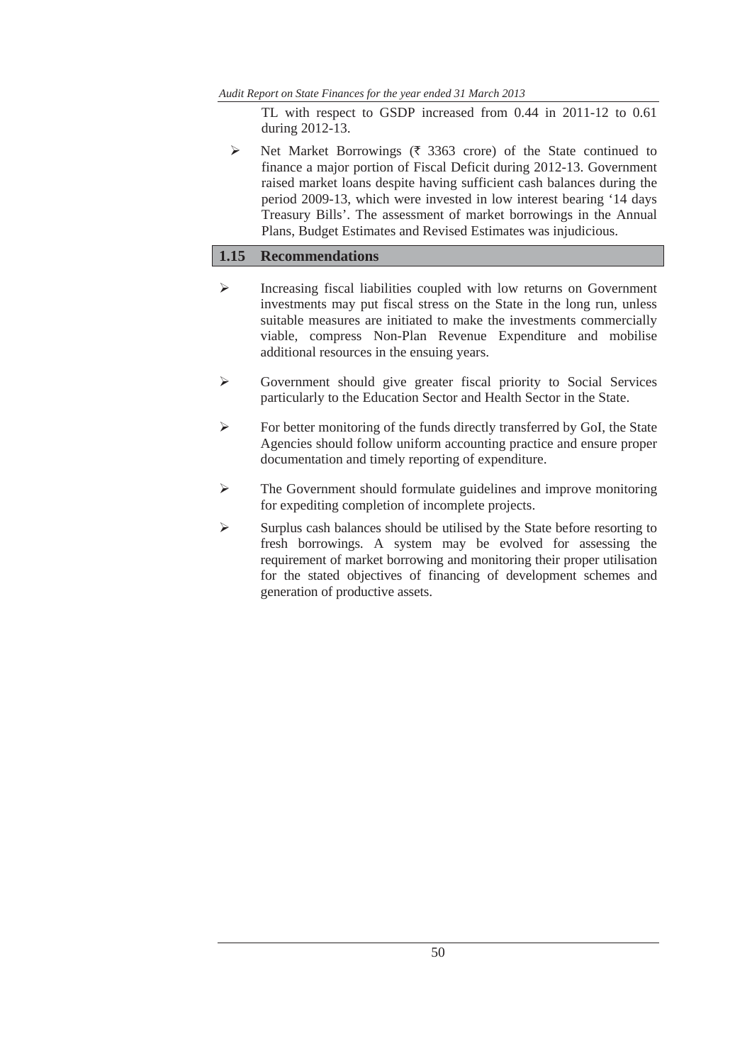TL with respect to GSDP increased from 0.44 in 2011-12 to 0.61 during 2012-13.

- Net Market Borrowings (₹ 3363 crore) of the State continued to finance a major portion of Fiscal Deficit during 2012-13. Government raised market loans despite having sufficient cash balances during the period 2009-13, which were invested in low interest bearing '14 days Treasury Bills'. The assessment of market borrowings in the Annual Plans, Budget Estimates and Revised Estimates was injudicious.

## 1.15 Recommendations

- Increasing fiscal liabilities coupled with low returns on Government investments may put fiscal stress on the State in the long run, unless suitable measures are initiated to make the investments commercially viable, compress Non-Plan Revenue Expenditure and mobilise additional resources in the ensuing years.
- Government should give greater fiscal priority to Social Services particularly to the Education Sector and Health Sector in the State.
- For better monitoring of the funds directly transferred by GoI, the State Agencies should follow uniform accounting practice and ensure proper documentation and timely reporting of expenditure.
- The Government should formulate guidelines and improve monitoring for expediting completion of incomplete projects.
- Surplus cash balances should be utilised by the State before resorting to fresh borrowings. A system may be evolved for assessing the requirement of market borrowing and monitoring their proper utilisation for the stated objectives of financing of development schemes and generation of productive assets.